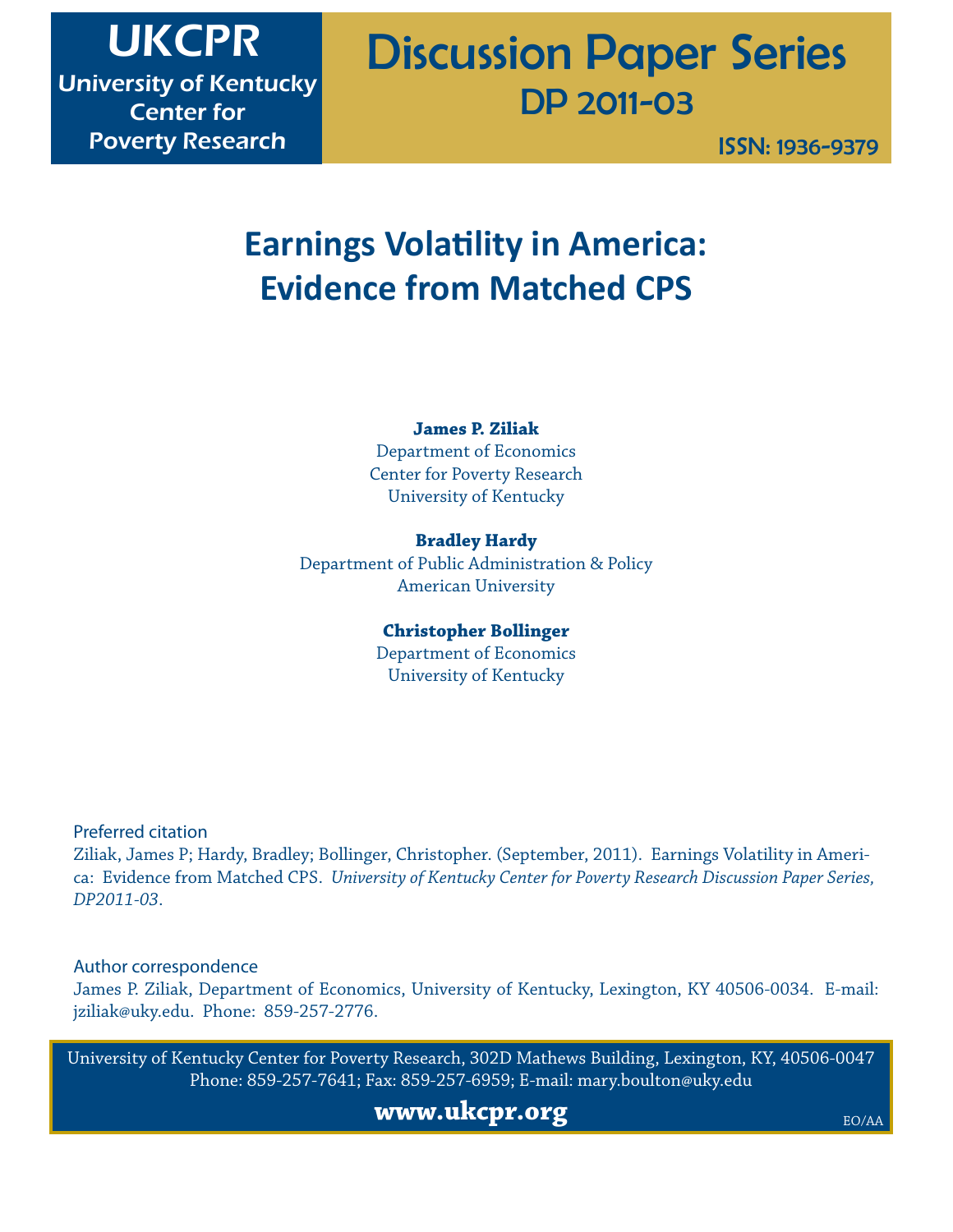**UKCPR**
University of Kentucky Center for Poverty Research

**Discussion Paper Series**
**DP 2011-03**

ISSN: 1936-9379

# Earnings Volatility in America: Evidence from Matched CPS

**James P. Ziliak**
Department of Economics
Center for Poverty Research
University of Kentucky

**Bradley Hardy**
Department of Public Administration & Policy
American University

**Christopher Bollinger**
Department of Economics
University of Kentucky

Preferred citation

Ziliak, James P; Hardy, Bradley; Bollinger, Christopher. (September, 2011). Earnings Volatility in America: Evidence from Matched CPS. *University of Kentucky Center for Poverty Research Discussion Paper Series, DP2011-03*.

Author correspondence

James P. Ziliak, Department of Economics, University of Kentucky, Lexington, KY 40506-0034. E-mail: jziliak@uky.edu. Phone: 859-257-2776.

University of Kentucky Center for Poverty Research, 302D Mathews Building, Lexington, KY, 40506-0047
Phone: 859-257-7641; Fax: 859-257-6959; E-mail: mary.boulton@uky.edu

**www.ukcpr.org**

EO/AA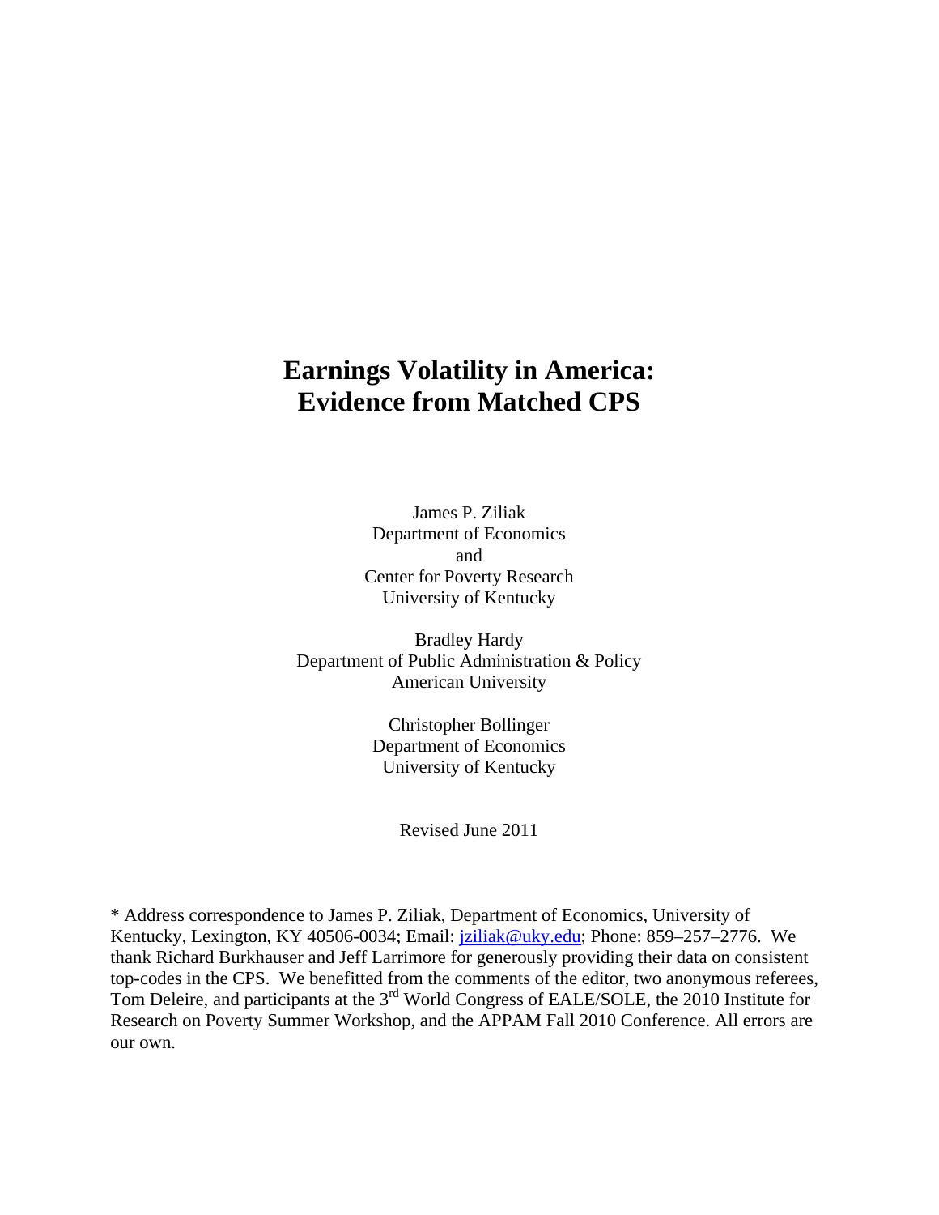# Earnings Volatility in America: Evidence from Matched CPS

James P. Ziliak
Department of Economics
and
Center for Poverty Research
University of Kentucky

Bradley Hardy
Department of Public Administration & Policy
American University

Christopher Bollinger
Department of Economics
University of Kentucky

Revised June 2011

\* Address correspondence to James P. Ziliak, Department of Economics, University of Kentucky, Lexington, KY 40506-0034; Email: jziliak@uky.edu; Phone: 859–257–2776. We thank Richard Burkhauser and Jeff Larrimore for generously providing their data on consistent top-codes in the CPS. We benefitted from the comments of the editor, two anonymous referees, Tom Deleire, and participants at the 3rd World Congress of EALE/SOLE, the 2010 Institute for Research on Poverty Summer Workshop, and the APPAM Fall 2010 Conference. All errors are our own.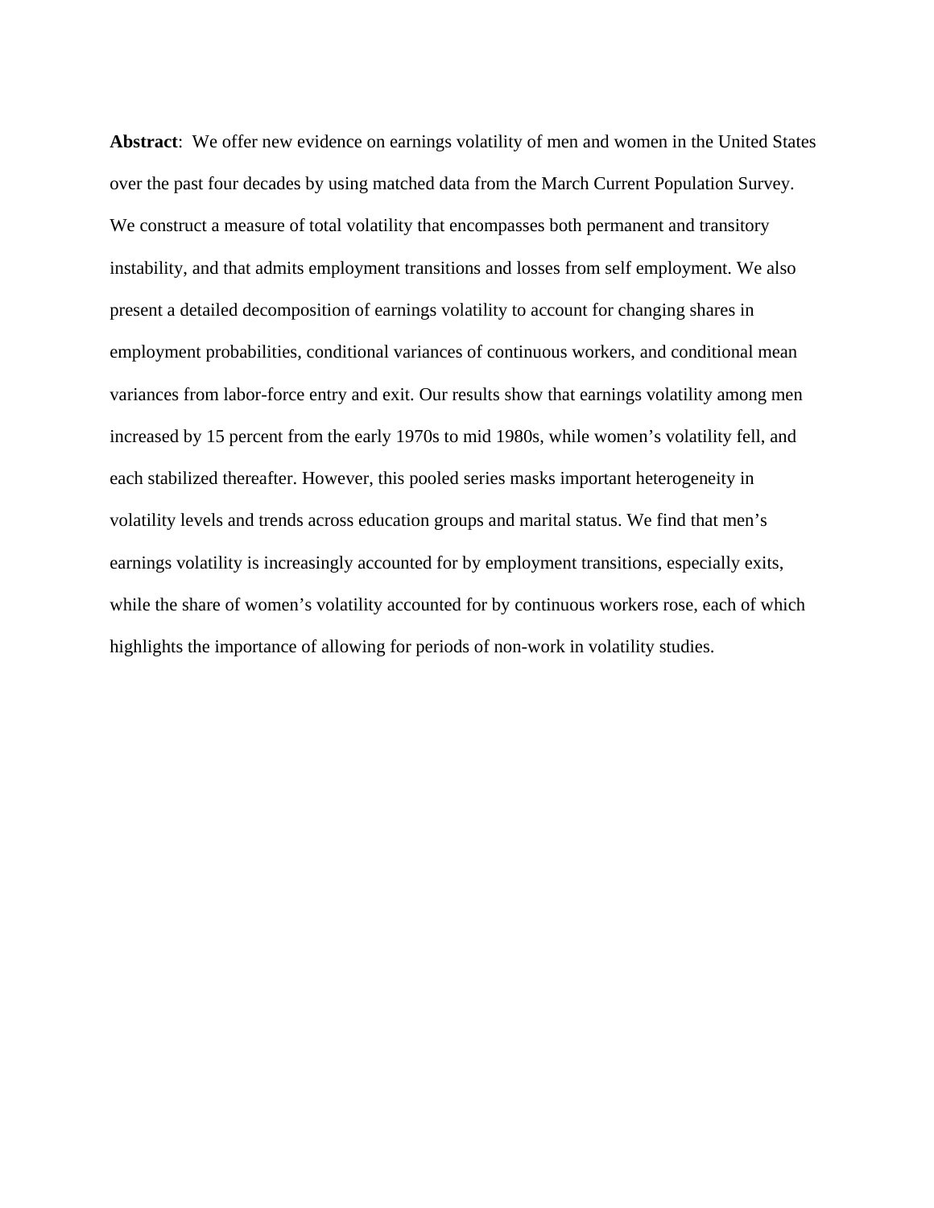**Abstract**: We offer new evidence on earnings volatility of men and women in the United States over the past four decades by using matched data from the March Current Population Survey. We construct a measure of total volatility that encompasses both permanent and transitory instability, and that admits employment transitions and losses from self employment. We also present a detailed decomposition of earnings volatility to account for changing shares in employment probabilities, conditional variances of continuous workers, and conditional mean variances from labor-force entry and exit. Our results show that earnings volatility among men increased by 15 percent from the early 1970s to mid 1980s, while women's volatility fell, and each stabilized thereafter. However, this pooled series masks important heterogeneity in volatility levels and trends across education groups and marital status. We find that men's earnings volatility is increasingly accounted for by employment transitions, especially exits, while the share of women's volatility accounted for by continuous workers rose, each of which highlights the importance of allowing for periods of non-work in volatility studies.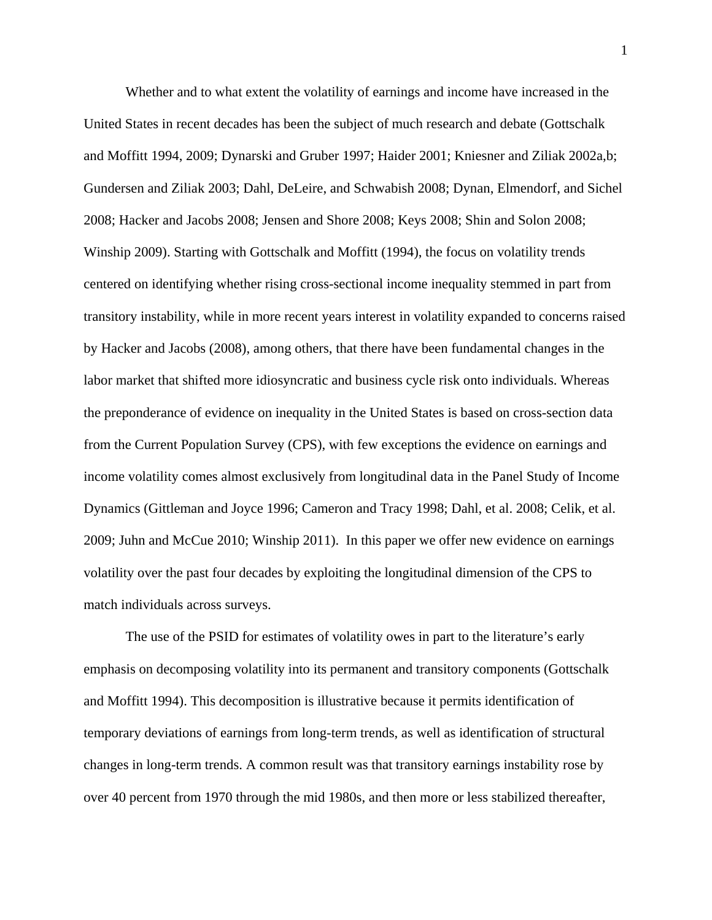Whether and to what extent the volatility of earnings and income have increased in the United States in recent decades has been the subject of much research and debate (Gottschalk and Moffitt 1994, 2009; Dynarski and Gruber 1997; Haider 2001; Kniesner and Ziliak 2002a,b; Gundersen and Ziliak 2003; Dahl, DeLeire, and Schwabish 2008; Dynan, Elmendorf, and Sichel 2008; Hacker and Jacobs 2008; Jensen and Shore 2008; Keys 2008; Shin and Solon 2008; Winship 2009). Starting with Gottschalk and Moffitt (1994), the focus on volatility trends centered on identifying whether rising cross-sectional income inequality stemmed in part from transitory instability, while in more recent years interest in volatility expanded to concerns raised by Hacker and Jacobs (2008), among others, that there have been fundamental changes in the labor market that shifted more idiosyncratic and business cycle risk onto individuals. Whereas the preponderance of evidence on inequality in the United States is based on cross-section data from the Current Population Survey (CPS), with few exceptions the evidence on earnings and income volatility comes almost exclusively from longitudinal data in the Panel Study of Income Dynamics (Gittleman and Joyce 1996; Cameron and Tracy 1998; Dahl, et al. 2008; Celik, et al. 2009; Juhn and McCue 2010; Winship 2011). In this paper we offer new evidence on earnings volatility over the past four decades by exploiting the longitudinal dimension of the CPS to match individuals across surveys.

The use of the PSID for estimates of volatility owes in part to the literature's early emphasis on decomposing volatility into its permanent and transitory components (Gottschalk and Moffitt 1994). This decomposition is illustrative because it permits identification of temporary deviations of earnings from long-term trends, as well as identification of structural changes in long-term trends. A common result was that transitory earnings instability rose by over 40 percent from 1970 through the mid 1980s, and then more or less stabilized thereafter,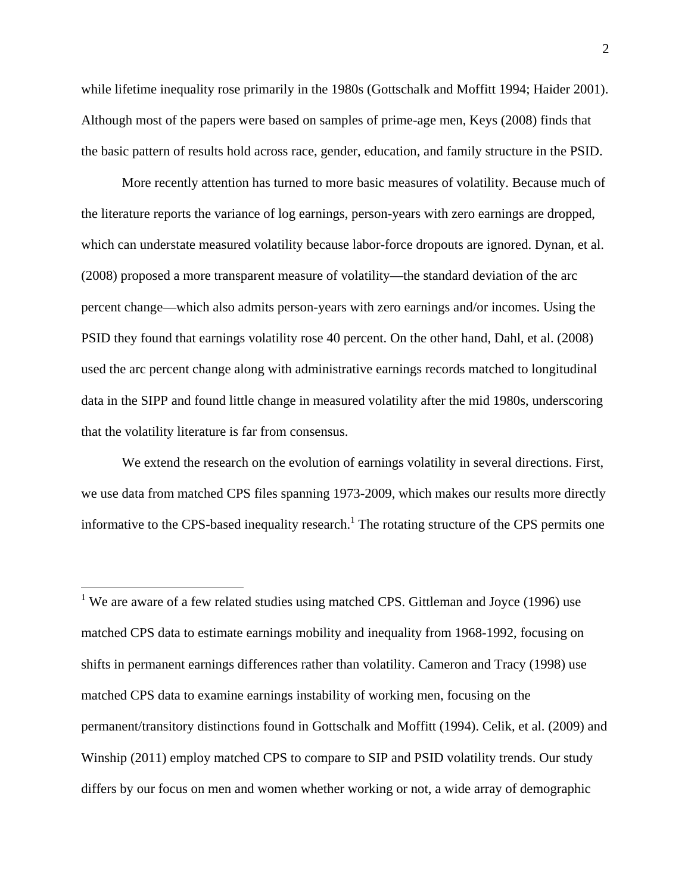while lifetime inequality rose primarily in the 1980s (Gottschalk and Moffitt 1994; Haider 2001). Although most of the papers were based on samples of prime-age men, Keys (2008) finds that the basic pattern of results hold across race, gender, education, and family structure in the PSID.

More recently attention has turned to more basic measures of volatility. Because much of the literature reports the variance of log earnings, person-years with zero earnings are dropped, which can understate measured volatility because labor-force dropouts are ignored. Dynan, et al. (2008) proposed a more transparent measure of volatility—the standard deviation of the arc percent change—which also admits person-years with zero earnings and/or incomes. Using the PSID they found that earnings volatility rose 40 percent. On the other hand, Dahl, et al. (2008) used the arc percent change along with administrative earnings records matched to longitudinal data in the SIPP and found little change in measured volatility after the mid 1980s, underscoring that the volatility literature is far from consensus.

We extend the research on the evolution of earnings volatility in several directions. First, we use data from matched CPS files spanning 1973-2009, which makes our results more directly informative to the CPS-based inequality research.[1] The rotating structure of the CPS permits one

[1] We are aware of a few related studies using matched CPS. Gittleman and Joyce (1996) use matched CPS data to estimate earnings mobility and inequality from 1968-1992, focusing on shifts in permanent earnings differences rather than volatility. Cameron and Tracy (1998) use matched CPS data to examine earnings instability of working men, focusing on the permanent/transitory distinctions found in Gottschalk and Moffitt (1994). Celik, et al. (2009) and Winship (2011) employ matched CPS to compare to SIP and PSID volatility trends. Our study differs by our focus on men and women whether working or not, a wide array of demographic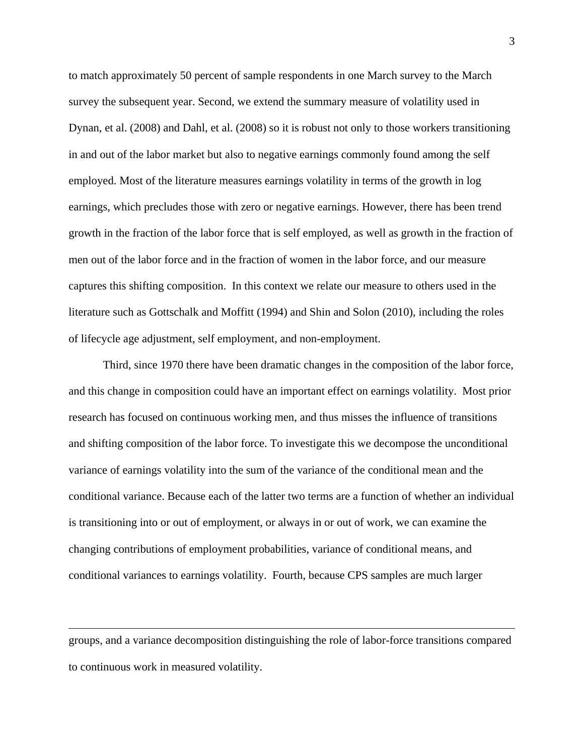to match approximately 50 percent of sample respondents in one March survey to the March survey the subsequent year. Second, we extend the summary measure of volatility used in Dynan, et al. (2008) and Dahl, et al. (2008) so it is robust not only to those workers transitioning in and out of the labor market but also to negative earnings commonly found among the self employed. Most of the literature measures earnings volatility in terms of the growth in log earnings, which precludes those with zero or negative earnings. However, there has been trend growth in the fraction of the labor force that is self employed, as well as growth in the fraction of men out of the labor force and in the fraction of women in the labor force, and our measure captures this shifting composition. In this context we relate our measure to others used in the literature such as Gottschalk and Moffitt (1994) and Shin and Solon (2010), including the roles of lifecycle age adjustment, self employment, and non-employment.

Third, since 1970 there have been dramatic changes in the composition of the labor force, and this change in composition could have an important effect on earnings volatility. Most prior research has focused on continuous working men, and thus misses the influence of transitions and shifting composition of the labor force. To investigate this we decompose the unconditional variance of earnings volatility into the sum of the variance of the conditional mean and the conditional variance. Because each of the latter two terms are a function of whether an individual is transitioning into or out of employment, or always in or out of work, we can examine the changing contributions of employment probabilities, variance of conditional means, and conditional variances to earnings volatility. Fourth, because CPS samples are much larger

---

groups, and a variance decomposition distinguishing the role of labor-force transitions compared to continuous work in measured volatility.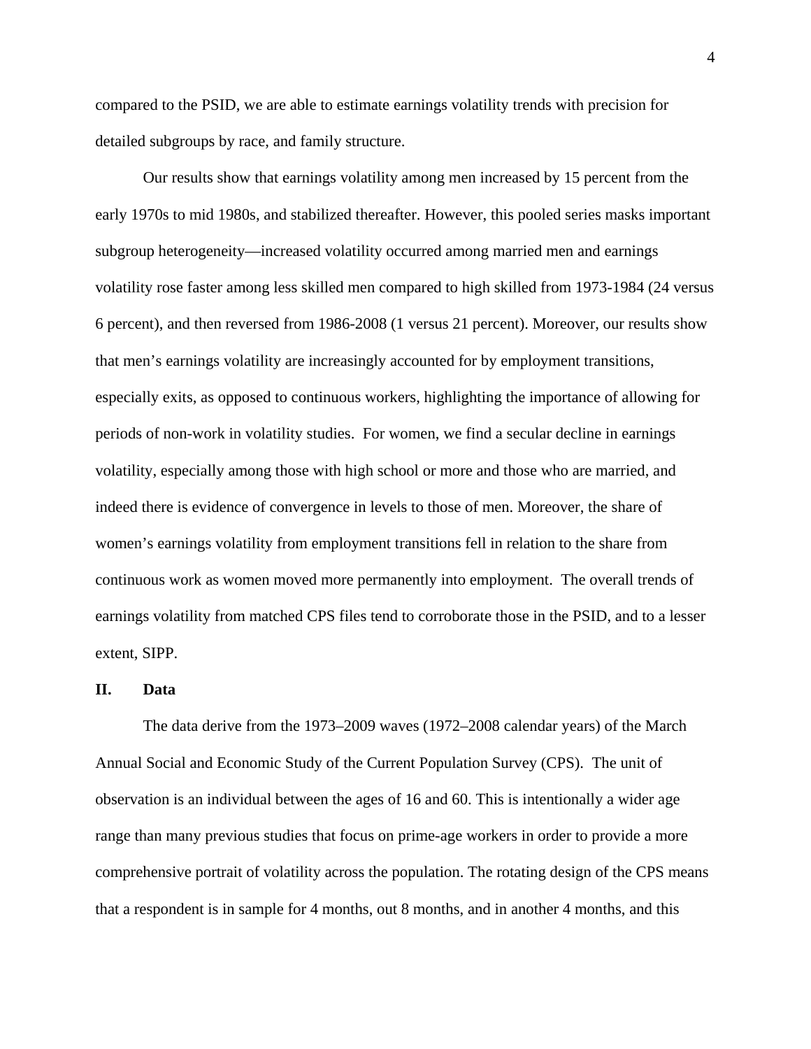compared to the PSID, we are able to estimate earnings volatility trends with precision for detailed subgroups by race, and family structure.

Our results show that earnings volatility among men increased by 15 percent from the early 1970s to mid 1980s, and stabilized thereafter. However, this pooled series masks important subgroup heterogeneity—increased volatility occurred among married men and earnings volatility rose faster among less skilled men compared to high skilled from 1973-1984 (24 versus 6 percent), and then reversed from 1986-2008 (1 versus 21 percent). Moreover, our results show that men's earnings volatility are increasingly accounted for by employment transitions, especially exits, as opposed to continuous workers, highlighting the importance of allowing for periods of non-work in volatility studies. For women, we find a secular decline in earnings volatility, especially among those with high school or more and those who are married, and indeed there is evidence of convergence in levels to those of men. Moreover, the share of women's earnings volatility from employment transitions fell in relation to the share from continuous work as women moved more permanently into employment. The overall trends of earnings volatility from matched CPS files tend to corroborate those in the PSID, and to a lesser extent, SIPP.

## II. Data

The data derive from the 1973–2009 waves (1972–2008 calendar years) of the March Annual Social and Economic Study of the Current Population Survey (CPS). The unit of observation is an individual between the ages of 16 and 60. This is intentionally a wider age range than many previous studies that focus on prime-age workers in order to provide a more comprehensive portrait of volatility across the population. The rotating design of the CPS means that a respondent is in sample for 4 months, out 8 months, and in another 4 months, and this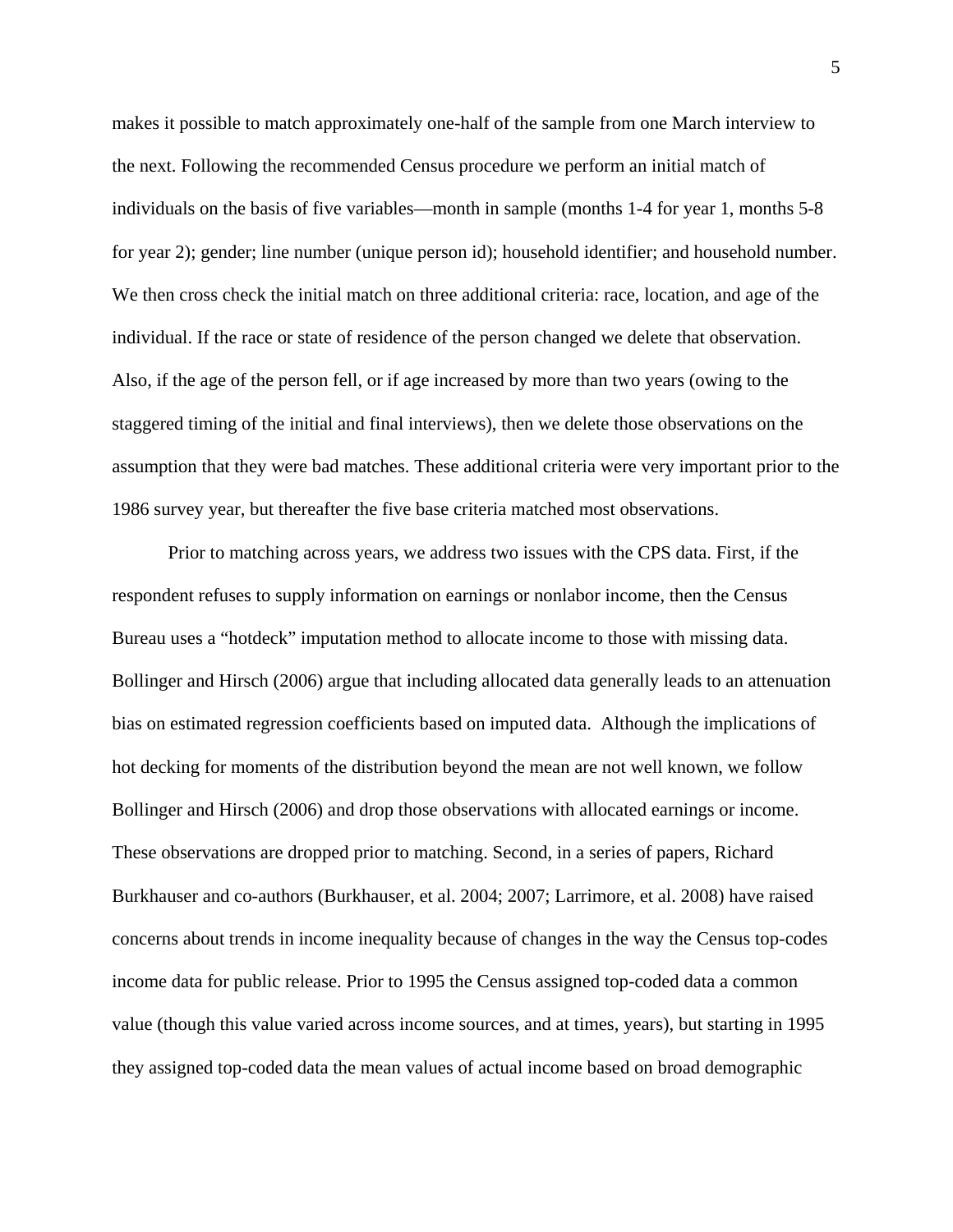makes it possible to match approximately one-half of the sample from one March interview to the next. Following the recommended Census procedure we perform an initial match of individuals on the basis of five variables—month in sample (months 1-4 for year 1, months 5-8 for year 2); gender; line number (unique person id); household identifier; and household number. We then cross check the initial match on three additional criteria: race, location, and age of the individual. If the race or state of residence of the person changed we delete that observation. Also, if the age of the person fell, or if age increased by more than two years (owing to the staggered timing of the initial and final interviews), then we delete those observations on the assumption that they were bad matches. These additional criteria were very important prior to the 1986 survey year, but thereafter the five base criteria matched most observations.

Prior to matching across years, we address two issues with the CPS data. First, if the respondent refuses to supply information on earnings or nonlabor income, then the Census Bureau uses a "hotdeck" imputation method to allocate income to those with missing data. Bollinger and Hirsch (2006) argue that including allocated data generally leads to an attenuation bias on estimated regression coefficients based on imputed data. Although the implications of hot decking for moments of the distribution beyond the mean are not well known, we follow Bollinger and Hirsch (2006) and drop those observations with allocated earnings or income. These observations are dropped prior to matching. Second, in a series of papers, Richard Burkhauser and co-authors (Burkhauser, et al. 2004; 2007; Larrimore, et al. 2008) have raised concerns about trends in income inequality because of changes in the way the Census top-codes income data for public release. Prior to 1995 the Census assigned top-coded data a common value (though this value varied across income sources, and at times, years), but starting in 1995 they assigned top-coded data the mean values of actual income based on broad demographic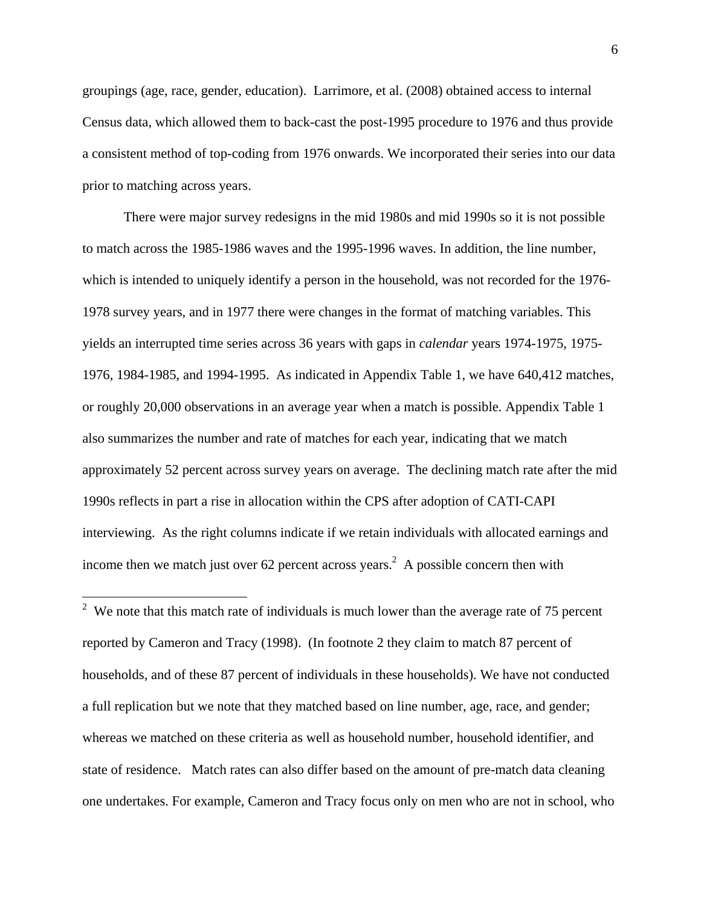groupings (age, race, gender, education). Larrimore, et al. (2008) obtained access to internal Census data, which allowed them to back-cast the post-1995 procedure to 1976 and thus provide a consistent method of top-coding from 1976 onwards. We incorporated their series into our data prior to matching across years.

There were major survey redesigns in the mid 1980s and mid 1990s so it is not possible to match across the 1985-1986 waves and the 1995-1996 waves. In addition, the line number, which is intended to uniquely identify a person in the household, was not recorded for the 1976-1978 survey years, and in 1977 there were changes in the format of matching variables. This yields an interrupted time series across 36 years with gaps in *calendar* years 1974-1975, 1975-1976, 1984-1985, and 1994-1995. As indicated in Appendix Table 1, we have 640,412 matches, or roughly 20,000 observations in an average year when a match is possible. Appendix Table 1 also summarizes the number and rate of matches for each year, indicating that we match approximately 52 percent across survey years on average. The declining match rate after the mid 1990s reflects in part a rise in allocation within the CPS after adoption of CATI-CAPI interviewing. As the right columns indicate if we retain individuals with allocated earnings and income then we match just over 62 percent across years.[2] A possible concern then with

[2] We note that this match rate of individuals is much lower than the average rate of 75 percent reported by Cameron and Tracy (1998). (In footnote 2 they claim to match 87 percent of households, and of these 87 percent of individuals in these households). We have not conducted a full replication but we note that they matched based on line number, age, race, and gender; whereas we matched on these criteria as well as household number, household identifier, and state of residence. Match rates can also differ based on the amount of pre-match data cleaning one undertakes. For example, Cameron and Tracy focus only on men who are not in school, who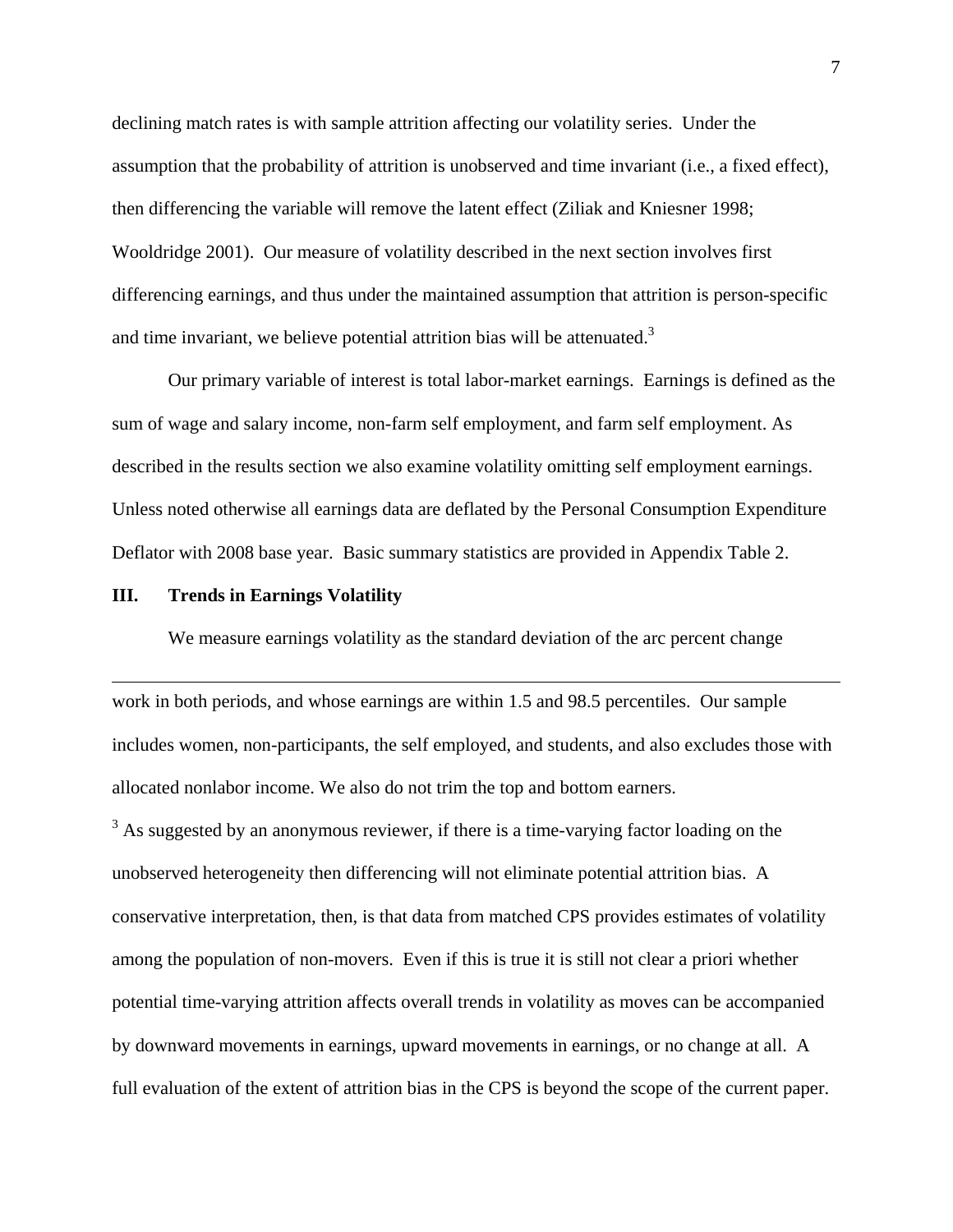declining match rates is with sample attrition affecting our volatility series. Under the assumption that the probability of attrition is unobserved and time invariant (i.e., a fixed effect), then differencing the variable will remove the latent effect (Ziliak and Kniesner 1998; Wooldridge 2001). Our measure of volatility described in the next section involves first differencing earnings, and thus under the maintained assumption that attrition is person-specific and time invariant, we believe potential attrition bias will be attenuated.[3]

Our primary variable of interest is total labor-market earnings. Earnings is defined as the sum of wage and salary income, non-farm self employment, and farm self employment. As described in the results section we also examine volatility omitting self employment earnings. Unless noted otherwise all earnings data are deflated by the Personal Consumption Expenditure Deflator with 2008 base year. Basic summary statistics are provided in Appendix Table 2.

## III. Trends in Earnings Volatility

We measure earnings volatility as the standard deviation of the arc percent change

---

work in both periods, and whose earnings are within 1.5 and 98.5 percentiles. Our sample includes women, non-participants, the self employed, and students, and also excludes those with allocated nonlabor income. We also do not trim the top and bottom earners.

[3] As suggested by an anonymous reviewer, if there is a time-varying factor loading on the unobserved heterogeneity then differencing will not eliminate potential attrition bias. A conservative interpretation, then, is that data from matched CPS provides estimates of volatility among the population of non-movers. Even if this is true it is still not clear a priori whether potential time-varying attrition affects overall trends in volatility as moves can be accompanied by downward movements in earnings, upward movements in earnings, or no change at all. A full evaluation of the extent of attrition bias in the CPS is beyond the scope of the current paper.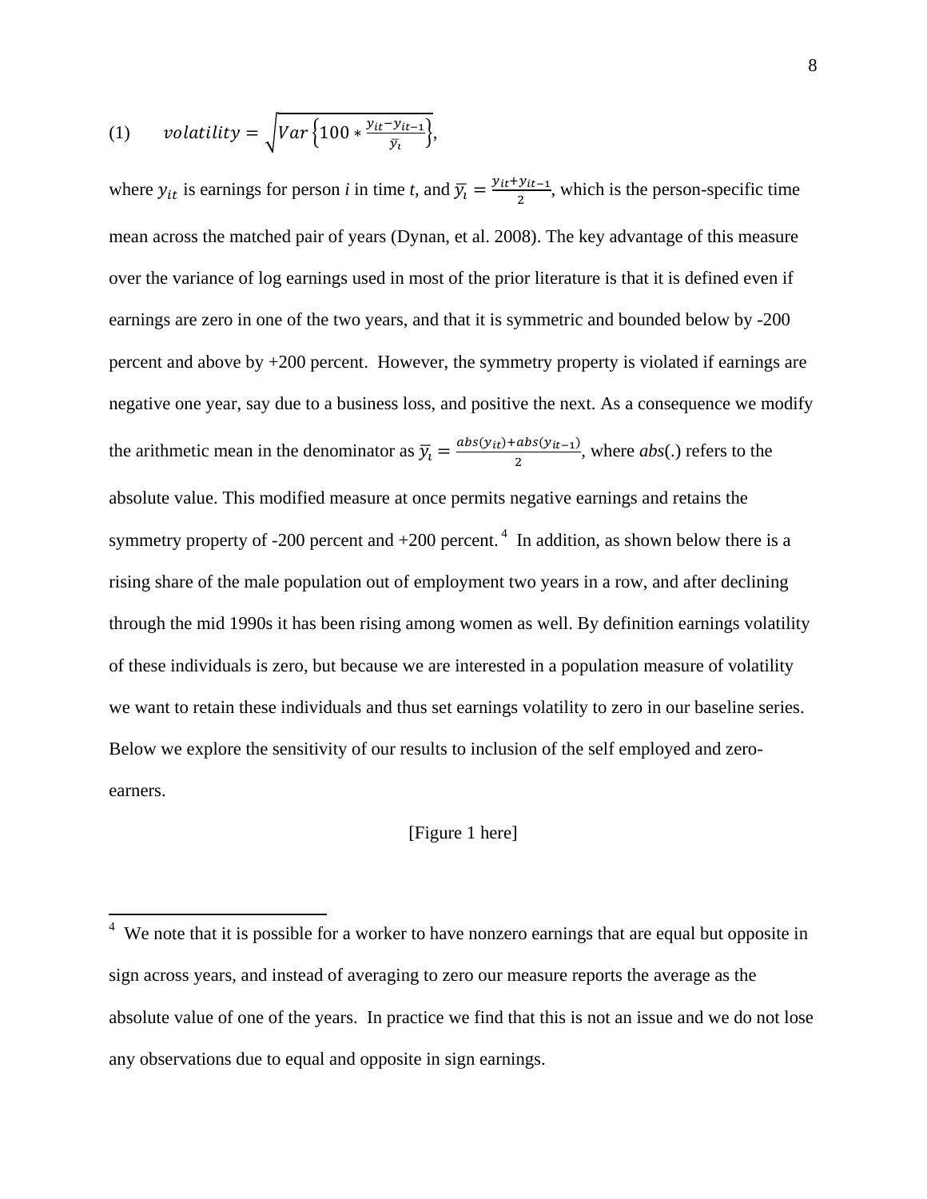$$(1) \qquad volatility = \sqrt{Var\left\{100 * \frac{y_{it} - y_{it-1}}{\bar{y}_i}\right\}},$$

where $y_{it}$ is earnings for person *i* in time *t*, and $\bar{y}_i = \frac{y_{it} + y_{it-1}}{2}$, which is the person-specific time mean across the matched pair of years (Dynan, et al. 2008). The key advantage of this measure over the variance of log earnings used in most of the prior literature is that it is defined even if earnings are zero in one of the two years, and that it is symmetric and bounded below by -200 percent and above by +200 percent. However, the symmetry property is violated if earnings are negative one year, say due to a business loss, and positive the next. As a consequence we modify the arithmetic mean in the denominator as $\bar{y}_i = \frac{abs(y_{it}) + abs(y_{it-1})}{2}$, where *abs*(.) refers to the absolute value. This modified measure at once permits negative earnings and retains the symmetry property of -200 percent and +200 percent.[4] In addition, as shown below there is a rising share of the male population out of employment two years in a row, and after declining through the mid 1990s it has been rising among women as well. By definition earnings volatility of these individuals is zero, but because we are interested in a population measure of volatility we want to retain these individuals and thus set earnings volatility to zero in our baseline series. Below we explore the sensitivity of our results to inclusion of the self employed and zero-earners.

[Figure 1 here]

[4] We note that it is possible for a worker to have nonzero earnings that are equal but opposite in sign across years, and instead of averaging to zero our measure reports the average as the absolute value of one of the years. In practice we find that this is not an issue and we do not lose any observations due to equal and opposite in sign earnings.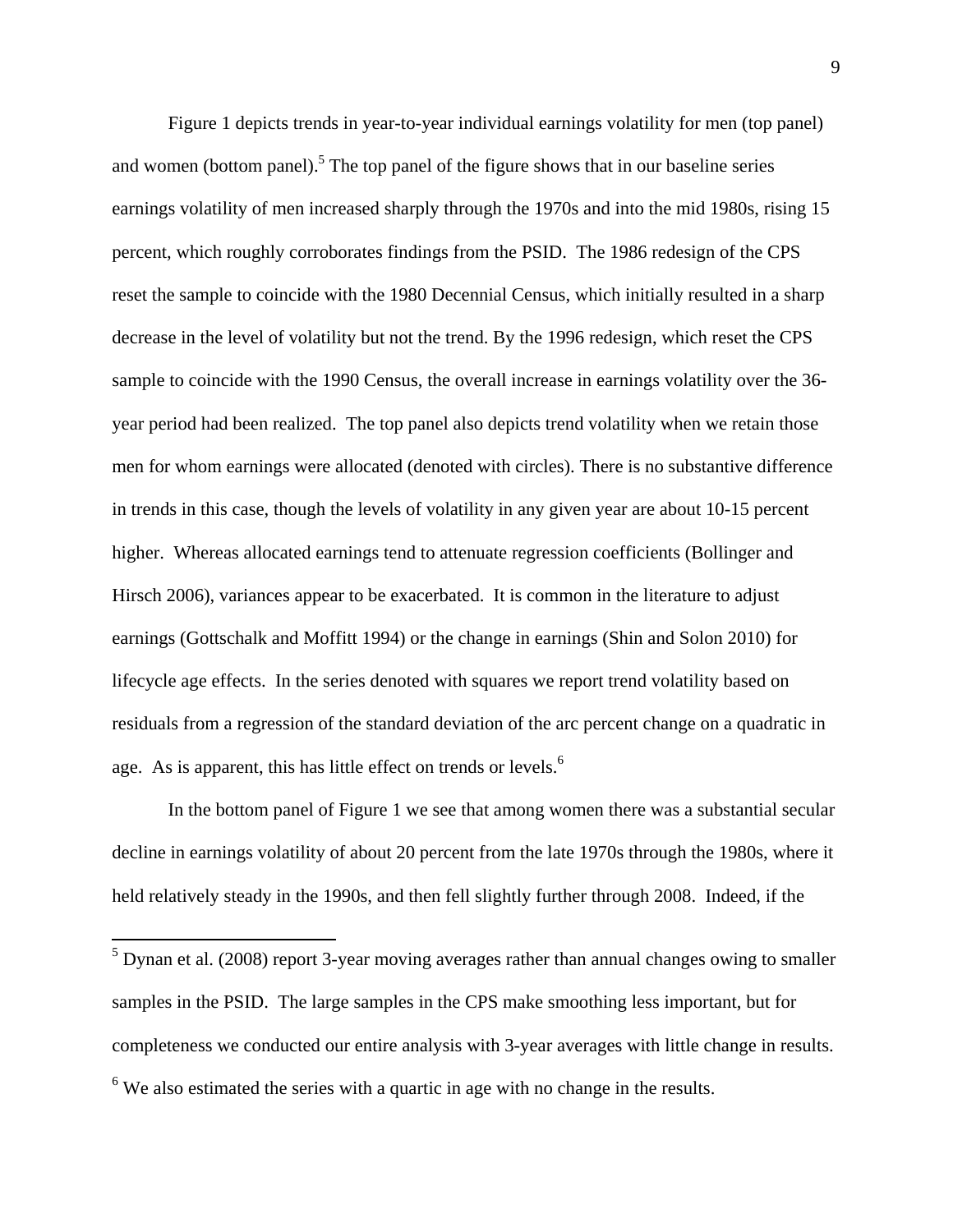Figure 1 depicts trends in year-to-year individual earnings volatility for men (top panel) and women (bottom panel).[5] The top panel of the figure shows that in our baseline series earnings volatility of men increased sharply through the 1970s and into the mid 1980s, rising 15 percent, which roughly corroborates findings from the PSID. The 1986 redesign of the CPS reset the sample to coincide with the 1980 Decennial Census, which initially resulted in a sharp decrease in the level of volatility but not the trend. By the 1996 redesign, which reset the CPS sample to coincide with the 1990 Census, the overall increase in earnings volatility over the 36-year period had been realized. The top panel also depicts trend volatility when we retain those men for whom earnings were allocated (denoted with circles). There is no substantive difference in trends in this case, though the levels of volatility in any given year are about 10-15 percent higher. Whereas allocated earnings tend to attenuate regression coefficients (Bollinger and Hirsch 2006), variances appear to be exacerbated. It is common in the literature to adjust earnings (Gottschalk and Moffitt 1994) or the change in earnings (Shin and Solon 2010) for lifecycle age effects. In the series denoted with squares we report trend volatility based on residuals from a regression of the standard deviation of the arc percent change on a quadratic in age. As is apparent, this has little effect on trends or levels.[6]

In the bottom panel of Figure 1 we see that among women there was a substantial secular decline in earnings volatility of about 20 percent from the late 1970s through the 1980s, where it held relatively steady in the 1990s, and then fell slightly further through 2008. Indeed, if the

---

[5] Dynan et al. (2008) report 3-year moving averages rather than annual changes owing to smaller samples in the PSID. The large samples in the CPS make smoothing less important, but for completeness we conducted our entire analysis with 3-year averages with little change in results.

[6] We also estimated the series with a quartic in age with no change in the results.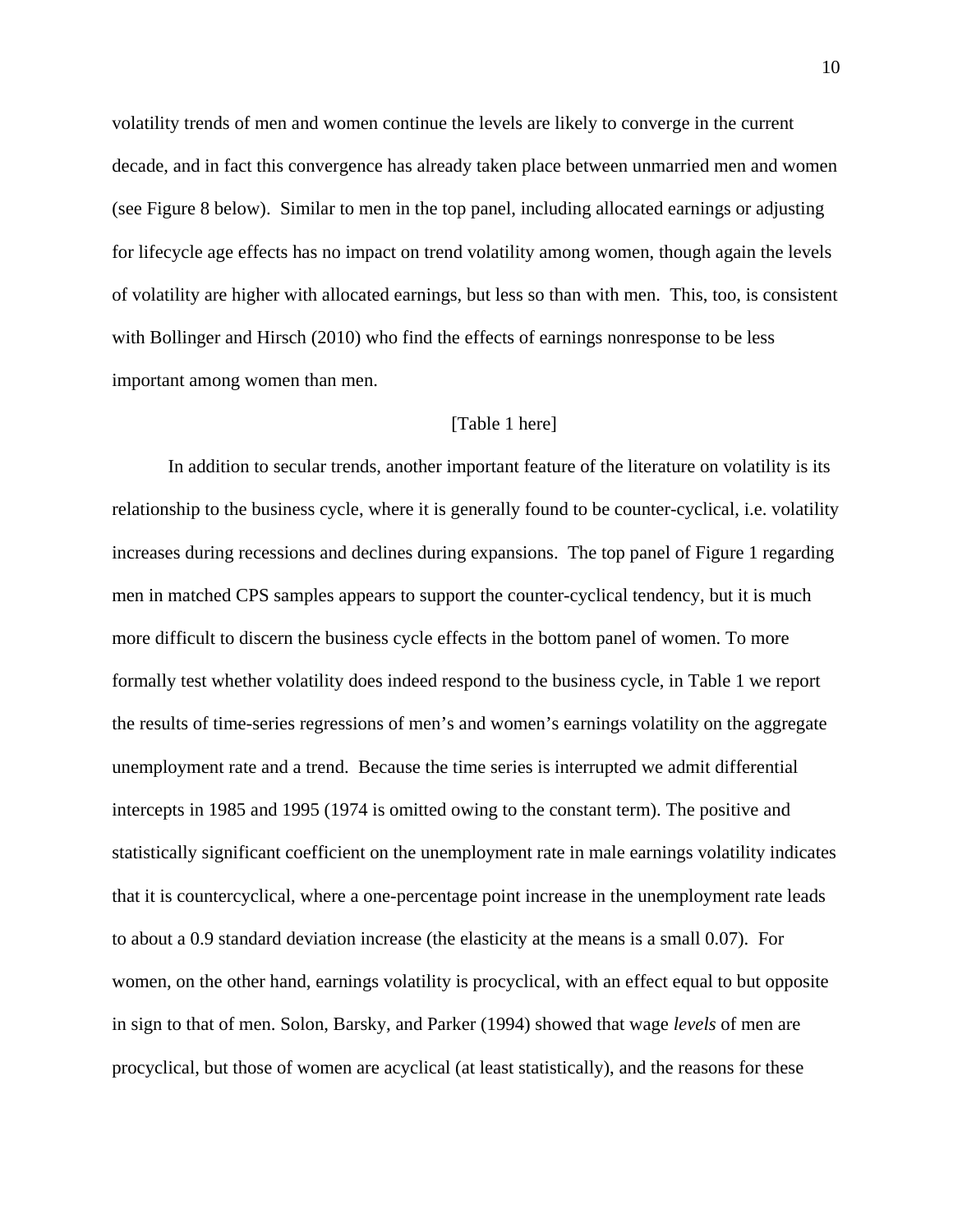volatility trends of men and women continue the levels are likely to converge in the current decade, and in fact this convergence has already taken place between unmarried men and women (see Figure 8 below). Similar to men in the top panel, including allocated earnings or adjusting for lifecycle age effects has no impact on trend volatility among women, though again the levels of volatility are higher with allocated earnings, but less so than with men. This, too, is consistent with Bollinger and Hirsch (2010) who find the effects of earnings nonresponse to be less important among women than men.

[Table 1 here]

In addition to secular trends, another important feature of the literature on volatility is its relationship to the business cycle, where it is generally found to be counter-cyclical, i.e. volatility increases during recessions and declines during expansions. The top panel of Figure 1 regarding men in matched CPS samples appears to support the counter-cyclical tendency, but it is much more difficult to discern the business cycle effects in the bottom panel of women. To more formally test whether volatility does indeed respond to the business cycle, in Table 1 we report the results of time-series regressions of men's and women's earnings volatility on the aggregate unemployment rate and a trend. Because the time series is interrupted we admit differential intercepts in 1985 and 1995 (1974 is omitted owing to the constant term). The positive and statistically significant coefficient on the unemployment rate in male earnings volatility indicates that it is countercyclical, where a one-percentage point increase in the unemployment rate leads to about a 0.9 standard deviation increase (the elasticity at the means is a small 0.07). For women, on the other hand, earnings volatility is procyclical, with an effect equal to but opposite in sign to that of men. Solon, Barsky, and Parker (1994) showed that wage *levels* of men are procyclical, but those of women are acyclical (at least statistically), and the reasons for these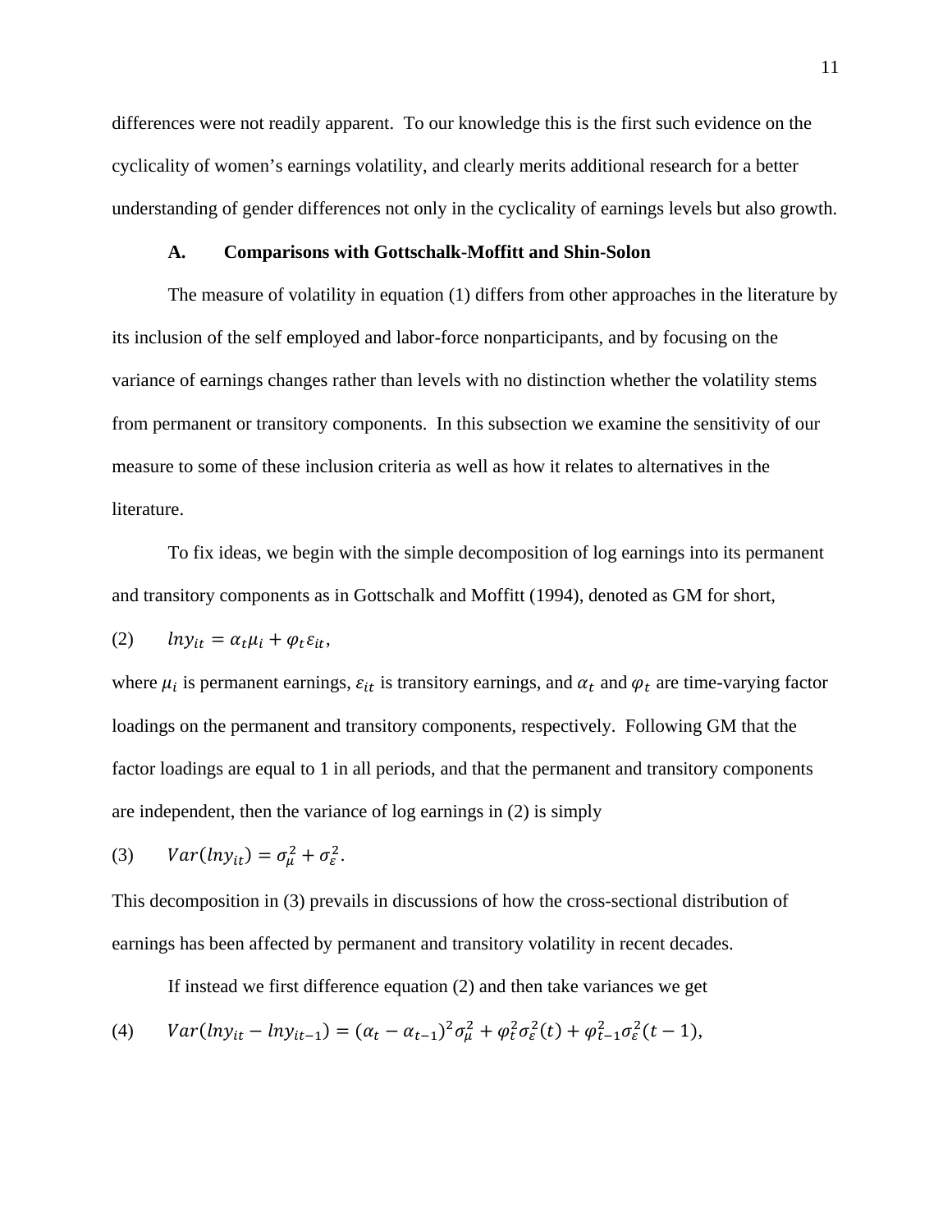differences were not readily apparent. To our knowledge this is the first such evidence on the cyclicality of women's earnings volatility, and clearly merits additional research for a better understanding of gender differences not only in the cyclicality of earnings levels but also growth.

### A. Comparisons with Gottschalk-Moffitt and Shin-Solon

The measure of volatility in equation (1) differs from other approaches in the literature by its inclusion of the self employed and labor-force nonparticipants, and by focusing on the variance of earnings changes rather than levels with no distinction whether the volatility stems from permanent or transitory components. In this subsection we examine the sensitivity of our measure to some of these inclusion criteria as well as how it relates to alternatives in the literature.

To fix ideas, we begin with the simple decomposition of log earnings into its permanent and transitory components as in Gottschalk and Moffitt (1994), denoted as GM for short,

$$(2) \qquad lny_{it} = \alpha_t \mu_i + \varphi_t \varepsilon_{it},$$

where $\mu_i$ is permanent earnings, $\varepsilon_{it}$ is transitory earnings, and $\alpha_t$ and $\varphi_t$ are time-varying factor loadings on the permanent and transitory components, respectively. Following GM that the factor loadings are equal to 1 in all periods, and that the permanent and transitory components are independent, then the variance of log earnings in (2) is simply

$$(3) \qquad Var(lny_{it}) = \sigma_{\mu}^2 + \sigma_{\varepsilon}^2.$$

This decomposition in (3) prevails in discussions of how the cross-sectional distribution of earnings has been affected by permanent and transitory volatility in recent decades.

If instead we first difference equation (2) and then take variances we get

$$(4) \qquad Var(lny_{it} - lny_{it-1}) = (\alpha_t - \alpha_{t-1})^2 \sigma_{\mu}^2 + \varphi_t^2 \sigma_{\varepsilon}^2(t) + \varphi_{t-1}^2 \sigma_{\varepsilon}^2(t-1),$$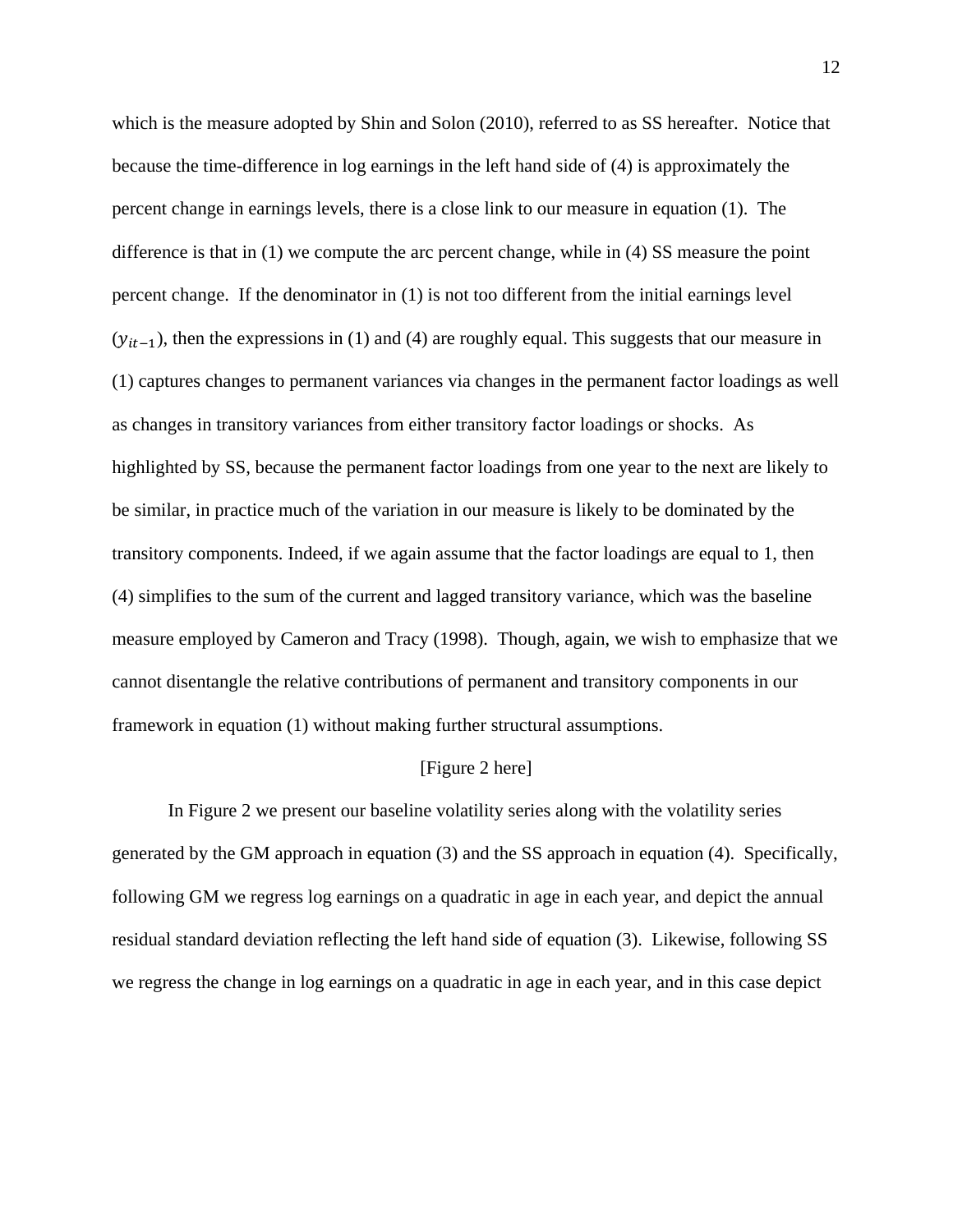which is the measure adopted by Shin and Solon (2010), referred to as SS hereafter. Notice that because the time-difference in log earnings in the left hand side of (4) is approximately the percent change in earnings levels, there is a close link to our measure in equation (1). The difference is that in (1) we compute the arc percent change, while in (4) SS measure the point percent change. If the denominator in (1) is not too different from the initial earnings level ($y_{it-1}$), then the expressions in (1) and (4) are roughly equal. This suggests that our measure in (1) captures changes to permanent variances via changes in the permanent factor loadings as well as changes in transitory variances from either transitory factor loadings or shocks. As highlighted by SS, because the permanent factor loadings from one year to the next are likely to be similar, in practice much of the variation in our measure is likely to be dominated by the transitory components. Indeed, if we again assume that the factor loadings are equal to 1, then (4) simplifies to the sum of the current and lagged transitory variance, which was the baseline measure employed by Cameron and Tracy (1998). Though, again, we wish to emphasize that we cannot disentangle the relative contributions of permanent and transitory components in our framework in equation (1) without making further structural assumptions.

[Figure 2 here]

In Figure 2 we present our baseline volatility series along with the volatility series generated by the GM approach in equation (3) and the SS approach in equation (4). Specifically, following GM we regress log earnings on a quadratic in age in each year, and depict the annual residual standard deviation reflecting the left hand side of equation (3). Likewise, following SS we regress the change in log earnings on a quadratic in age in each year, and in this case depict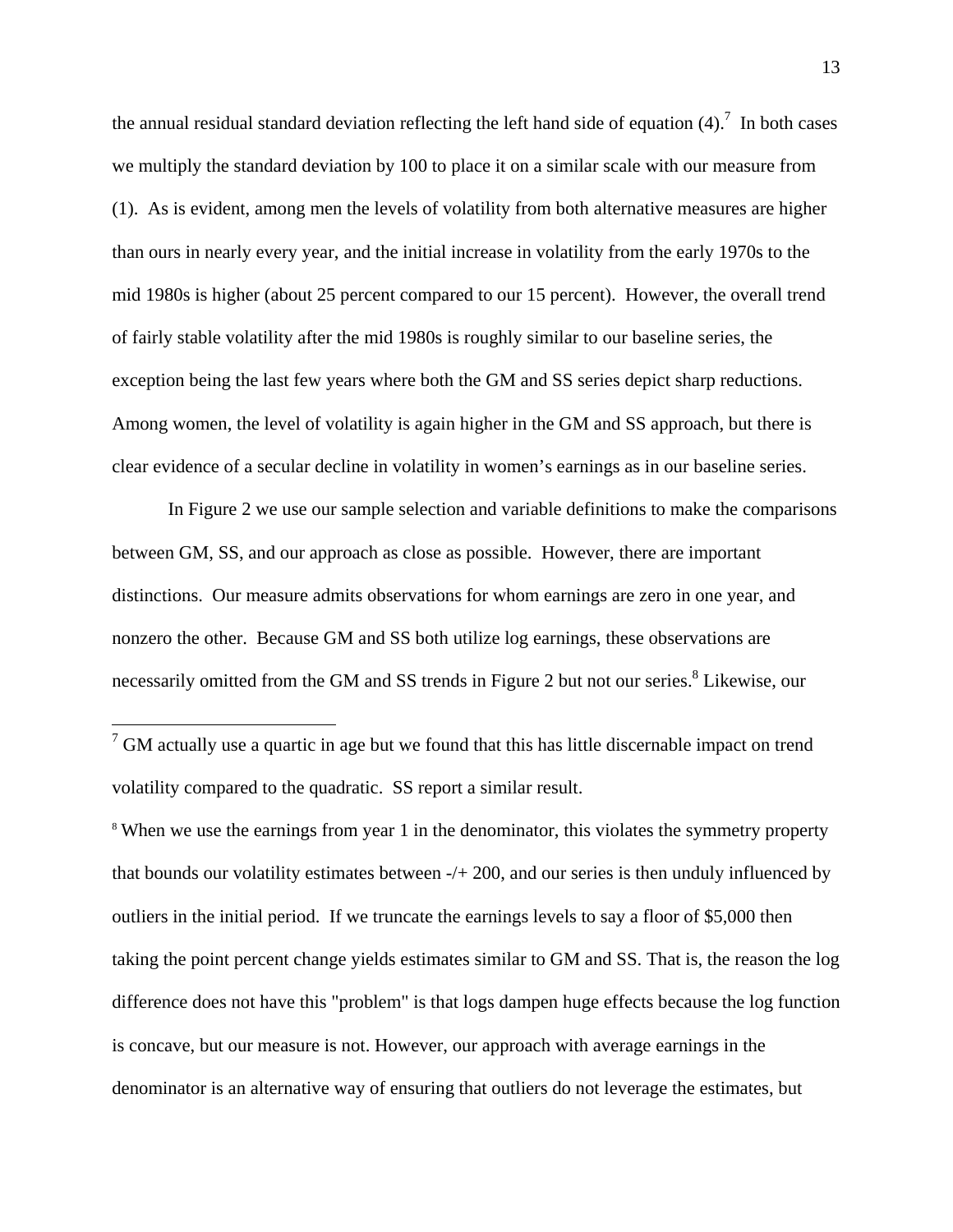the annual residual standard deviation reflecting the left hand side of equation (4).[7] In both cases we multiply the standard deviation by 100 to place it on a similar scale with our measure from (1). As is evident, among men the levels of volatility from both alternative measures are higher than ours in nearly every year, and the initial increase in volatility from the early 1970s to the mid 1980s is higher (about 25 percent compared to our 15 percent). However, the overall trend of fairly stable volatility after the mid 1980s is roughly similar to our baseline series, the exception being the last few years where both the GM and SS series depict sharp reductions. Among women, the level of volatility is again higher in the GM and SS approach, but there is clear evidence of a secular decline in volatility in women's earnings as in our baseline series.

In Figure 2 we use our sample selection and variable definitions to make the comparisons between GM, SS, and our approach as close as possible. However, there are important distinctions. Our measure admits observations for whom earnings are zero in one year, and nonzero the other. Because GM and SS both utilize log earnings, these observations are necessarily omitted from the GM and SS trends in Figure 2 but not our series.[8] Likewise, our

---

[7] GM actually use a quartic in age but we found that this has little discernable impact on trend volatility compared to the quadratic. SS report a similar result.

[8] When we use the earnings from year 1 in the denominator, this violates the symmetry property that bounds our volatility estimates between -/+ 200, and our series is then unduly influenced by outliers in the initial period. If we truncate the earnings levels to say a floor of $5,000 then taking the point percent change yields estimates similar to GM and SS. That is, the reason the log difference does not have this "problem" is that logs dampen huge effects because the log function is concave, but our measure is not. However, our approach with average earnings in the denominator is an alternative way of ensuring that outliers do not leverage the estimates, but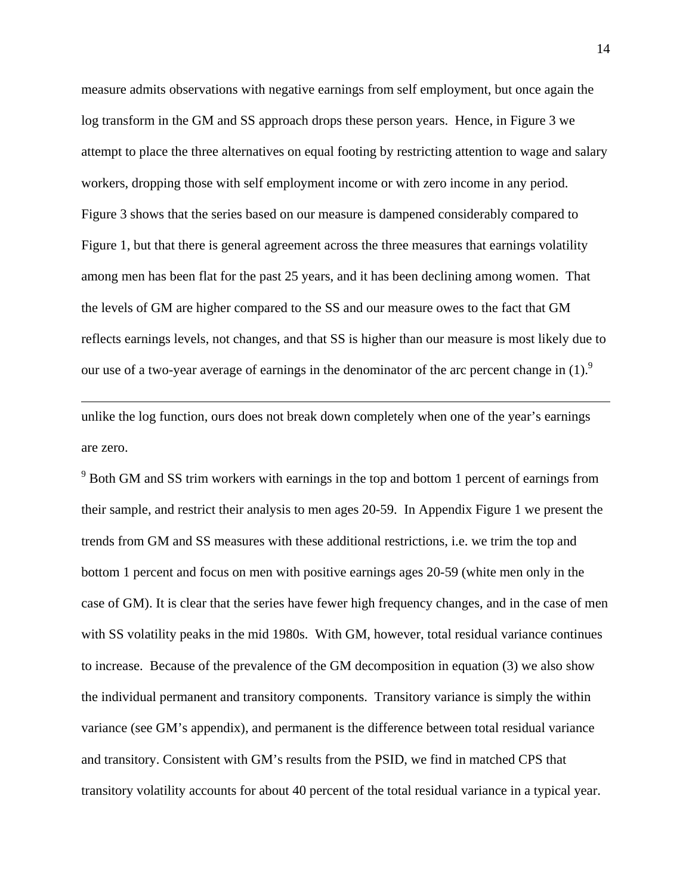measure admits observations with negative earnings from self employment, but once again the log transform in the GM and SS approach drops these person years. Hence, in Figure 3 we attempt to place the three alternatives on equal footing by restricting attention to wage and salary workers, dropping those with self employment income or with zero income in any period. Figure 3 shows that the series based on our measure is dampened considerably compared to Figure 1, but that there is general agreement across the three measures that earnings volatility among men has been flat for the past 25 years, and it has been declining among women. That the levels of GM are higher compared to the SS and our measure owes to the fact that GM reflects earnings levels, not changes, and that SS is higher than our measure is most likely due to our use of a two-year average of earnings in the denominator of the arc percent change in (1).[9]

---

unlike the log function, ours does not break down completely when one of the year's earnings are zero.

[9] Both GM and SS trim workers with earnings in the top and bottom 1 percent of earnings from their sample, and restrict their analysis to men ages 20-59. In Appendix Figure 1 we present the trends from GM and SS measures with these additional restrictions, i.e. we trim the top and bottom 1 percent and focus on men with positive earnings ages 20-59 (white men only in the case of GM). It is clear that the series have fewer high frequency changes, and in the case of men with SS volatility peaks in the mid 1980s. With GM, however, total residual variance continues to increase. Because of the prevalence of the GM decomposition in equation (3) we also show the individual permanent and transitory components. Transitory variance is simply the within variance (see GM's appendix), and permanent is the difference between total residual variance and transitory. Consistent with GM's results from the PSID, we find in matched CPS that transitory volatility accounts for about 40 percent of the total residual variance in a typical year.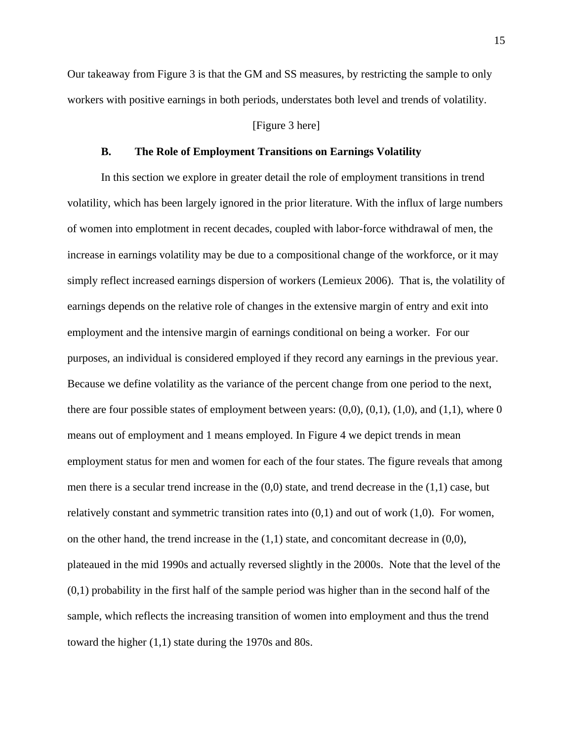Our takeaway from Figure 3 is that the GM and SS measures, by restricting the sample to only workers with positive earnings in both periods, understates both level and trends of volatility.

[Figure 3 here]

### B. The Role of Employment Transitions on Earnings Volatility

In this section we explore in greater detail the role of employment transitions in trend volatility, which has been largely ignored in the prior literature. With the influx of large numbers of women into emplotment in recent decades, coupled with labor-force withdrawal of men, the increase in earnings volatility may be due to a compositional change of the workforce, or it may simply reflect increased earnings dispersion of workers (Lemieux 2006). That is, the volatility of earnings depends on the relative role of changes in the extensive margin of entry and exit into employment and the intensive margin of earnings conditional on being a worker. For our purposes, an individual is considered employed if they record any earnings in the previous year. Because we define volatility as the variance of the percent change from one period to the next, there are four possible states of employment between years: (0,0), (0,1), (1,0), and (1,1), where 0 means out of employment and 1 means employed. In Figure 4 we depict trends in mean employment status for men and women for each of the four states. The figure reveals that among men there is a secular trend increase in the (0,0) state, and trend decrease in the (1,1) case, but relatively constant and symmetric transition rates into (0,1) and out of work (1,0). For women, on the other hand, the trend increase in the (1,1) state, and concomitant decrease in (0,0), plateaued in the mid 1990s and actually reversed slightly in the 2000s. Note that the level of the (0,1) probability in the first half of the sample period was higher than in the second half of the sample, which reflects the increasing transition of women into employment and thus the trend toward the higher (1,1) state during the 1970s and 80s.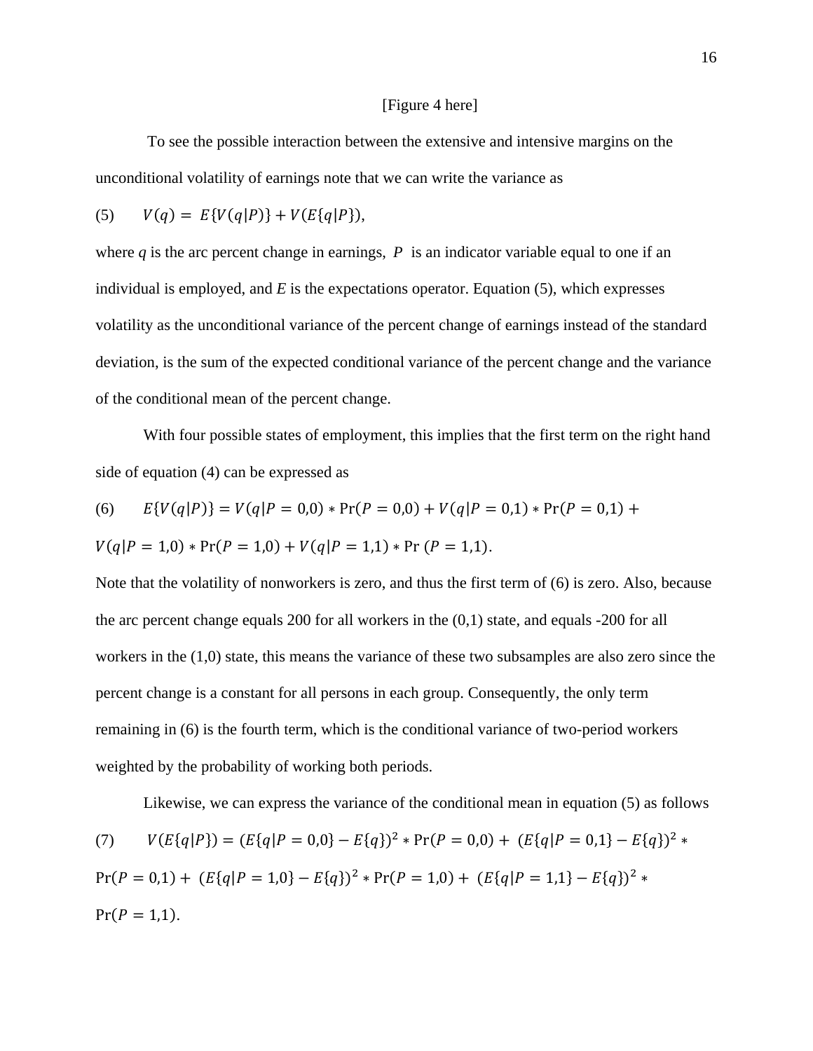[Figure 4 here]

To see the possible interaction between the extensive and intensive margins on the unconditional volatility of earnings note that we can write the variance as

$$(5) \qquad V(q) = E\{V(q|P)\} + V(E\{q|P\}),$$

where *q* is the arc percent change in earnings, $P$ is an indicator variable equal to one if an individual is employed, and *E* is the expectations operator. Equation (5), which expresses volatility as the unconditional variance of the percent change of earnings instead of the standard deviation, is the sum of the expected conditional variance of the percent change and the variance of the conditional mean of the percent change.

With four possible states of employment, this implies that the first term on the right hand side of equation (4) can be expressed as

$$(6) \qquad E\{V(q|P)\} = V(q|P = 0{,}0) * \Pr(P = 0{,}0) + V(q|P = 0{,}1) * \Pr(P = 0{,}1) + V(q|P = 1{,}0) * \Pr(P = 1{,}0) + V(q|P = 1{,}1) * \Pr(P = 1{,}1).$$

Note that the volatility of nonworkers is zero, and thus the first term of (6) is zero. Also, because the arc percent change equals 200 for all workers in the (0,1) state, and equals -200 for all workers in the (1,0) state, this means the variance of these two subsamples are also zero since the percent change is a constant for all persons in each group. Consequently, the only term remaining in (6) is the fourth term, which is the conditional variance of two-period workers weighted by the probability of working both periods.

Likewise, we can express the variance of the conditional mean in equation (5) as follows

$$(7) \qquad V(E\{q|P\}) = (E\{q|P = 0{,}0\} - E\{q\})^2 * \Pr(P = 0{,}0) + (E\{q|P = 0{,}1\} - E\{q\})^2 * \Pr(P = 0{,}1) + (E\{q|P = 1{,}0\} - E\{q\})^2 * \Pr(P = 1{,}0) + (E\{q|P = 1{,}1\} - E\{q\})^2 * \Pr(P = 1{,}1).$$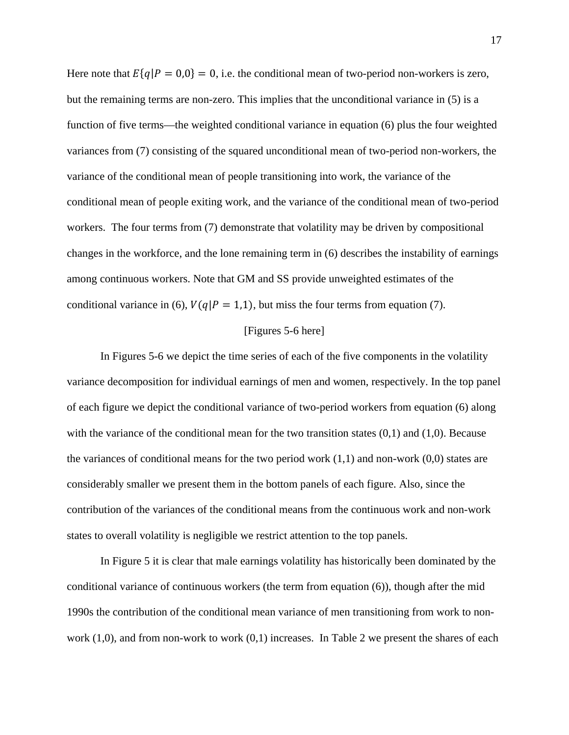Here note that $E\{q|P = 0,0\} = 0$, i.e. the conditional mean of two-period non-workers is zero, but the remaining terms are non-zero. This implies that the unconditional variance in (5) is a function of five terms—the weighted conditional variance in equation (6) plus the four weighted variances from (7) consisting of the squared unconditional mean of two-period non-workers, the variance of the conditional mean of people transitioning into work, the variance of the conditional mean of people exiting work, and the variance of the conditional mean of two-period workers. The four terms from (7) demonstrate that volatility may be driven by compositional changes in the workforce, and the lone remaining term in (6) describes the instability of earnings among continuous workers. Note that GM and SS provide unweighted estimates of the conditional variance in (6), $V(q|P = 1,1)$, but miss the four terms from equation (7).

[Figures 5-6 here]

In Figures 5-6 we depict the time series of each of the five components in the volatility variance decomposition for individual earnings of men and women, respectively. In the top panel of each figure we depict the conditional variance of two-period workers from equation (6) along with the variance of the conditional mean for the two transition states (0,1) and (1,0). Because the variances of conditional means for the two period work (1,1) and non-work (0,0) states are considerably smaller we present them in the bottom panels of each figure. Also, since the contribution of the variances of the conditional means from the continuous work and non-work states to overall volatility is negligible we restrict attention to the top panels.

In Figure 5 it is clear that male earnings volatility has historically been dominated by the conditional variance of continuous workers (the term from equation (6)), though after the mid 1990s the contribution of the conditional mean variance of men transitioning from work to non-work (1,0), and from non-work to work (0,1) increases. In Table 2 we present the shares of each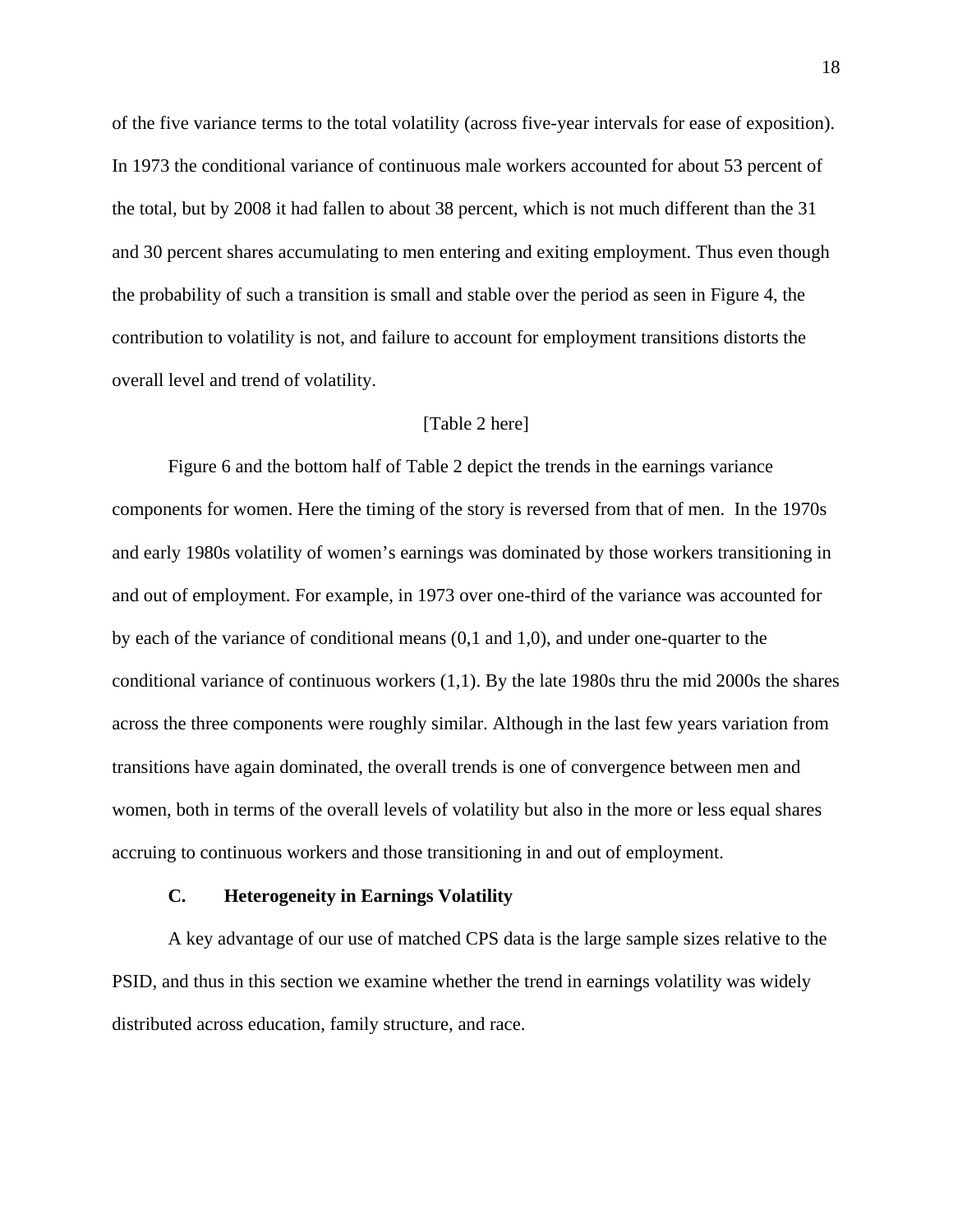of the five variance terms to the total volatility (across five-year intervals for ease of exposition). In 1973 the conditional variance of continuous male workers accounted for about 53 percent of the total, but by 2008 it had fallen to about 38 percent, which is not much different than the 31 and 30 percent shares accumulating to men entering and exiting employment. Thus even though the probability of such a transition is small and stable over the period as seen in Figure 4, the contribution to volatility is not, and failure to account for employment transitions distorts the overall level and trend of volatility.

[Table 2 here]

Figure 6 and the bottom half of Table 2 depict the trends in the earnings variance components for women. Here the timing of the story is reversed from that of men. In the 1970s and early 1980s volatility of women's earnings was dominated by those workers transitioning in and out of employment. For example, in 1973 over one-third of the variance was accounted for by each of the variance of conditional means (0,1 and 1,0), and under one-quarter to the conditional variance of continuous workers (1,1). By the late 1980s thru the mid 2000s the shares across the three components were roughly similar. Although in the last few years variation from transitions have again dominated, the overall trends is one of convergence between men and women, both in terms of the overall levels of volatility but also in the more or less equal shares accruing to continuous workers and those transitioning in and out of employment.

### C. Heterogeneity in Earnings Volatility

A key advantage of our use of matched CPS data is the large sample sizes relative to the PSID, and thus in this section we examine whether the trend in earnings volatility was widely distributed across education, family structure, and race.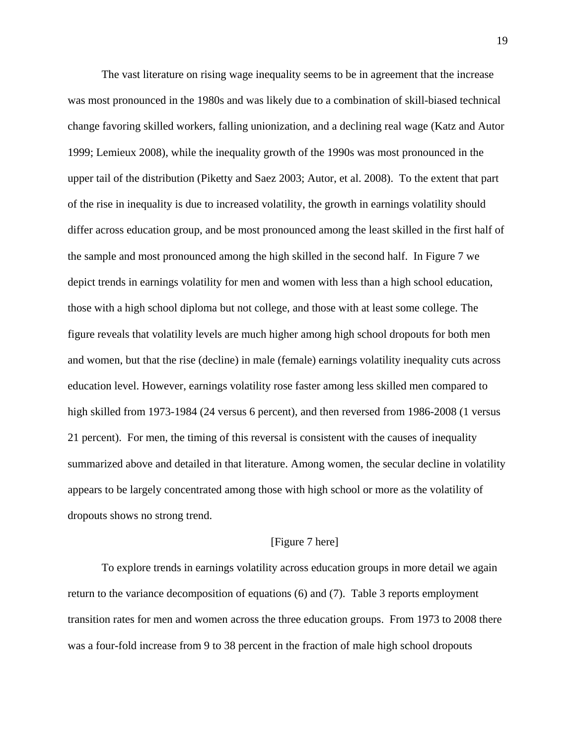The vast literature on rising wage inequality seems to be in agreement that the increase was most pronounced in the 1980s and was likely due to a combination of skill-biased technical change favoring skilled workers, falling unionization, and a declining real wage (Katz and Autor 1999; Lemieux 2008), while the inequality growth of the 1990s was most pronounced in the upper tail of the distribution (Piketty and Saez 2003; Autor, et al. 2008). To the extent that part of the rise in inequality is due to increased volatility, the growth in earnings volatility should differ across education group, and be most pronounced among the least skilled in the first half of the sample and most pronounced among the high skilled in the second half. In Figure 7 we depict trends in earnings volatility for men and women with less than a high school education, those with a high school diploma but not college, and those with at least some college. The figure reveals that volatility levels are much higher among high school dropouts for both men and women, but that the rise (decline) in male (female) earnings volatility inequality cuts across education level. However, earnings volatility rose faster among less skilled men compared to high skilled from 1973-1984 (24 versus 6 percent), and then reversed from 1986-2008 (1 versus 21 percent). For men, the timing of this reversal is consistent with the causes of inequality summarized above and detailed in that literature. Among women, the secular decline in volatility appears to be largely concentrated among those with high school or more as the volatility of dropouts shows no strong trend.

[Figure 7 here]

To explore trends in earnings volatility across education groups in more detail we again return to the variance decomposition of equations (6) and (7). Table 3 reports employment transition rates for men and women across the three education groups. From 1973 to 2008 there was a four-fold increase from 9 to 38 percent in the fraction of male high school dropouts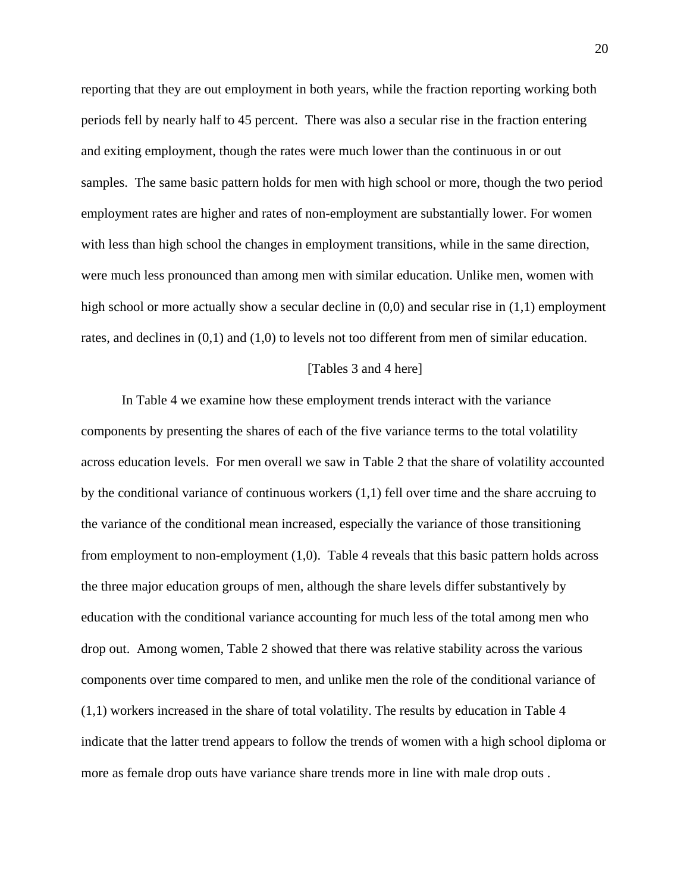reporting that they are out employment in both years, while the fraction reporting working both periods fell by nearly half to 45 percent. There was also a secular rise in the fraction entering and exiting employment, though the rates were much lower than the continuous in or out samples. The same basic pattern holds for men with high school or more, though the two period employment rates are higher and rates of non-employment are substantially lower. For women with less than high school the changes in employment transitions, while in the same direction, were much less pronounced than among men with similar education. Unlike men, women with high school or more actually show a secular decline in (0,0) and secular rise in (1,1) employment rates, and declines in (0,1) and (1,0) to levels not too different from men of similar education.

[Tables 3 and 4 here]

In Table 4 we examine how these employment trends interact with the variance components by presenting the shares of each of the five variance terms to the total volatility across education levels. For men overall we saw in Table 2 that the share of volatility accounted by the conditional variance of continuous workers (1,1) fell over time and the share accruing to the variance of the conditional mean increased, especially the variance of those transitioning from employment to non-employment (1,0). Table 4 reveals that this basic pattern holds across the three major education groups of men, although the share levels differ substantively by education with the conditional variance accounting for much less of the total among men who drop out. Among women, Table 2 showed that there was relative stability across the various components over time compared to men, and unlike men the role of the conditional variance of (1,1) workers increased in the share of total volatility. The results by education in Table 4 indicate that the latter trend appears to follow the trends of women with a high school diploma or more as female drop outs have variance share trends more in line with male drop outs .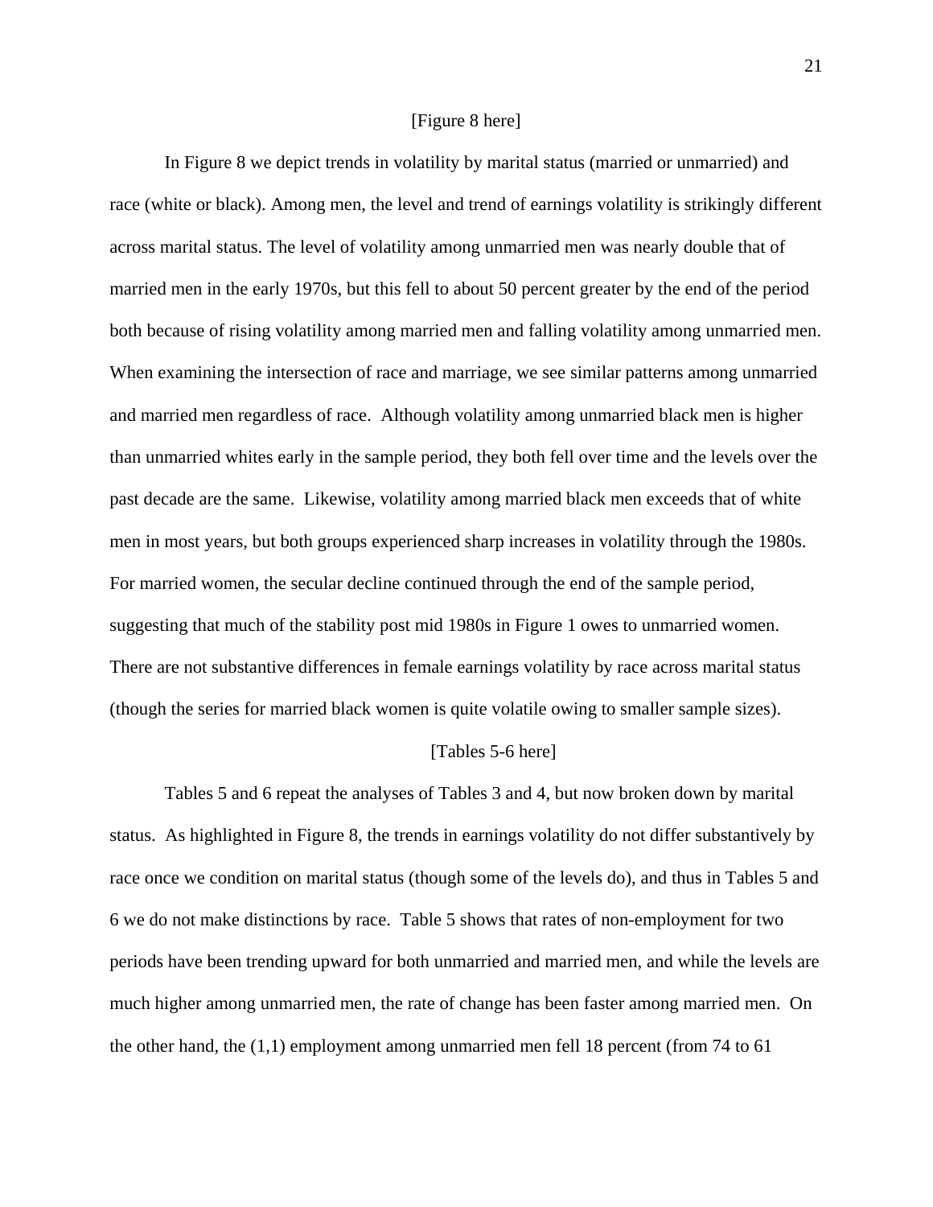[Figure 8 here]

In Figure 8 we depict trends in volatility by marital status (married or unmarried) and race (white or black). Among men, the level and trend of earnings volatility is strikingly different across marital status. The level of volatility among unmarried men was nearly double that of married men in the early 1970s, but this fell to about 50 percent greater by the end of the period both because of rising volatility among married men and falling volatility among unmarried men. When examining the intersection of race and marriage, we see similar patterns among unmarried and married men regardless of race. Although volatility among unmarried black men is higher than unmarried whites early in the sample period, they both fell over time and the levels over the past decade are the same. Likewise, volatility among married black men exceeds that of white men in most years, but both groups experienced sharp increases in volatility through the 1980s. For married women, the secular decline continued through the end of the sample period, suggesting that much of the stability post mid 1980s in Figure 1 owes to unmarried women. There are not substantive differences in female earnings volatility by race across marital status (though the series for married black women is quite volatile owing to smaller sample sizes).

[Tables 5-6 here]

Tables 5 and 6 repeat the analyses of Tables 3 and 4, but now broken down by marital status. As highlighted in Figure 8, the trends in earnings volatility do not differ substantively by race once we condition on marital status (though some of the levels do), and thus in Tables 5 and 6 we do not make distinctions by race. Table 5 shows that rates of non-employment for two periods have been trending upward for both unmarried and married men, and while the levels are much higher among unmarried men, the rate of change has been faster among married men. On the other hand, the (1,1) employment among unmarried men fell 18 percent (from 74 to 61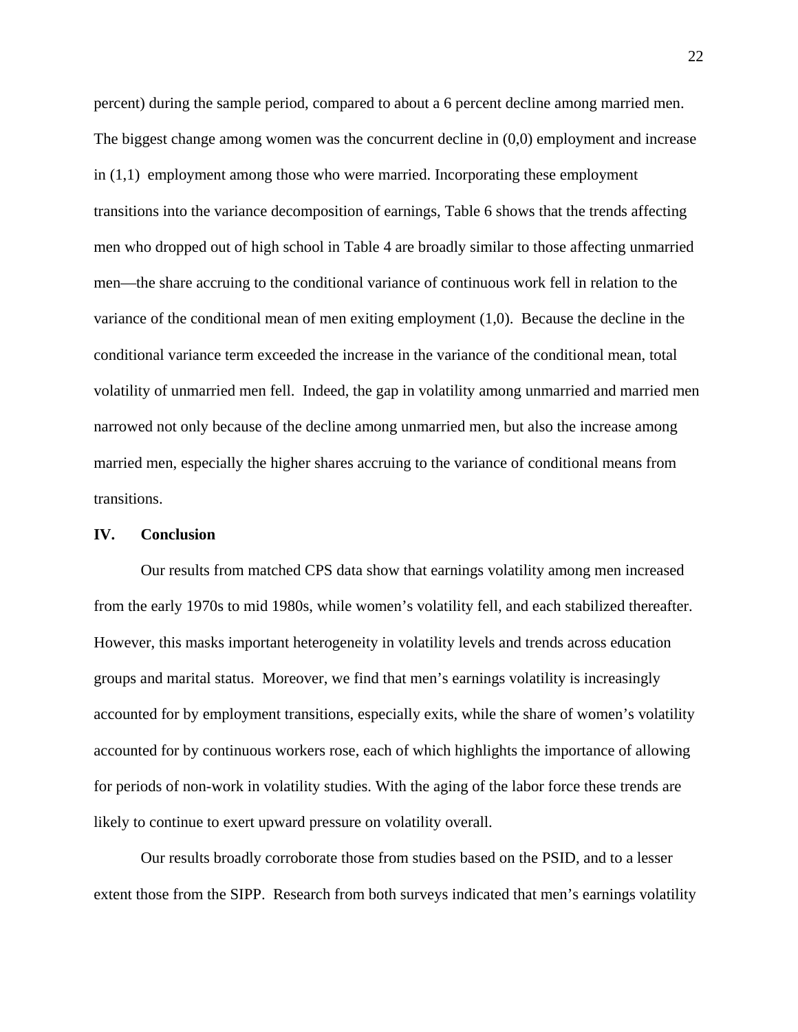percent) during the sample period, compared to about a 6 percent decline among married men. The biggest change among women was the concurrent decline in (0,0) employment and increase in (1,1) employment among those who were married. Incorporating these employment transitions into the variance decomposition of earnings, Table 6 shows that the trends affecting men who dropped out of high school in Table 4 are broadly similar to those affecting unmarried men—the share accruing to the conditional variance of continuous work fell in relation to the variance of the conditional mean of men exiting employment (1,0). Because the decline in the conditional variance term exceeded the increase in the variance of the conditional mean, total volatility of unmarried men fell. Indeed, the gap in volatility among unmarried and married men narrowed not only because of the decline among unmarried men, but also the increase among married men, especially the higher shares accruing to the variance of conditional means from transitions.

## IV. Conclusion

Our results from matched CPS data show that earnings volatility among men increased from the early 1970s to mid 1980s, while women's volatility fell, and each stabilized thereafter. However, this masks important heterogeneity in volatility levels and trends across education groups and marital status. Moreover, we find that men's earnings volatility is increasingly accounted for by employment transitions, especially exits, while the share of women's volatility accounted for by continuous workers rose, each of which highlights the importance of allowing for periods of non-work in volatility studies. With the aging of the labor force these trends are likely to continue to exert upward pressure on volatility overall.

Our results broadly corroborate those from studies based on the PSID, and to a lesser extent those from the SIPP. Research from both surveys indicated that men's earnings volatility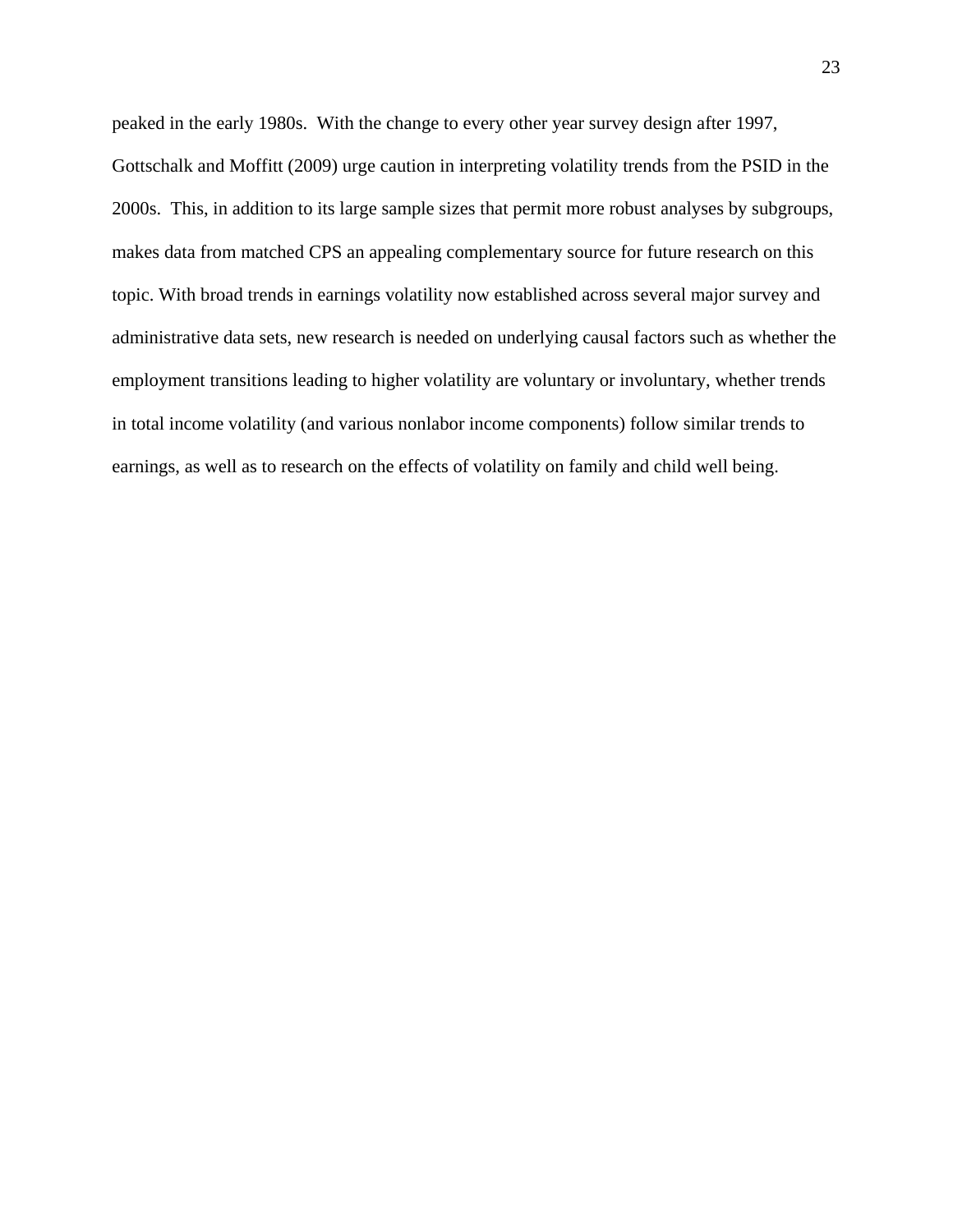peaked in the early 1980s. With the change to every other year survey design after 1997, Gottschalk and Moffitt (2009) urge caution in interpreting volatility trends from the PSID in the 2000s. This, in addition to its large sample sizes that permit more robust analyses by subgroups, makes data from matched CPS an appealing complementary source for future research on this topic. With broad trends in earnings volatility now established across several major survey and administrative data sets, new research is needed on underlying causal factors such as whether the employment transitions leading to higher volatility are voluntary or involuntary, whether trends in total income volatility (and various nonlabor income components) follow similar trends to earnings, as well as to research on the effects of volatility on family and child well being.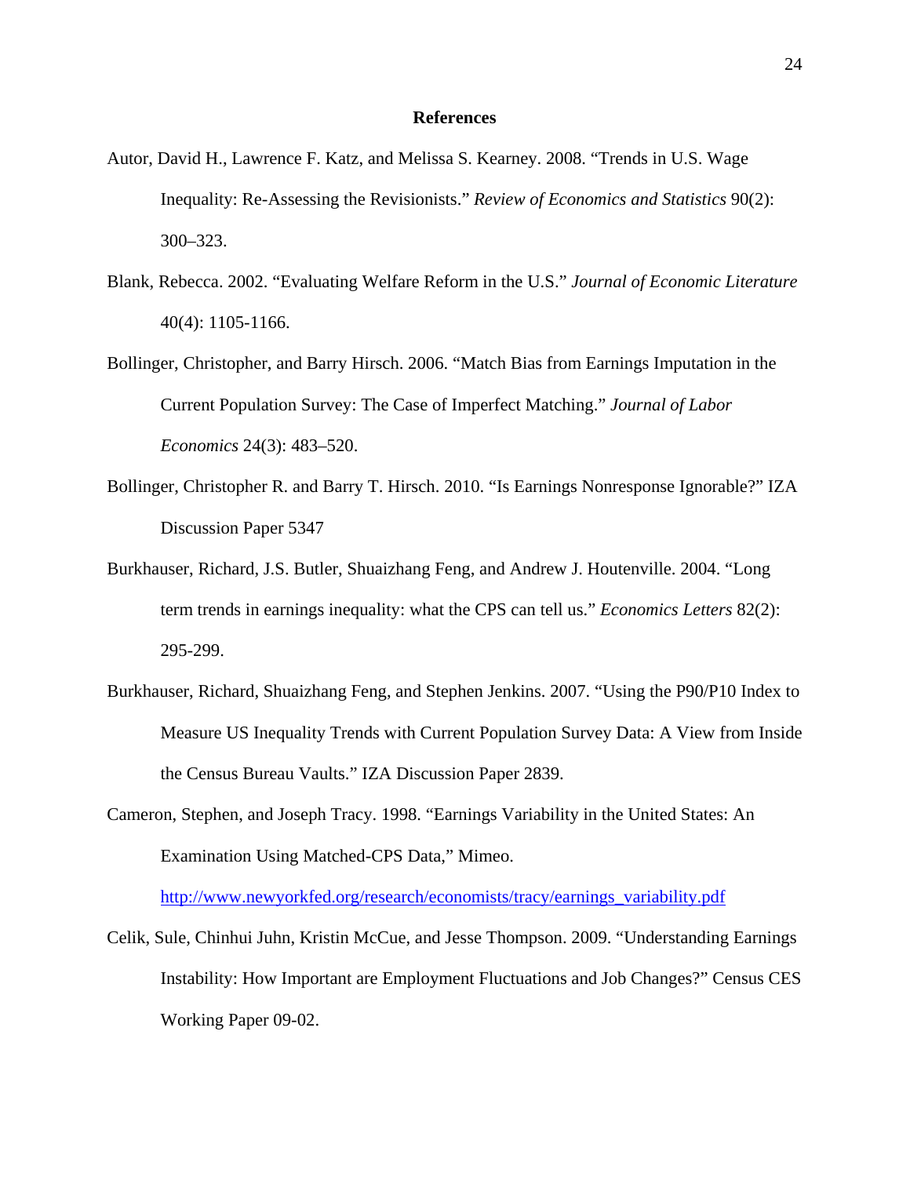## References

Autor, David H., Lawrence F. Katz, and Melissa S. Kearney. 2008. "Trends in U.S. Wage Inequality: Re-Assessing the Revisionists." *Review of Economics and Statistics* 90(2): 300–323.

Blank, Rebecca. 2002. "Evaluating Welfare Reform in the U.S." *Journal of Economic Literature* 40(4): 1105-1166.

Bollinger, Christopher, and Barry Hirsch. 2006. "Match Bias from Earnings Imputation in the Current Population Survey: The Case of Imperfect Matching." *Journal of Labor Economics* 24(3): 483–520.

Bollinger, Christopher R. and Barry T. Hirsch. 2010. "Is Earnings Nonresponse Ignorable?" IZA Discussion Paper 5347

Burkhauser, Richard, J.S. Butler, Shuaizhang Feng, and Andrew J. Houtenville. 2004. "Long term trends in earnings inequality: what the CPS can tell us." *Economics Letters* 82(2): 295-299.

Burkhauser, Richard, Shuaizhang Feng, and Stephen Jenkins. 2007. "Using the P90/P10 Index to Measure US Inequality Trends with Current Population Survey Data: A View from Inside the Census Bureau Vaults." IZA Discussion Paper 2839.

Cameron, Stephen, and Joseph Tracy. 1998. "Earnings Variability in the United States: An Examination Using Matched-CPS Data," Mimeo. http://www.newyorkfed.org/research/economists/tracy/earnings_variability.pdf

Celik, Sule, Chinhui Juhn, Kristin McCue, and Jesse Thompson. 2009. "Understanding Earnings Instability: How Important are Employment Fluctuations and Job Changes?" Census CES Working Paper 09-02.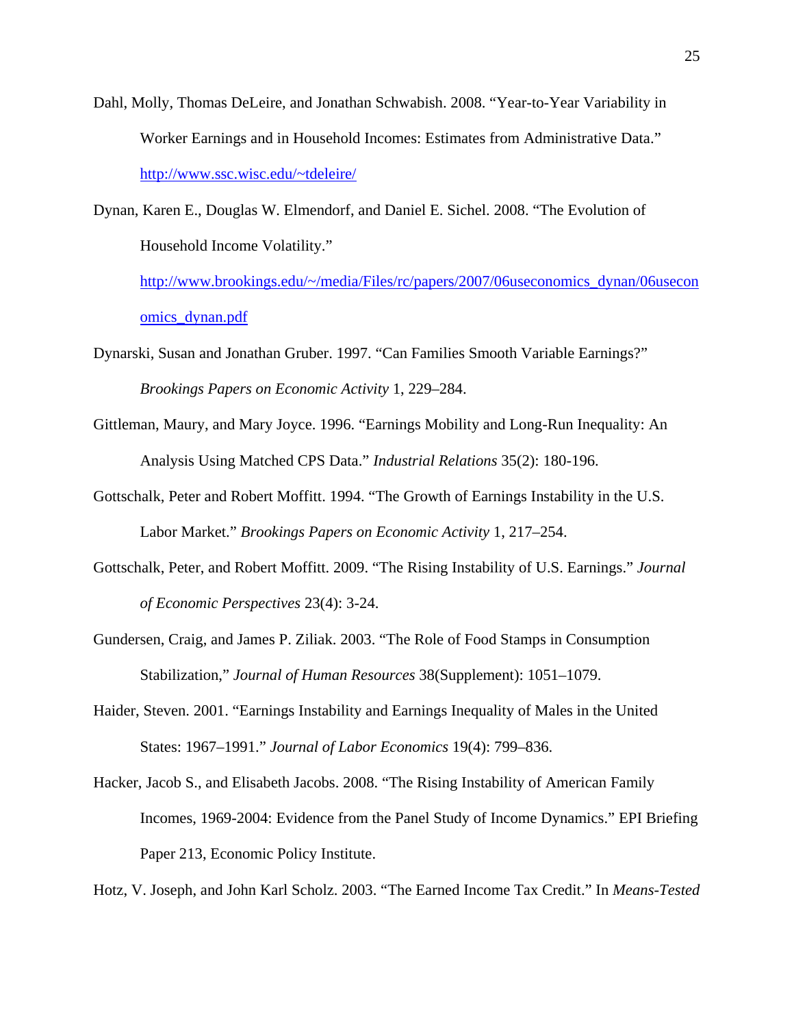Dahl, Molly, Thomas DeLeire, and Jonathan Schwabish. 2008. "Year-to-Year Variability in Worker Earnings and in Household Incomes: Estimates from Administrative Data." http://www.ssc.wisc.edu/~tdeleire/

Dynan, Karen E., Douglas W. Elmendorf, and Daniel E. Sichel. 2008. "The Evolution of Household Income Volatility." http://www.brookings.edu/~/media/Files/rc/papers/2007/06useconomics_dynan/06useconomics_dynan.pdf

Dynarski, Susan and Jonathan Gruber. 1997. "Can Families Smooth Variable Earnings?" *Brookings Papers on Economic Activity* 1, 229–284.

Gittleman, Maury, and Mary Joyce. 1996. "Earnings Mobility and Long-Run Inequality: An Analysis Using Matched CPS Data." *Industrial Relations* 35(2): 180-196.

Gottschalk, Peter and Robert Moffitt. 1994. "The Growth of Earnings Instability in the U.S. Labor Market." *Brookings Papers on Economic Activity* 1, 217–254.

Gottschalk, Peter, and Robert Moffitt. 2009. "The Rising Instability of U.S. Earnings." *Journal of Economic Perspectives* 23(4): 3-24.

Gundersen, Craig, and James P. Ziliak. 2003. "The Role of Food Stamps in Consumption Stabilization," *Journal of Human Resources* 38(Supplement): 1051–1079.

Haider, Steven. 2001. "Earnings Instability and Earnings Inequality of Males in the United States: 1967–1991." *Journal of Labor Economics* 19(4): 799–836.

Hacker, Jacob S., and Elisabeth Jacobs. 2008. "The Rising Instability of American Family Incomes, 1969-2004: Evidence from the Panel Study of Income Dynamics." EPI Briefing Paper 213, Economic Policy Institute.

Hotz, V. Joseph, and John Karl Scholz. 2003. "The Earned Income Tax Credit." In *Means-Tested*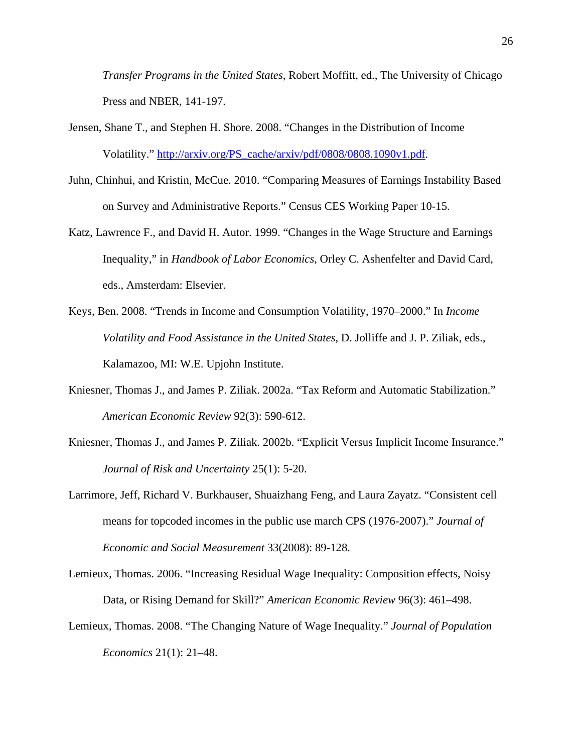*Transfer Programs in the United States*, Robert Moffitt, ed., The University of Chicago Press and NBER, 141-197.

Jensen, Shane T., and Stephen H. Shore. 2008. "Changes in the Distribution of Income Volatility." http://arxiv.org/PS_cache/arxiv/pdf/0808/0808.1090v1.pdf.

Juhn, Chinhui, and Kristin, McCue. 2010. "Comparing Measures of Earnings Instability Based on Survey and Administrative Reports." Census CES Working Paper 10-15.

Katz, Lawrence F., and David H. Autor. 1999. "Changes in the Wage Structure and Earnings Inequality," in *Handbook of Labor Economics*, Orley C. Ashenfelter and David Card, eds., Amsterdam: Elsevier.

Keys, Ben. 2008. "Trends in Income and Consumption Volatility, 1970–2000." In *Income Volatility and Food Assistance in the United States*, D. Jolliffe and J. P. Ziliak, eds., Kalamazoo, MI: W.E. Upjohn Institute.

Kniesner, Thomas J., and James P. Ziliak. 2002a. "Tax Reform and Automatic Stabilization." *American Economic Review* 92(3): 590-612.

Kniesner, Thomas J., and James P. Ziliak. 2002b. "Explicit Versus Implicit Income Insurance." *Journal of Risk and Uncertainty* 25(1): 5-20.

Larrimore, Jeff, Richard V. Burkhauser, Shuaizhang Feng, and Laura Zayatz. "Consistent cell means for topcoded incomes in the public use march CPS (1976-2007)." *Journal of Economic and Social Measurement* 33(2008): 89-128.

Lemieux, Thomas. 2006. "Increasing Residual Wage Inequality: Composition effects, Noisy Data, or Rising Demand for Skill?" *American Economic Review* 96(3): 461–498.

Lemieux, Thomas. 2008. "The Changing Nature of Wage Inequality." *Journal of Population Economics* 21(1): 21–48.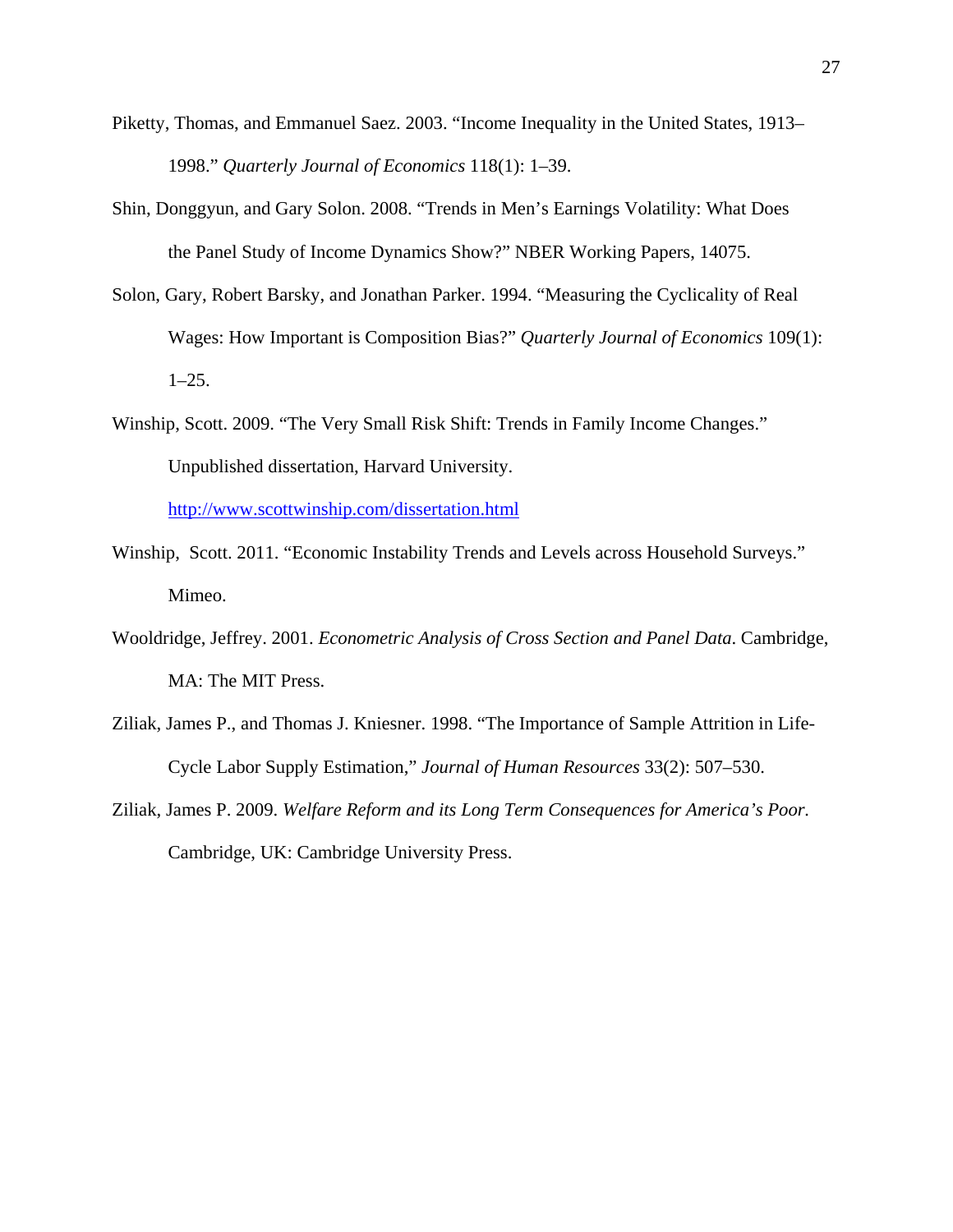Piketty, Thomas, and Emmanuel Saez. 2003. "Income Inequality in the United States, 1913–1998." *Quarterly Journal of Economics* 118(1): 1–39.

Shin, Donggyun, and Gary Solon. 2008. "Trends in Men's Earnings Volatility: What Does the Panel Study of Income Dynamics Show?" NBER Working Papers, 14075.

Solon, Gary, Robert Barsky, and Jonathan Parker. 1994. "Measuring the Cyclicality of Real Wages: How Important is Composition Bias?" *Quarterly Journal of Economics* 109(1): 1–25.

Winship, Scott. 2009. "The Very Small Risk Shift: Trends in Family Income Changes." Unpublished dissertation, Harvard University. http://www.scottwinship.com/dissertation.html

Winship, Scott. 2011. "Economic Instability Trends and Levels across Household Surveys." Mimeo.

Wooldridge, Jeffrey. 2001. *Econometric Analysis of Cross Section and Panel Data*. Cambridge, MA: The MIT Press.

Ziliak, James P., and Thomas J. Kniesner. 1998. "The Importance of Sample Attrition in Life-Cycle Labor Supply Estimation," *Journal of Human Resources* 33(2): 507–530.

Ziliak, James P. 2009. *Welfare Reform and its Long Term Consequences for America's Poor.* Cambridge, UK: Cambridge University Press.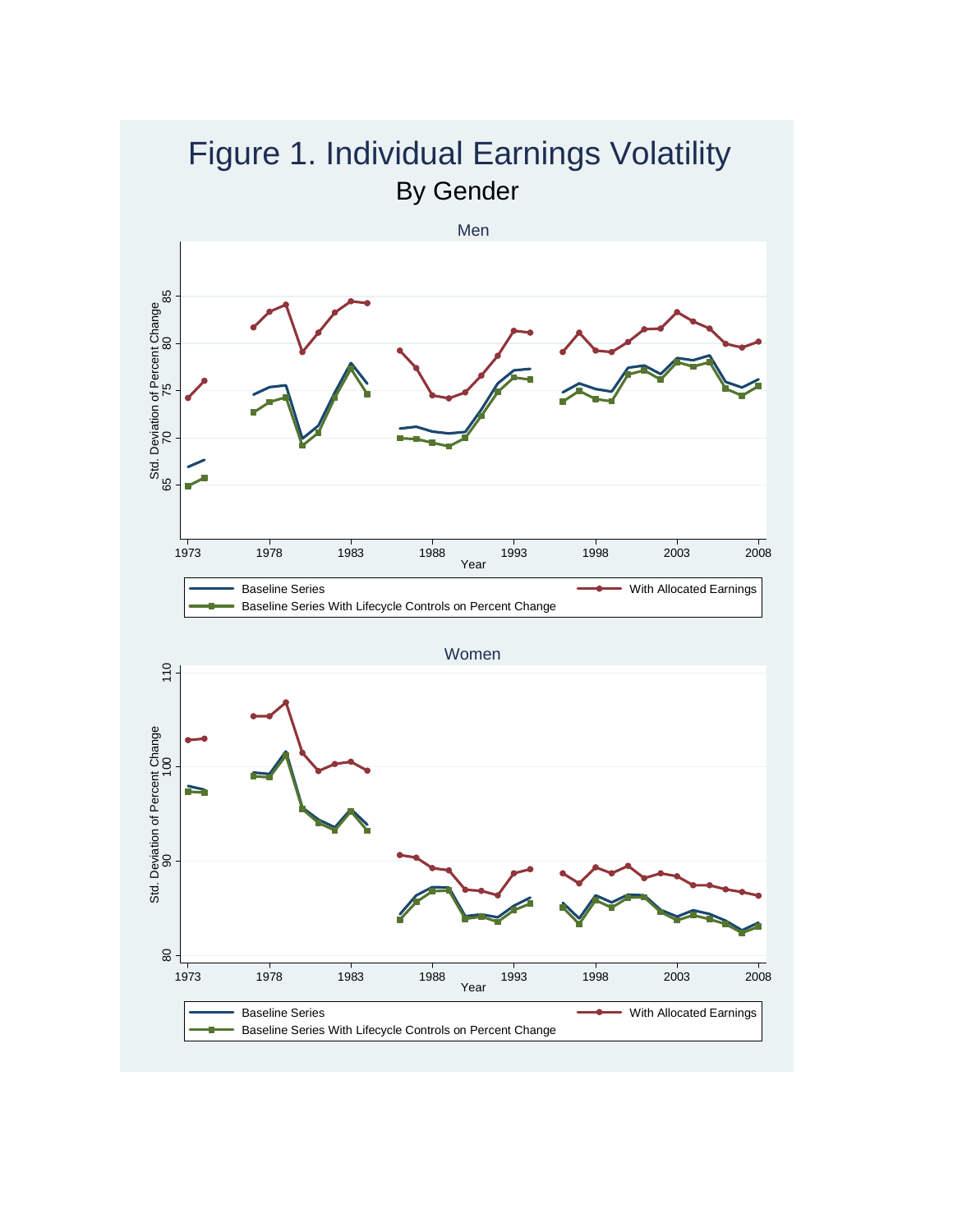# Figure 1. Individual Earnings Volatility

## By Gender

Men

Std. Deviation of Percent Change

Year

Baseline Series — With Allocated Earnings — Baseline Series With Lifecycle Controls on Percent Change

Women

Std. Deviation of Percent Change

Year

Baseline Series — With Allocated Earnings — Baseline Series With Lifecycle Controls on Percent Change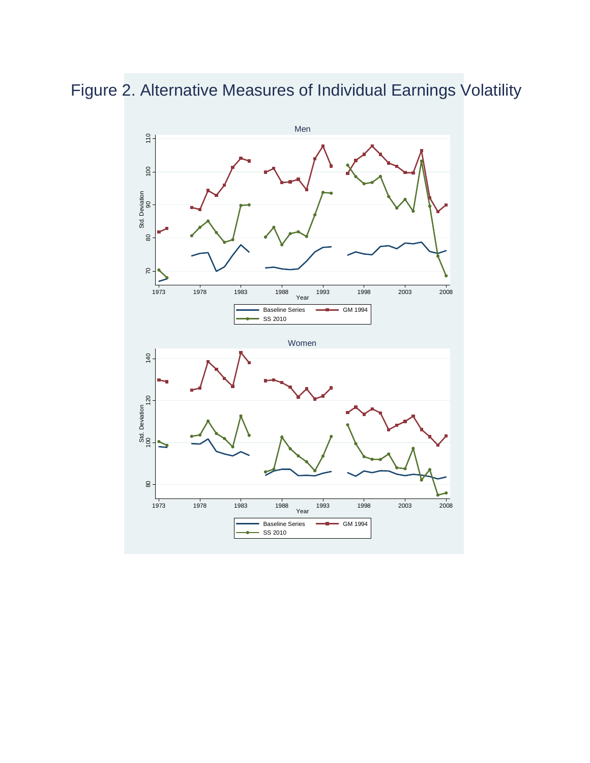# Figure 2. Alternative Measures of Individual Earnings Volatility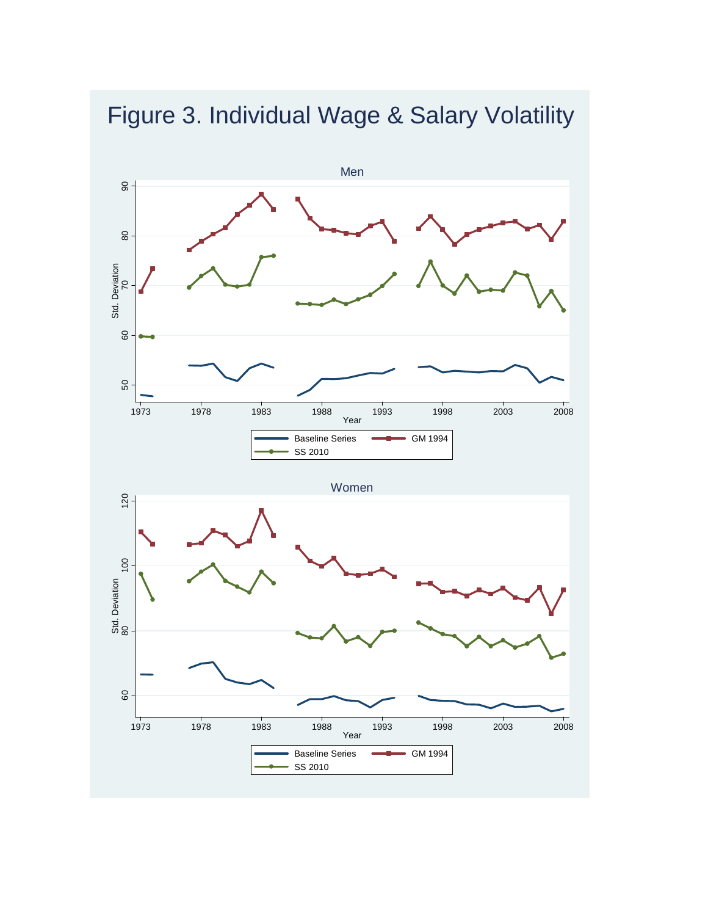# Figure 3. Individual Wage & Salary Volatility

Men

Std. Deviation

Year

Baseline Series | GM 1994 | SS 2010

Women

Std. Deviation

Year

Baseline Series | GM 1994 | SS 2010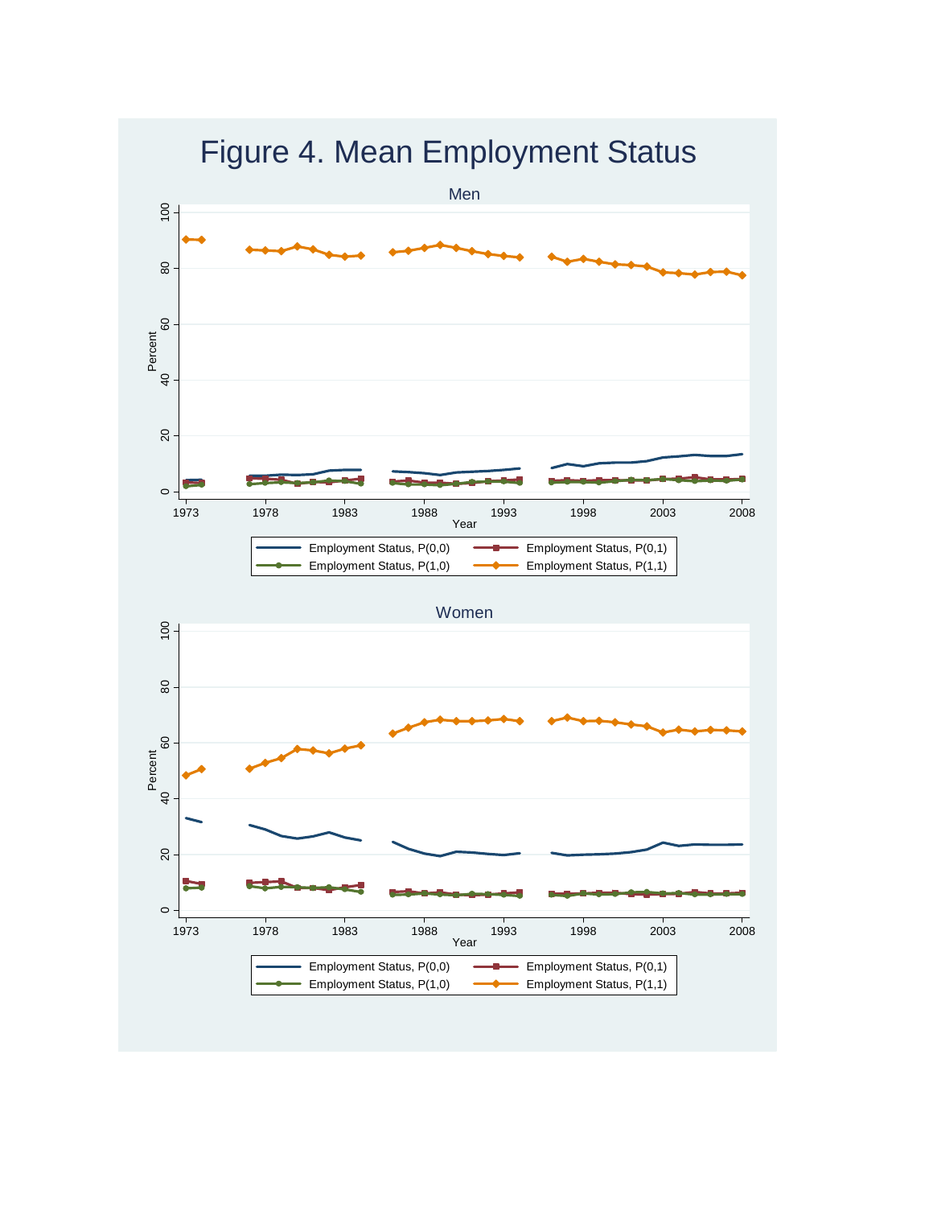# Figure 4. Mean Employment Status

Men

Percent

Year

Employment Status, P(0,0) | Employment Status, P(0,1) | Employment Status, P(1,0) | Employment Status, P(1,1)

Women

Percent

Year

Employment Status, P(0,0) | Employment Status, P(0,1) | Employment Status, P(1,0) | Employment Status, P(1,1)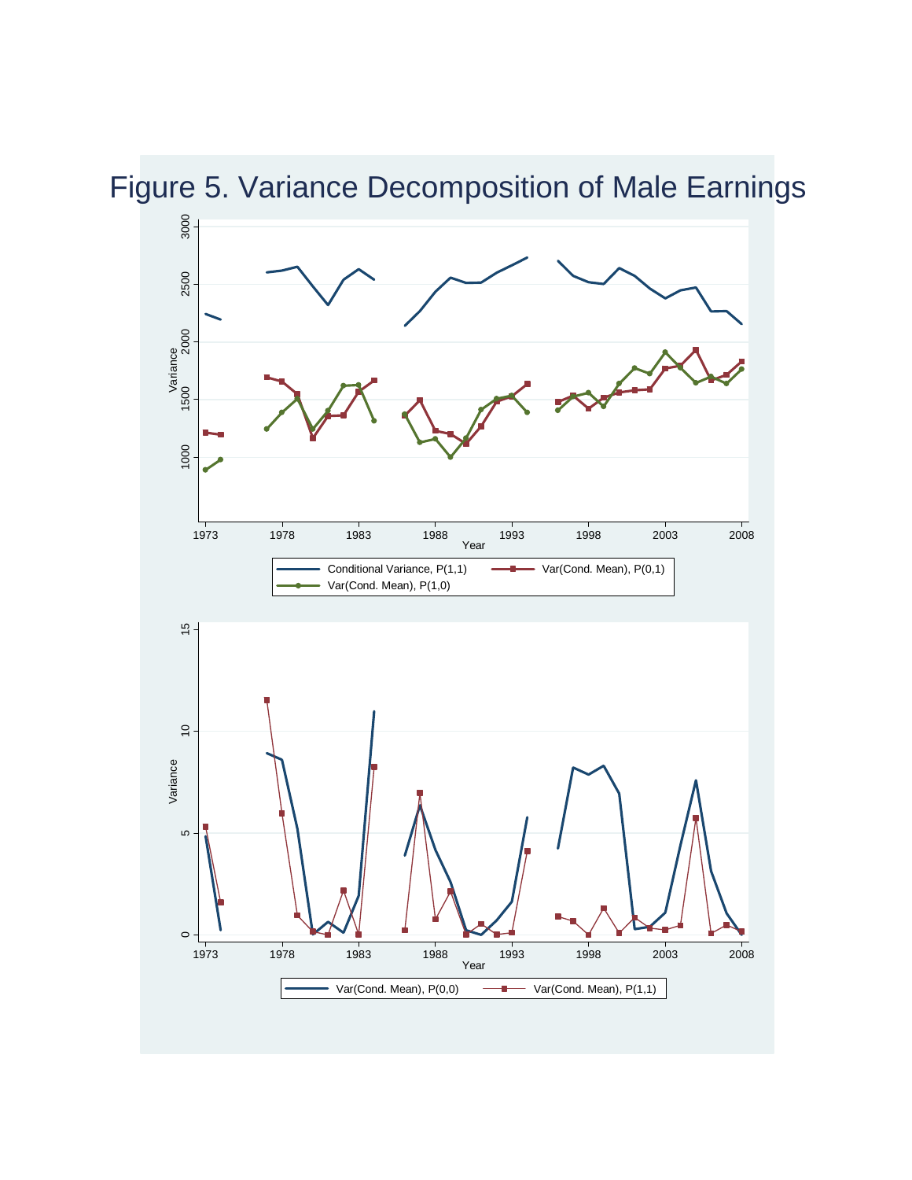# Figure 5. Variance Decomposition of Male Earnings

Variance

Year

Conditional Variance, P(1,1) — Var(Cond. Mean), P(0,1) — Var(Cond. Mean), P(1,0)

Variance

Year

Var(Cond. Mean), P(0,0) — Var(Cond. Mean), P(1,1)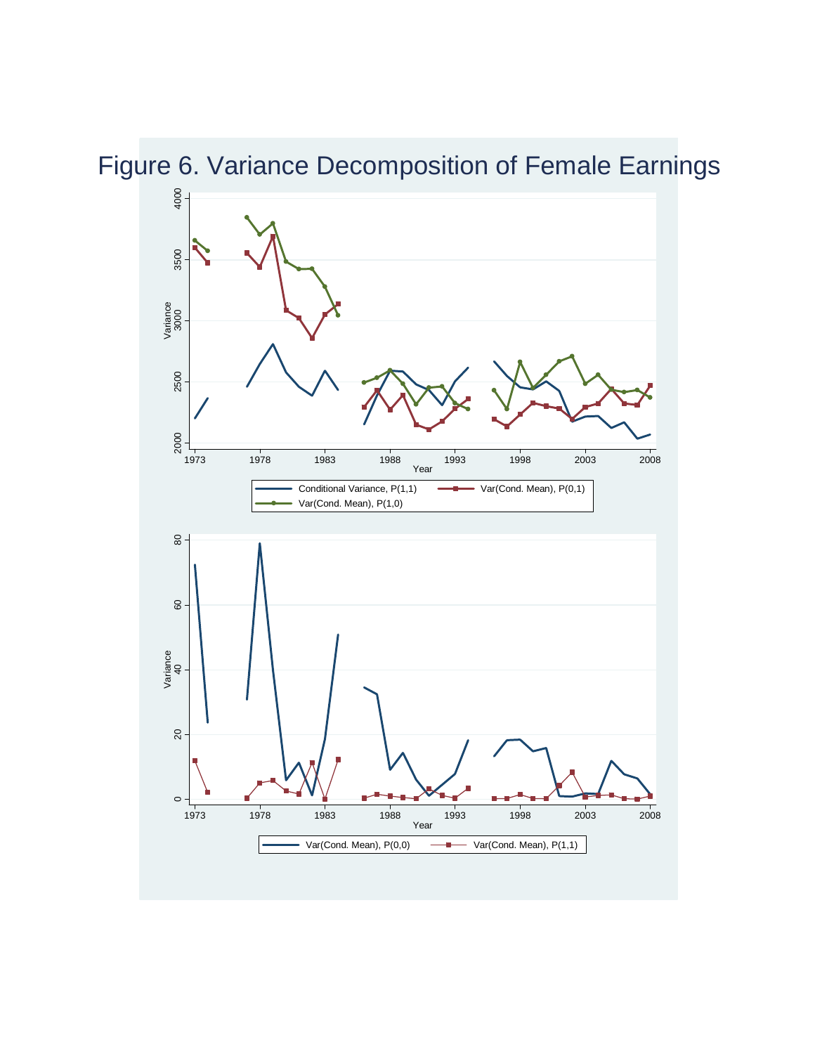# Figure 6. Variance Decomposition of Female Earnings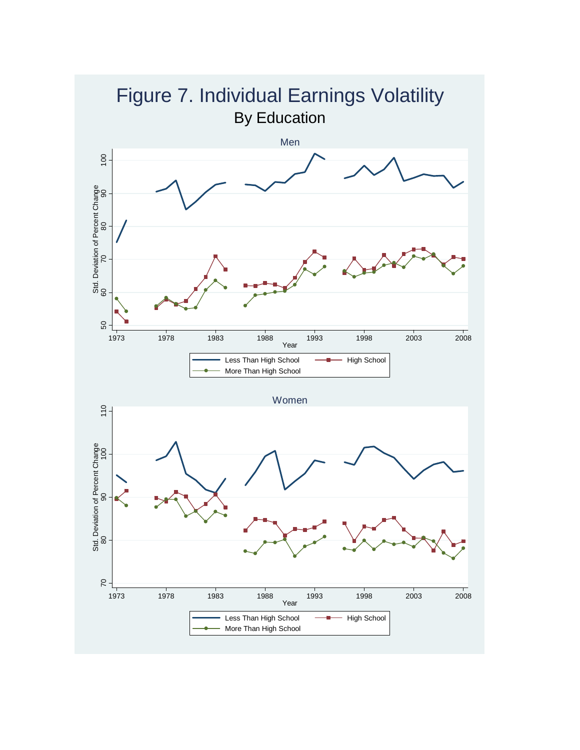# Figure 7. Individual Earnings Volatility

## By Education

Men

Std. Deviation of Percent Change

Year

Less Than High School — High School — More Than High School

Women

Std. Deviation of Percent Change

Year

Less Than High School — High School — More Than High School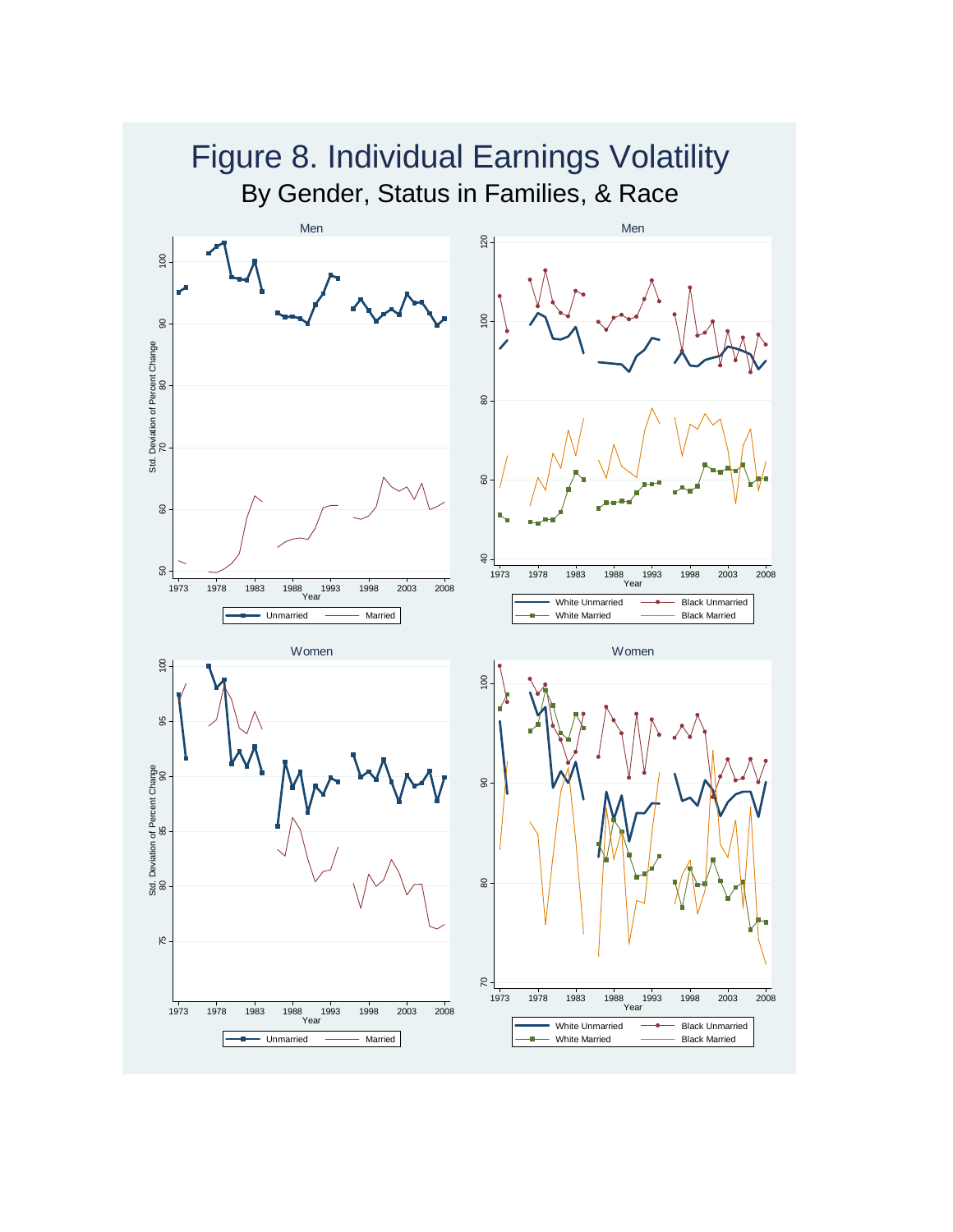# Figure 8. Individual Earnings Volatility

## By Gender, Status in Families, & Race

Men

Std. Deviation of Percent Change

Year

Unmarried — Married

Men

Year

White Unmarried — Black Unmarried — White Married — Black Married

Women

Std. Deviation of Percent Change

Year

Unmarried — Married

Women

Year

White Unmarried — Black Unmarried — White Married — Black Married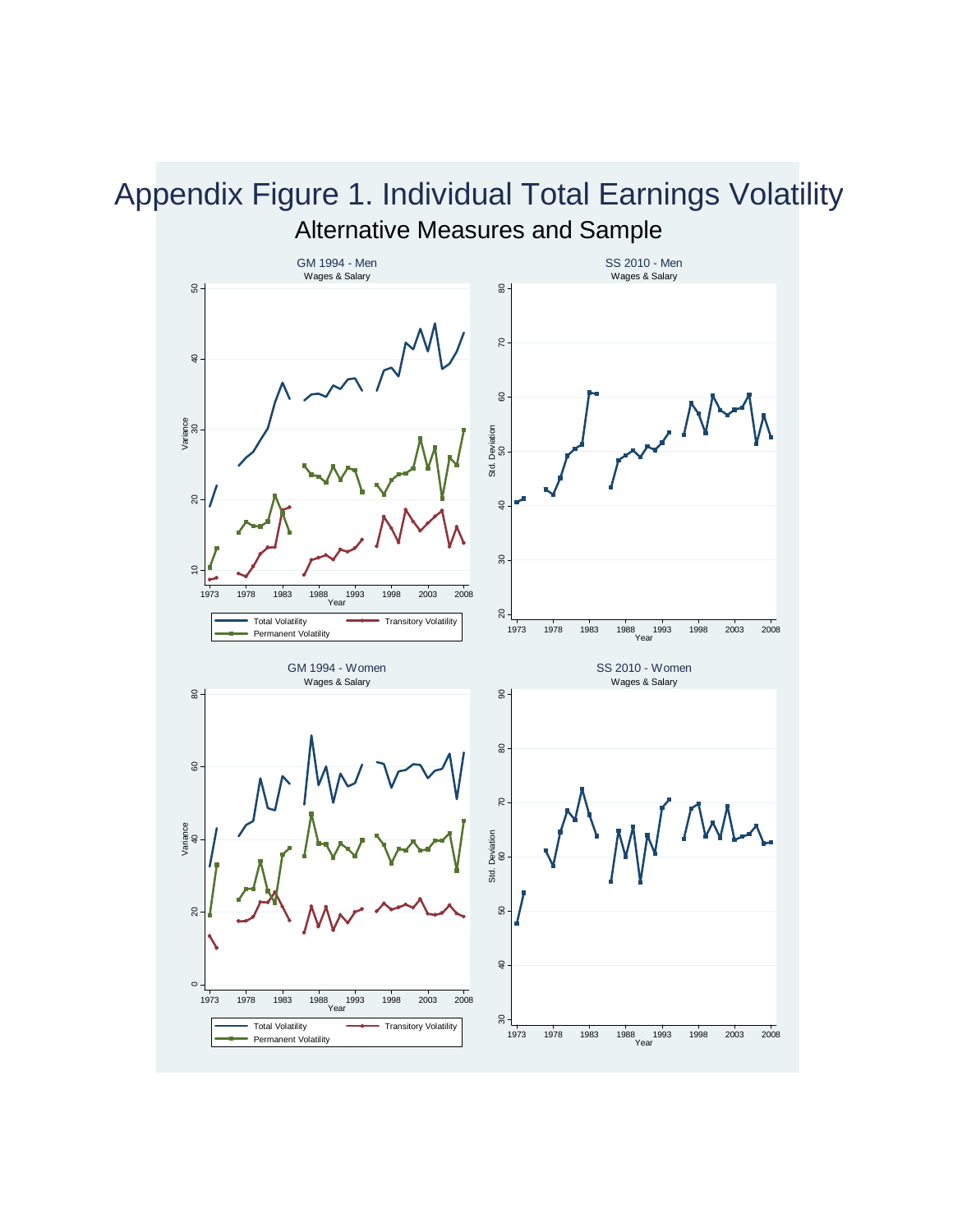# Appendix Figure 1. Individual Total Earnings Volatility

## Alternative Measures and Sample

GM 1994 - Men
Wages & Salary

SS 2010 - Men
Wages & Salary

GM 1994 - Women
Wages & Salary

SS 2010 - Women
Wages & Salary

Total Volatility — Transitory Volatility — Permanent Volatility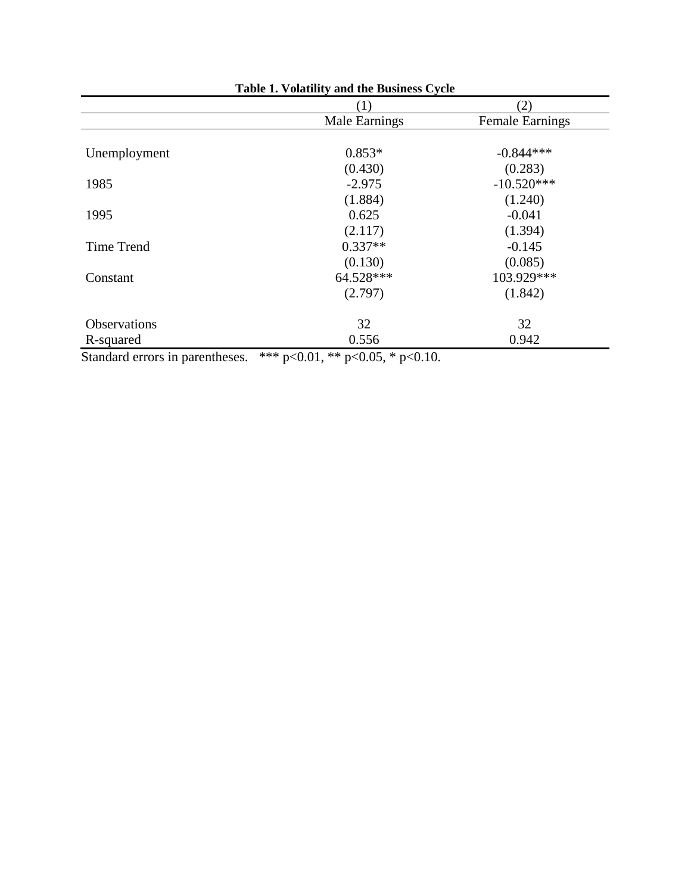**Table 1. Volatility and the Business Cycle**

| | (1) | (2) |
|---|---|---|
| | Male Earnings | Female Earnings |
| Unemployment | 0.853* | -0.844*** |
| | (0.430) | (0.283) |
| 1985 | -2.975 | -10.520*** |
| | (1.884) | (1.240) |
| 1995 | 0.625 | -0.041 |
| | (2.117) | (1.394) |
| Time Trend | 0.337** | -0.145 |
| | (0.130) | (0.085) |
| Constant | 64.528*** | 103.929*** |
| | (2.797) | (1.842) |
| Observations | 32 | 32 |
| R-squared | 0.556 | 0.942 |

Standard errors in parentheses. *** $p<0.01$, ** $p<0.05$, * $p<0.10$.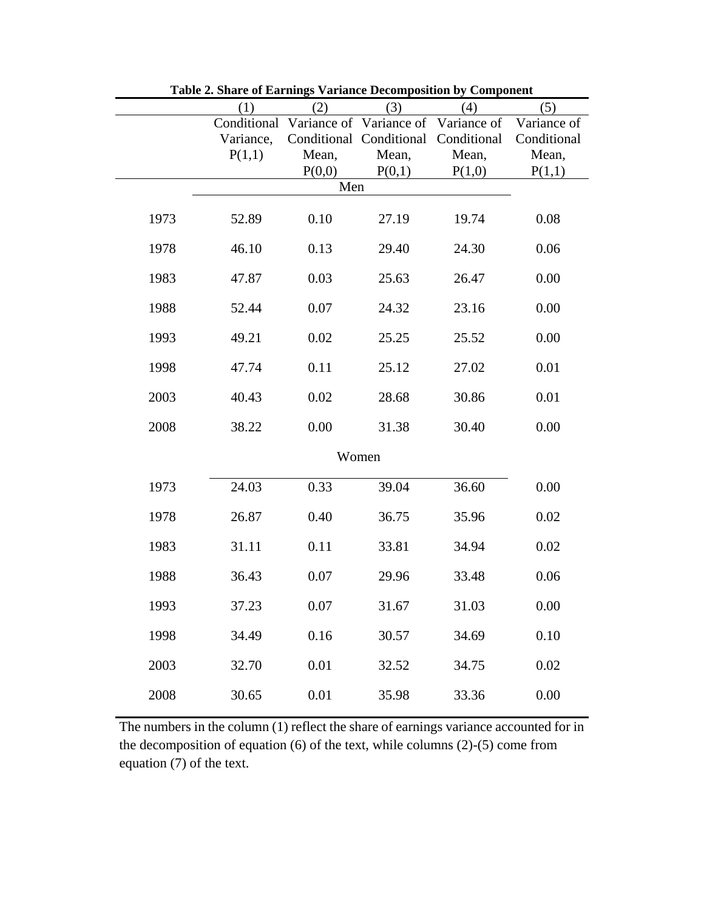**Table 2. Share of Earnings Variance Decomposition by Component**

| | (1) | (2) | (3) | (4) | (5) |
|---|---|---|---|---|---|
| | Conditional Variance, P(1,1) | Variance of Conditional Mean, P(0,0) | Variance of Conditional Mean, P(0,1) | Variance of Conditional Mean, P(1,0) | Variance of Conditional Mean, P(1,1) |
| | | | Men | | |
| 1973 | 52.89 | 0.10 | 27.19 | 19.74 | 0.08 |
| 1978 | 46.10 | 0.13 | 29.40 | 24.30 | 0.06 |
| 1983 | 47.87 | 0.03 | 25.63 | 26.47 | 0.00 |
| 1988 | 52.44 | 0.07 | 24.32 | 23.16 | 0.00 |
| 1993 | 49.21 | 0.02 | 25.25 | 25.52 | 0.00 |
| 1998 | 47.74 | 0.11 | 25.12 | 27.02 | 0.01 |
| 2003 | 40.43 | 0.02 | 28.68 | 30.86 | 0.01 |
| 2008 | 38.22 | 0.00 | 31.38 | 30.40 | 0.00 |
| | | | Women | | |
| 1973 | 24.03 | 0.33 | 39.04 | 36.60 | 0.00 |
| 1978 | 26.87 | 0.40 | 36.75 | 35.96 | 0.02 |
| 1983 | 31.11 | 0.11 | 33.81 | 34.94 | 0.02 |
| 1988 | 36.43 | 0.07 | 29.96 | 33.48 | 0.06 |
| 1993 | 37.23 | 0.07 | 31.67 | 31.03 | 0.00 |
| 1998 | 34.49 | 0.16 | 30.57 | 34.69 | 0.10 |
| 2003 | 32.70 | 0.01 | 32.52 | 34.75 | 0.02 |
| 2008 | 30.65 | 0.01 | 35.98 | 33.36 | 0.00 |

The numbers in the column (1) reflect the share of earnings variance accounted for in the decomposition of equation (6) of the text, while columns (2)-(5) come from equation (7) of the text.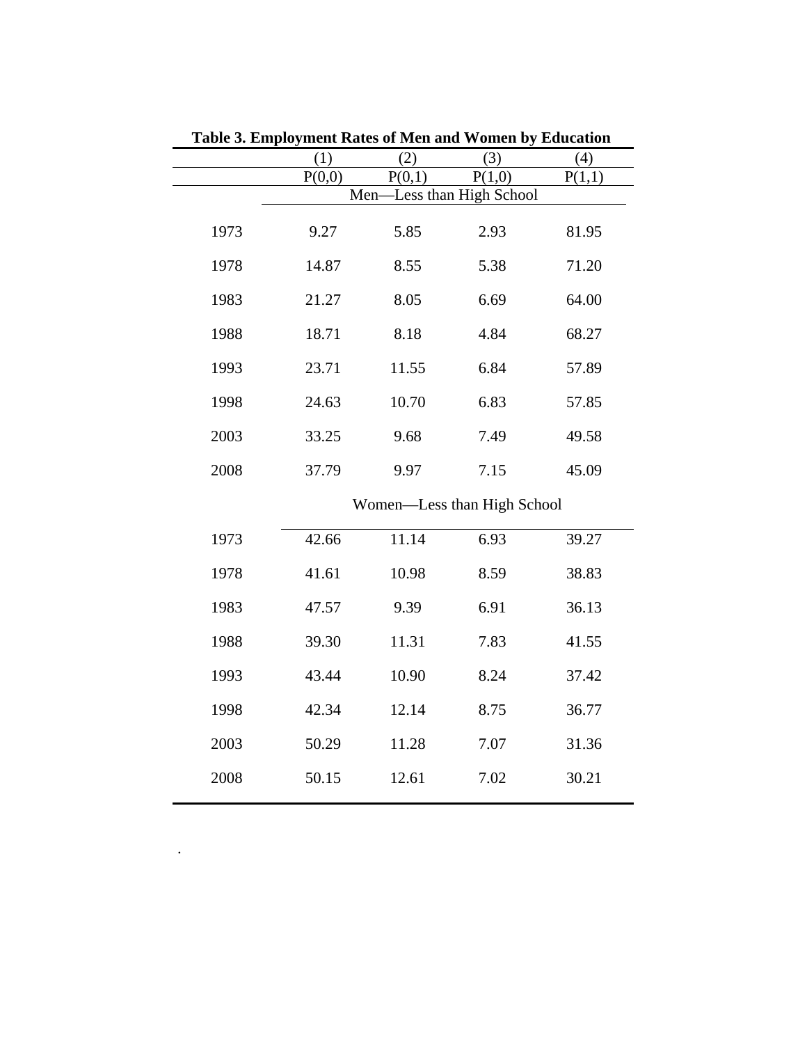**Table 3. Employment Rates of Men and Women by Education**

| | (1) | (2) | (3) | (4) |
|---|---|---|---|---|
| | P(0,0) | P(0,1) | P(1,0) | P(1,1) |
| | Men—Less than High School | | | |
| 1973 | 9.27 | 5.85 | 2.93 | 81.95 |
| 1978 | 14.87 | 8.55 | 5.38 | 71.20 |
| 1983 | 21.27 | 8.05 | 6.69 | 64.00 |
| 1988 | 18.71 | 8.18 | 4.84 | 68.27 |
| 1993 | 23.71 | 11.55 | 6.84 | 57.89 |
| 1998 | 24.63 | 10.70 | 6.83 | 57.85 |
| 2003 | 33.25 | 9.68 | 7.49 | 49.58 |
| 2008 | 37.79 | 9.97 | 7.15 | 45.09 |
| | Women—Less than High School | | | |
| 1973 | 42.66 | 11.14 | 6.93 | 39.27 |
| 1978 | 41.61 | 10.98 | 8.59 | 38.83 |
| 1983 | 47.57 | 9.39 | 6.91 | 36.13 |
| 1988 | 39.30 | 11.31 | 7.83 | 41.55 |
| 1993 | 43.44 | 10.90 | 8.24 | 37.42 |
| 1998 | 42.34 | 12.14 | 8.75 | 36.77 |
| 2003 | 50.29 | 11.28 | 7.07 | 31.36 |
| 2008 | 50.15 | 12.61 | 7.02 | 30.21 |

.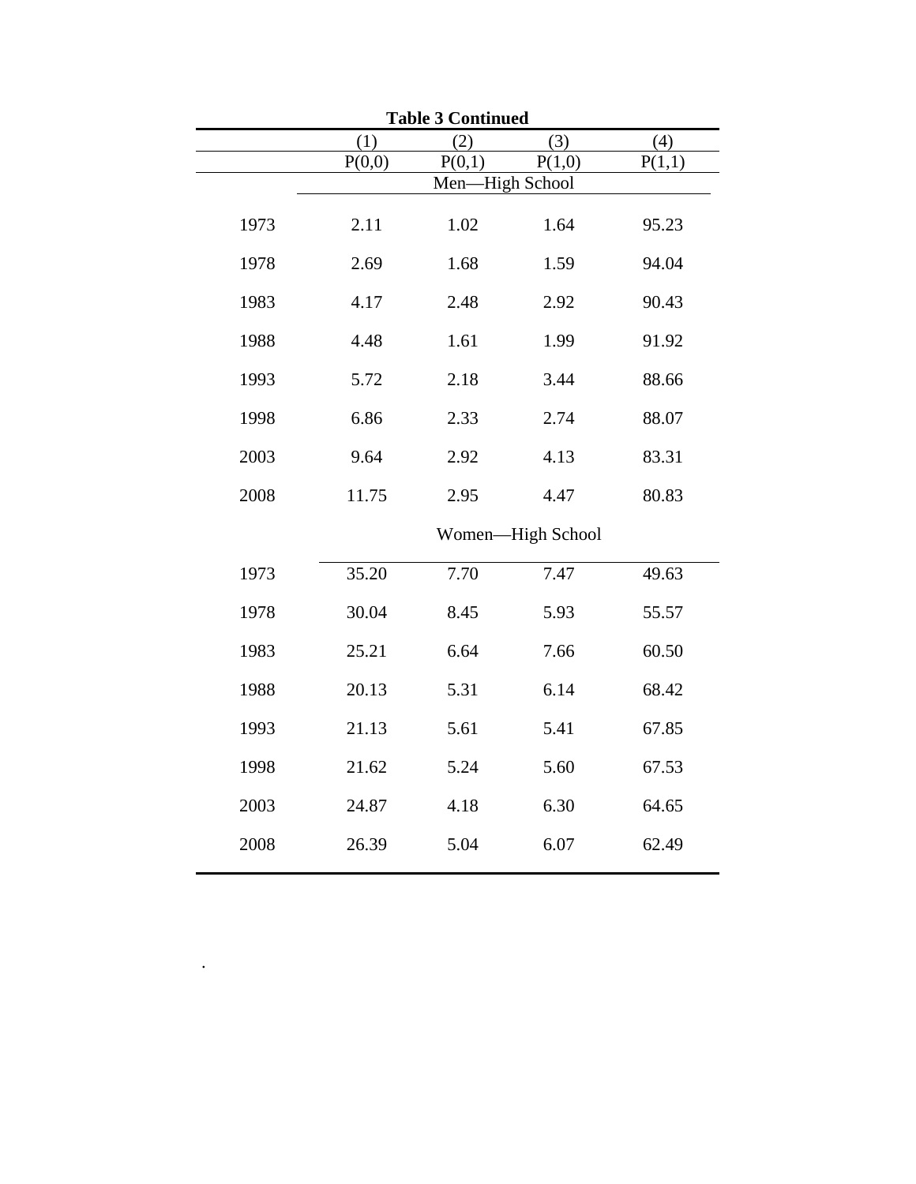**Table 3 Continued**

| | (1) | (2) | (3) | (4) |
|---|---|---|---|---|
| | P(0,0) | P(0,1) | P(1,0) | P(1,1) |
| | Men—High School | | | |
| 1973 | 2.11 | 1.02 | 1.64 | 95.23 |
| 1978 | 2.69 | 1.68 | 1.59 | 94.04 |
| 1983 | 4.17 | 2.48 | 2.92 | 90.43 |
| 1988 | 4.48 | 1.61 | 1.99 | 91.92 |
| 1993 | 5.72 | 2.18 | 3.44 | 88.66 |
| 1998 | 6.86 | 2.33 | 2.74 | 88.07 |
| 2003 | 9.64 | 2.92 | 4.13 | 83.31 |
| 2008 | 11.75 | 2.95 | 4.47 | 80.83 |
| | Women—High School | | | |
| 1973 | 35.20 | 7.70 | 7.47 | 49.63 |
| 1978 | 30.04 | 8.45 | 5.93 | 55.57 |
| 1983 | 25.21 | 6.64 | 7.66 | 60.50 |
| 1988 | 20.13 | 5.31 | 6.14 | 68.42 |
| 1993 | 21.13 | 5.61 | 5.41 | 67.85 |
| 1998 | 21.62 | 5.24 | 5.60 | 67.53 |
| 2003 | 24.87 | 4.18 | 6.30 | 64.65 |
| 2008 | 26.39 | 5.04 | 6.07 | 62.49 |

.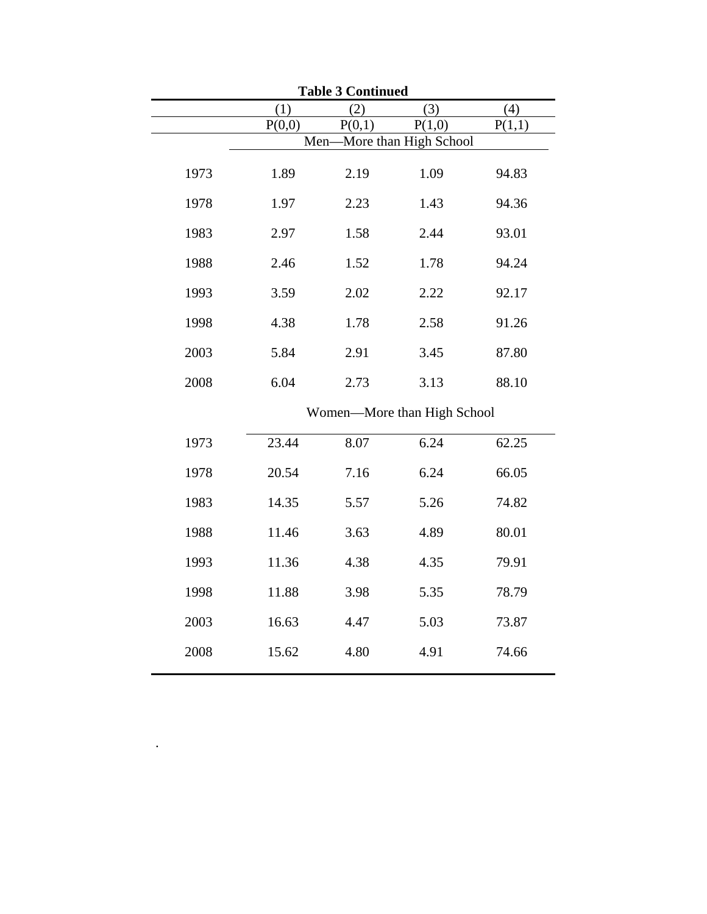**Table 3 Continued**

| | (1) | (2) | (3) | (4) |
|---|---|---|---|---|
| | P(0,0) | P(0,1) | P(1,0) | P(1,1) |
| | Men—More than High School | | | |
| 1973 | 1.89 | 2.19 | 1.09 | 94.83 |
| 1978 | 1.97 | 2.23 | 1.43 | 94.36 |
| 1983 | 2.97 | 1.58 | 2.44 | 93.01 |
| 1988 | 2.46 | 1.52 | 1.78 | 94.24 |
| 1993 | 3.59 | 2.02 | 2.22 | 92.17 |
| 1998 | 4.38 | 1.78 | 2.58 | 91.26 |
| 2003 | 5.84 | 2.91 | 3.45 | 87.80 |
| 2008 | 6.04 | 2.73 | 3.13 | 88.10 |
| | Women—More than High School | | | |
| 1973 | 23.44 | 8.07 | 6.24 | 62.25 |
| 1978 | 20.54 | 7.16 | 6.24 | 66.05 |
| 1983 | 14.35 | 5.57 | 5.26 | 74.82 |
| 1988 | 11.46 | 3.63 | 4.89 | 80.01 |
| 1993 | 11.36 | 4.38 | 4.35 | 79.91 |
| 1998 | 11.88 | 3.98 | 5.35 | 78.79 |
| 2003 | 16.63 | 4.47 | 5.03 | 73.87 |
| 2008 | 15.62 | 4.80 | 4.91 | 74.66 |

.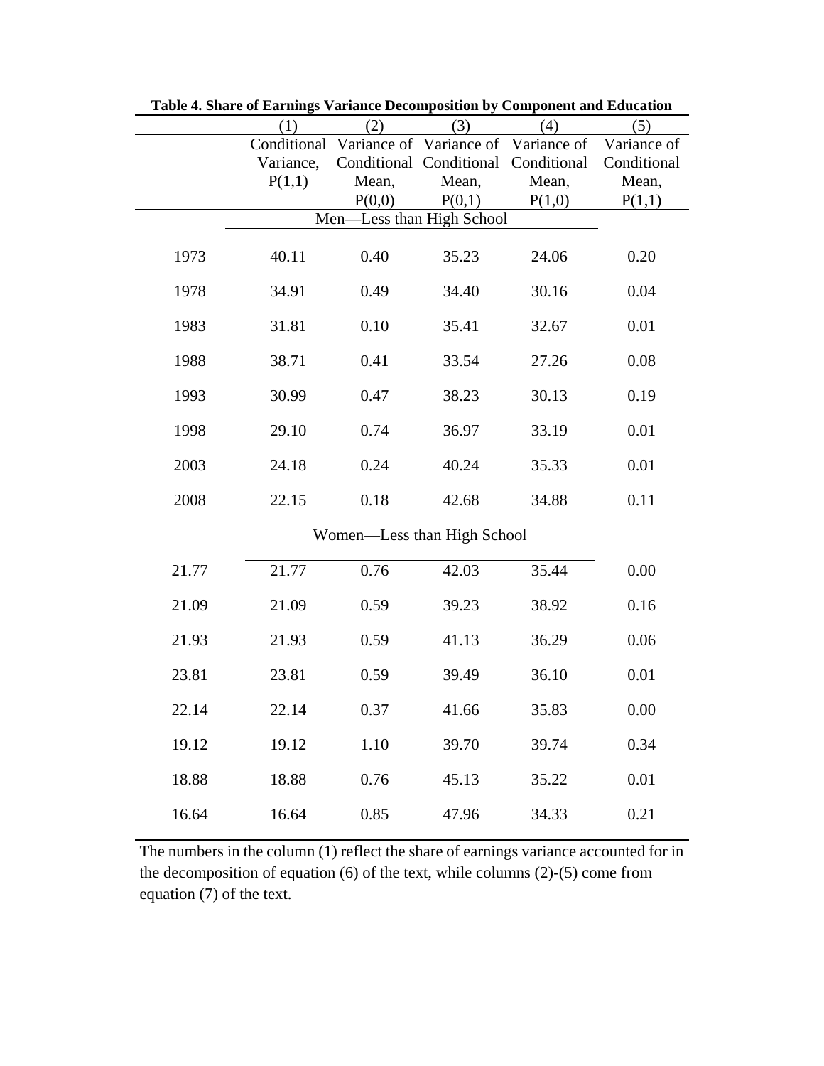**Table 4. Share of Earnings Variance Decomposition by Component and Education**

| | (1) | (2) | (3) | (4) | (5) |
|---|---|---|---|---|---|
| | Conditional Variance, P(1,1) | Variance of Conditional Mean, P(0,0) | Variance of Conditional Mean, P(0,1) | Variance of Conditional Mean, P(1,0) | Variance of Conditional Mean, P(1,1) |
| | | | Men—Less than High School | | |
| 1973 | 40.11 | 0.40 | 35.23 | 24.06 | 0.20 |
| 1978 | 34.91 | 0.49 | 34.40 | 30.16 | 0.04 |
| 1983 | 31.81 | 0.10 | 35.41 | 32.67 | 0.01 |
| 1988 | 38.71 | 0.41 | 33.54 | 27.26 | 0.08 |
| 1993 | 30.99 | 0.47 | 38.23 | 30.13 | 0.19 |
| 1998 | 29.10 | 0.74 | 36.97 | 33.19 | 0.01 |
| 2003 | 24.18 | 0.24 | 40.24 | 35.33 | 0.01 |
| 2008 | 22.15 | 0.18 | 42.68 | 34.88 | 0.11 |
| | | | Women—Less than High School | | |
| 21.77 | 21.77 | 0.76 | 42.03 | 35.44 | 0.00 |
| 21.09 | 21.09 | 0.59 | 39.23 | 38.92 | 0.16 |
| 21.93 | 21.93 | 0.59 | 41.13 | 36.29 | 0.06 |
| 23.81 | 23.81 | 0.59 | 39.49 | 36.10 | 0.01 |
| 22.14 | 22.14 | 0.37 | 41.66 | 35.83 | 0.00 |
| 19.12 | 19.12 | 1.10 | 39.70 | 39.74 | 0.34 |
| 18.88 | 18.88 | 0.76 | 45.13 | 35.22 | 0.01 |
| 16.64 | 16.64 | 0.85 | 47.96 | 34.33 | 0.21 |

The numbers in the column (1) reflect the share of earnings variance accounted for in the decomposition of equation (6) of the text, while columns (2)-(5) come from equation (7) of the text.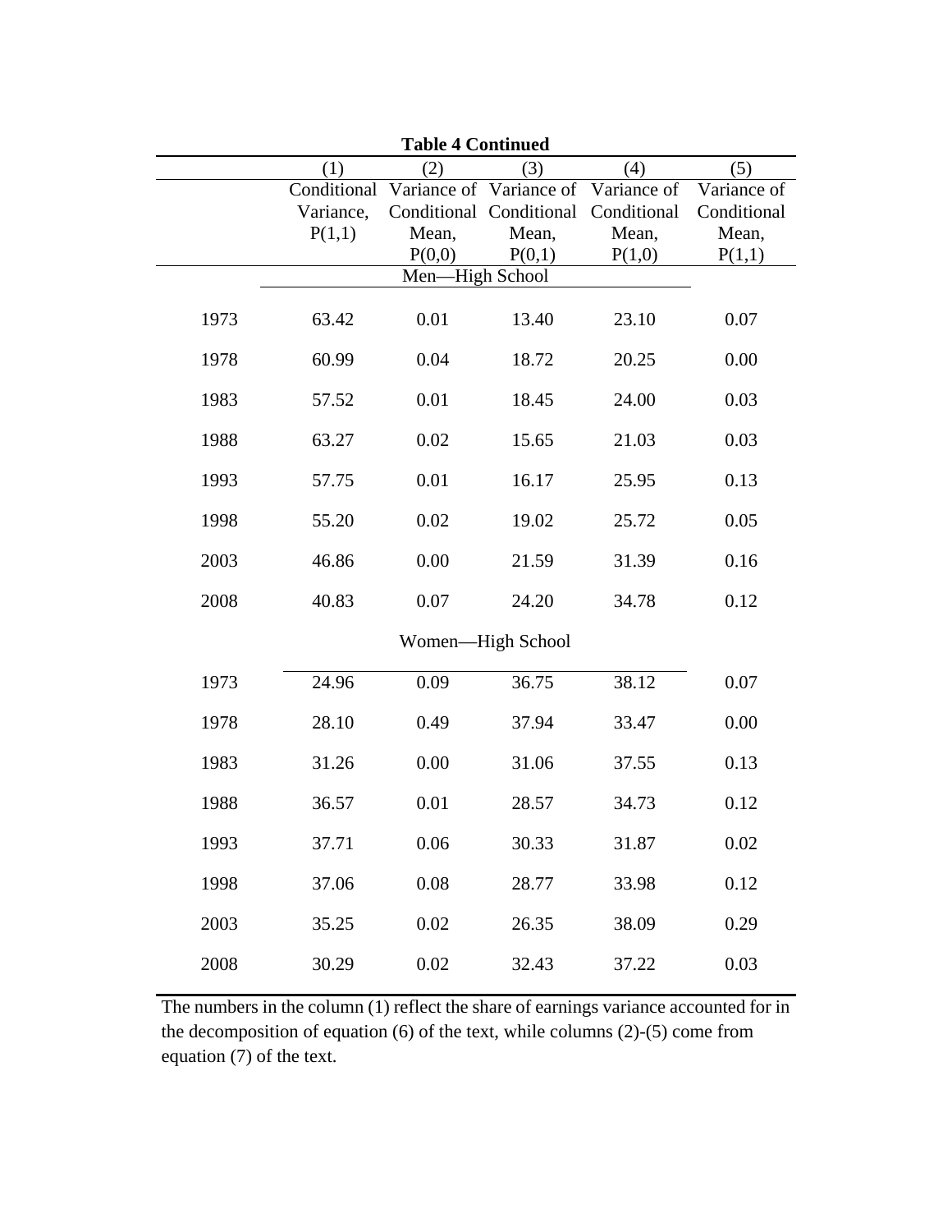**Table 4 Continued**

| | (1) | (2) | (3) | (4) | (5) |
|---|---|---|---|---|---|
| | Conditional Variance, P(1,1) | Variance of Conditional Mean, P(0,0) | Variance of Conditional Mean, P(0,1) | Variance of Conditional Mean, P(1,0) | Variance of Conditional Mean, P(1,1) |
| | | | Men—High School | | |
| 1973 | 63.42 | 0.01 | 13.40 | 23.10 | 0.07 |
| 1978 | 60.99 | 0.04 | 18.72 | 20.25 | 0.00 |
| 1983 | 57.52 | 0.01 | 18.45 | 24.00 | 0.03 |
| 1988 | 63.27 | 0.02 | 15.65 | 21.03 | 0.03 |
| 1993 | 57.75 | 0.01 | 16.17 | 25.95 | 0.13 |
| 1998 | 55.20 | 0.02 | 19.02 | 25.72 | 0.05 |
| 2003 | 46.86 | 0.00 | 21.59 | 31.39 | 0.16 |
| 2008 | 40.83 | 0.07 | 24.20 | 34.78 | 0.12 |
| | | | Women—High School | | |
| 1973 | 24.96 | 0.09 | 36.75 | 38.12 | 0.07 |
| 1978 | 28.10 | 0.49 | 37.94 | 33.47 | 0.00 |
| 1983 | 31.26 | 0.00 | 31.06 | 37.55 | 0.13 |
| 1988 | 36.57 | 0.01 | 28.57 | 34.73 | 0.12 |
| 1993 | 37.71 | 0.06 | 30.33 | 31.87 | 0.02 |
| 1998 | 37.06 | 0.08 | 28.77 | 33.98 | 0.12 |
| 2003 | 35.25 | 0.02 | 26.35 | 38.09 | 0.29 |
| 2008 | 30.29 | 0.02 | 32.43 | 37.22 | 0.03 |

The numbers in the column (1) reflect the share of earnings variance accounted for in the decomposition of equation (6) of the text, while columns (2)-(5) come from equation (7) of the text.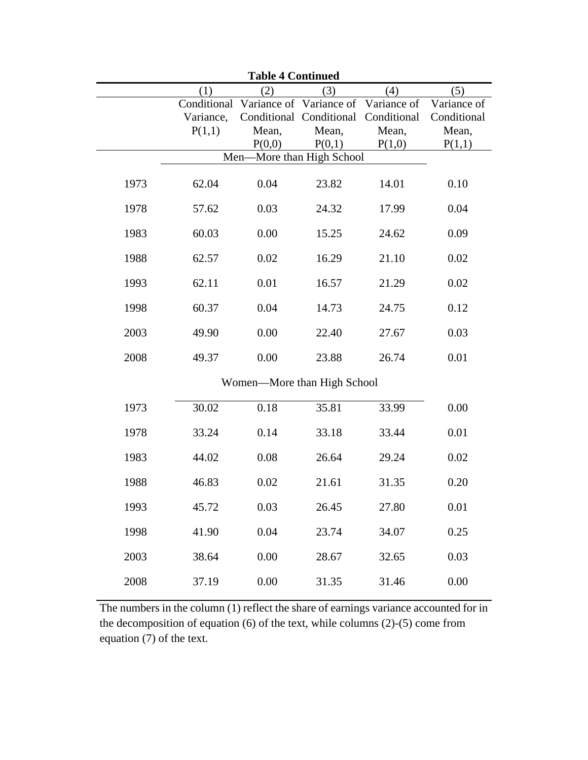**Table 4 Continued**

| | (1) | (2) | (3) | (4) | (5) |
|---|---|---|---|---|---|
| | Conditional Variance, P(1,1) | Variance of Conditional Mean, P(0,0) | Variance of Conditional Mean, P(0,1) | Variance of Conditional Mean, P(1,0) | Variance of Conditional Mean, P(1,1) |
| | | | Men—More than High School | | |
| 1973 | 62.04 | 0.04 | 23.82 | 14.01 | 0.10 |
| 1978 | 57.62 | 0.03 | 24.32 | 17.99 | 0.04 |
| 1983 | 60.03 | 0.00 | 15.25 | 24.62 | 0.09 |
| 1988 | 62.57 | 0.02 | 16.29 | 21.10 | 0.02 |
| 1993 | 62.11 | 0.01 | 16.57 | 21.29 | 0.02 |
| 1998 | 60.37 | 0.04 | 14.73 | 24.75 | 0.12 |
| 2003 | 49.90 | 0.00 | 22.40 | 27.67 | 0.03 |
| 2008 | 49.37 | 0.00 | 23.88 | 26.74 | 0.01 |
| | | | Women—More than High School | | |
| 1973 | 30.02 | 0.18 | 35.81 | 33.99 | 0.00 |
| 1978 | 33.24 | 0.14 | 33.18 | 33.44 | 0.01 |
| 1983 | 44.02 | 0.08 | 26.64 | 29.24 | 0.02 |
| 1988 | 46.83 | 0.02 | 21.61 | 31.35 | 0.20 |
| 1993 | 45.72 | 0.03 | 26.45 | 27.80 | 0.01 |
| 1998 | 41.90 | 0.04 | 23.74 | 34.07 | 0.25 |
| 2003 | 38.64 | 0.00 | 28.67 | 32.65 | 0.03 |
| 2008 | 37.19 | 0.00 | 31.35 | 31.46 | 0.00 |

The numbers in the column (1) reflect the share of earnings variance accounted for in the decomposition of equation (6) of the text, while columns (2)-(5) come from equation (7) of the text.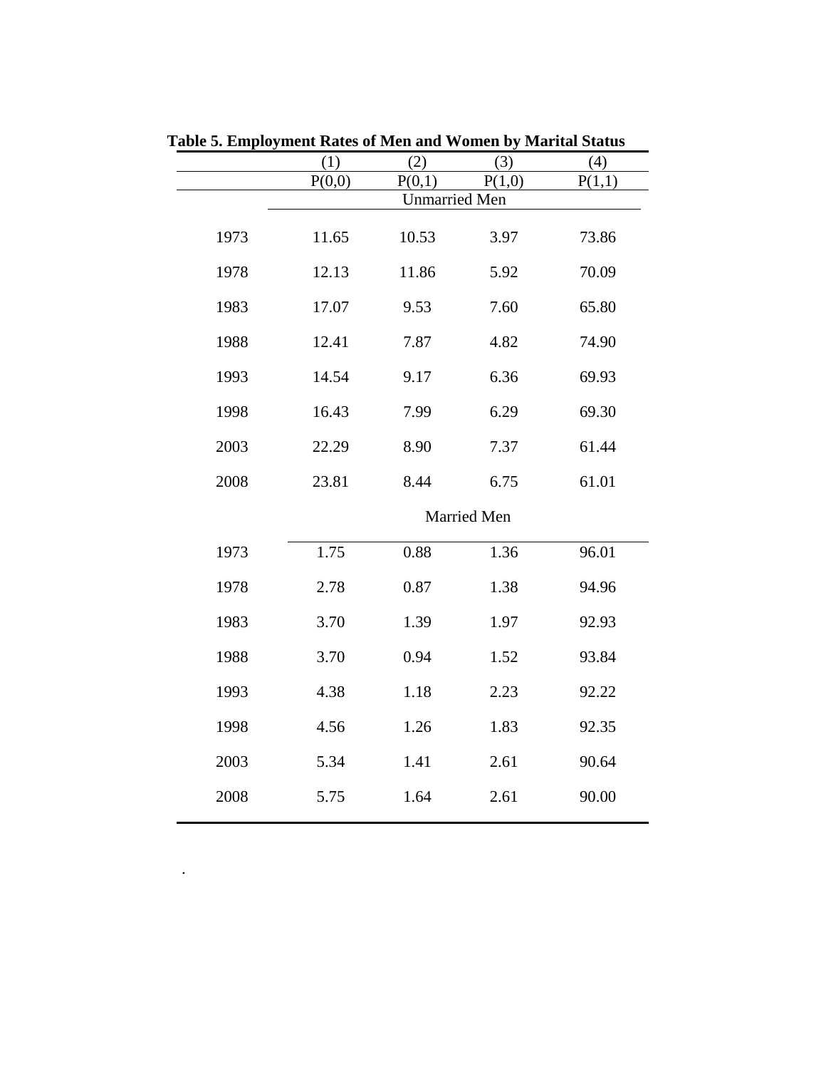**Table 5. Employment Rates of Men and Women by Marital Status**

| | (1) | (2) | (3) | (4) |
|---|---|---|---|---|
| | P(0,0) | P(0,1) | P(1,0) | P(1,1) |
| | Unmarried Men | | | |
| 1973 | 11.65 | 10.53 | 3.97 | 73.86 |
| 1978 | 12.13 | 11.86 | 5.92 | 70.09 |
| 1983 | 17.07 | 9.53 | 7.60 | 65.80 |
| 1988 | 12.41 | 7.87 | 4.82 | 74.90 |
| 1993 | 14.54 | 9.17 | 6.36 | 69.93 |
| 1998 | 16.43 | 7.99 | 6.29 | 69.30 |
| 2003 | 22.29 | 8.90 | 7.37 | 61.44 |
| 2008 | 23.81 | 8.44 | 6.75 | 61.01 |
| | Married Men | | | |
| 1973 | 1.75 | 0.88 | 1.36 | 96.01 |
| 1978 | 2.78 | 0.87 | 1.38 | 94.96 |
| 1983 | 3.70 | 1.39 | 1.97 | 92.93 |
| 1988 | 3.70 | 0.94 | 1.52 | 93.84 |
| 1993 | 4.38 | 1.18 | 2.23 | 92.22 |
| 1998 | 4.56 | 1.26 | 1.83 | 92.35 |
| 2003 | 5.34 | 1.41 | 2.61 | 90.64 |
| 2008 | 5.75 | 1.64 | 2.61 | 90.00 |

.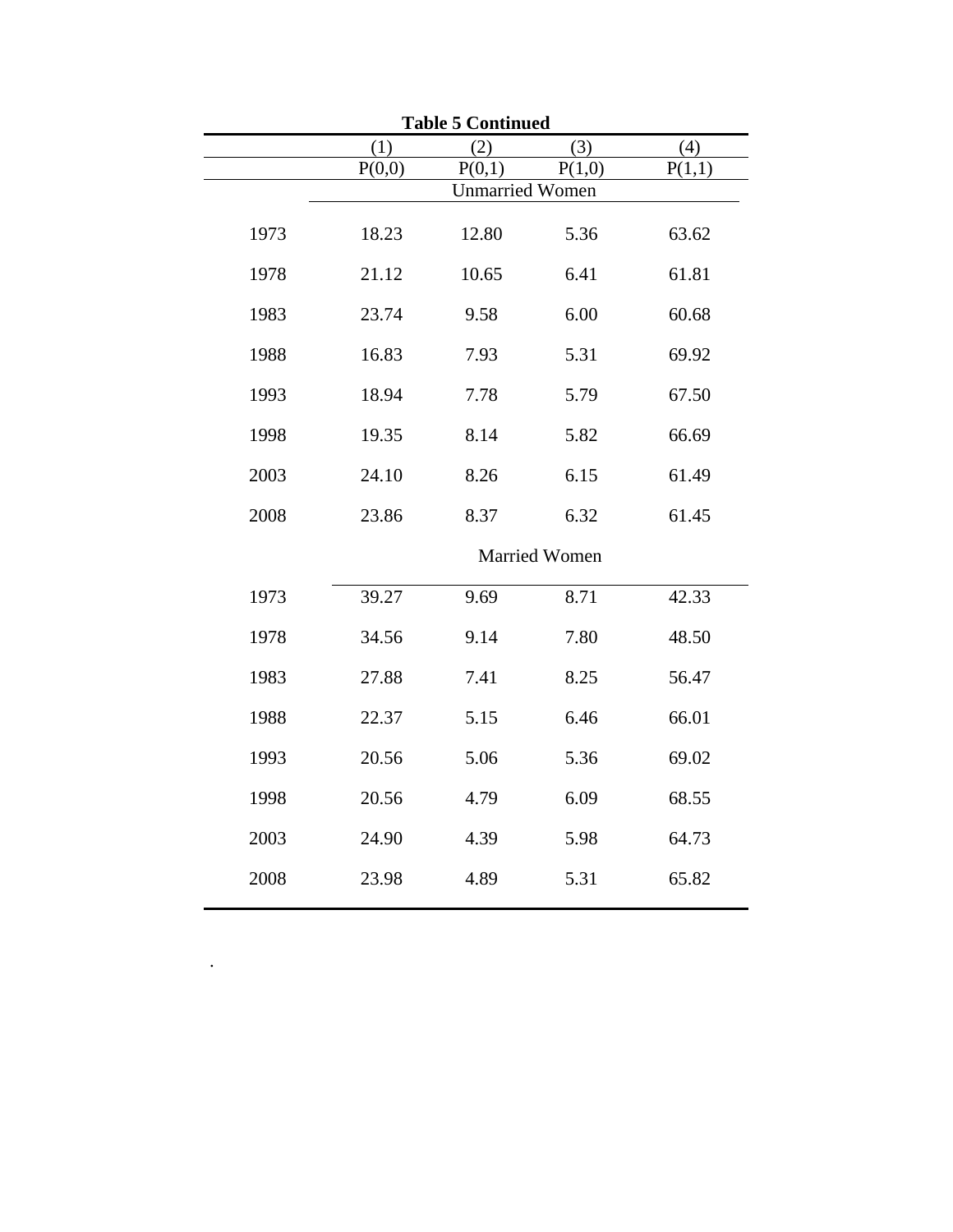**Table 5 Continued**

| | (1) | (2) | (3) | (4) |
|---|---|---|---|---|
| | P(0,0) | P(0,1) | P(1,0) | P(1,1) |
| | Unmarried Women | | | |
| 1973 | 18.23 | 12.80 | 5.36 | 63.62 |
| 1978 | 21.12 | 10.65 | 6.41 | 61.81 |
| 1983 | 23.74 | 9.58 | 6.00 | 60.68 |
| 1988 | 16.83 | 7.93 | 5.31 | 69.92 |
| 1993 | 18.94 | 7.78 | 5.79 | 67.50 |
| 1998 | 19.35 | 8.14 | 5.82 | 66.69 |
| 2003 | 24.10 | 8.26 | 6.15 | 61.49 |
| 2008 | 23.86 | 8.37 | 6.32 | 61.45 |
| | Married Women | | | |
| 1973 | 39.27 | 9.69 | 8.71 | 42.33 |
| 1978 | 34.56 | 9.14 | 7.80 | 48.50 |
| 1983 | 27.88 | 7.41 | 8.25 | 56.47 |
| 1988 | 22.37 | 5.15 | 6.46 | 66.01 |
| 1993 | 20.56 | 5.06 | 5.36 | 69.02 |
| 1998 | 20.56 | 4.79 | 6.09 | 68.55 |
| 2003 | 24.90 | 4.39 | 5.98 | 64.73 |
| 2008 | 23.98 | 4.89 | 5.31 | 65.82 |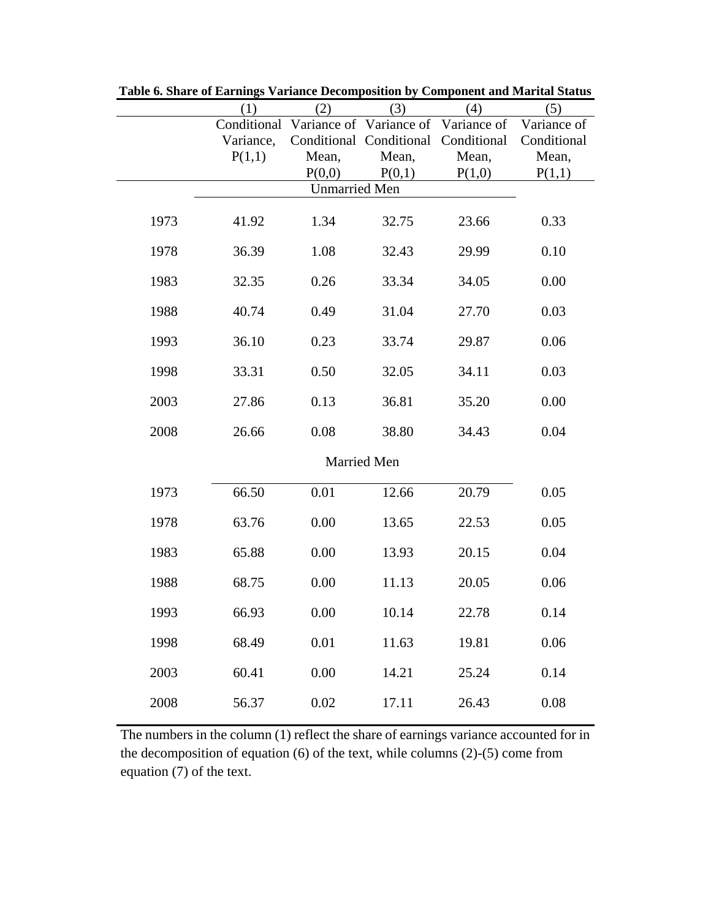**Table 6. Share of Earnings Variance Decomposition by Component and Marital Status**

| | (1) Conditional Variance, P(1,1) | (2) Variance of Conditional Mean, P(0,0) | (3) Variance of Conditional Mean, P(0,1) | (4) Variance of Conditional Mean, P(1,0) | (5) Variance of Conditional Mean, P(1,1) |
|---|---|---|---|---|---|
| | | | Unmarried Men | | |
| 1973 | 41.92 | 1.34 | 32.75 | 23.66 | 0.33 |
| 1978 | 36.39 | 1.08 | 32.43 | 29.99 | 0.10 |
| 1983 | 32.35 | 0.26 | 33.34 | 34.05 | 0.00 |
| 1988 | 40.74 | 0.49 | 31.04 | 27.70 | 0.03 |
| 1993 | 36.10 | 0.23 | 33.74 | 29.87 | 0.06 |
| 1998 | 33.31 | 0.50 | 32.05 | 34.11 | 0.03 |
| 2003 | 27.86 | 0.13 | 36.81 | 35.20 | 0.00 |
| 2008 | 26.66 | 0.08 | 38.80 | 34.43 | 0.04 |
| | | | Married Men | | |
| 1973 | 66.50 | 0.01 | 12.66 | 20.79 | 0.05 |
| 1978 | 63.76 | 0.00 | 13.65 | 22.53 | 0.05 |
| 1983 | 65.88 | 0.00 | 13.93 | 20.15 | 0.04 |
| 1988 | 68.75 | 0.00 | 11.13 | 20.05 | 0.06 |
| 1993 | 66.93 | 0.00 | 10.14 | 22.78 | 0.14 |
| 1998 | 68.49 | 0.01 | 11.63 | 19.81 | 0.06 |
| 2003 | 60.41 | 0.00 | 14.21 | 25.24 | 0.14 |
| 2008 | 56.37 | 0.02 | 17.11 | 26.43 | 0.08 |

The numbers in the column (1) reflect the share of earnings variance accounted for in the decomposition of equation (6) of the text, while columns (2)-(5) come from equation (7) of the text.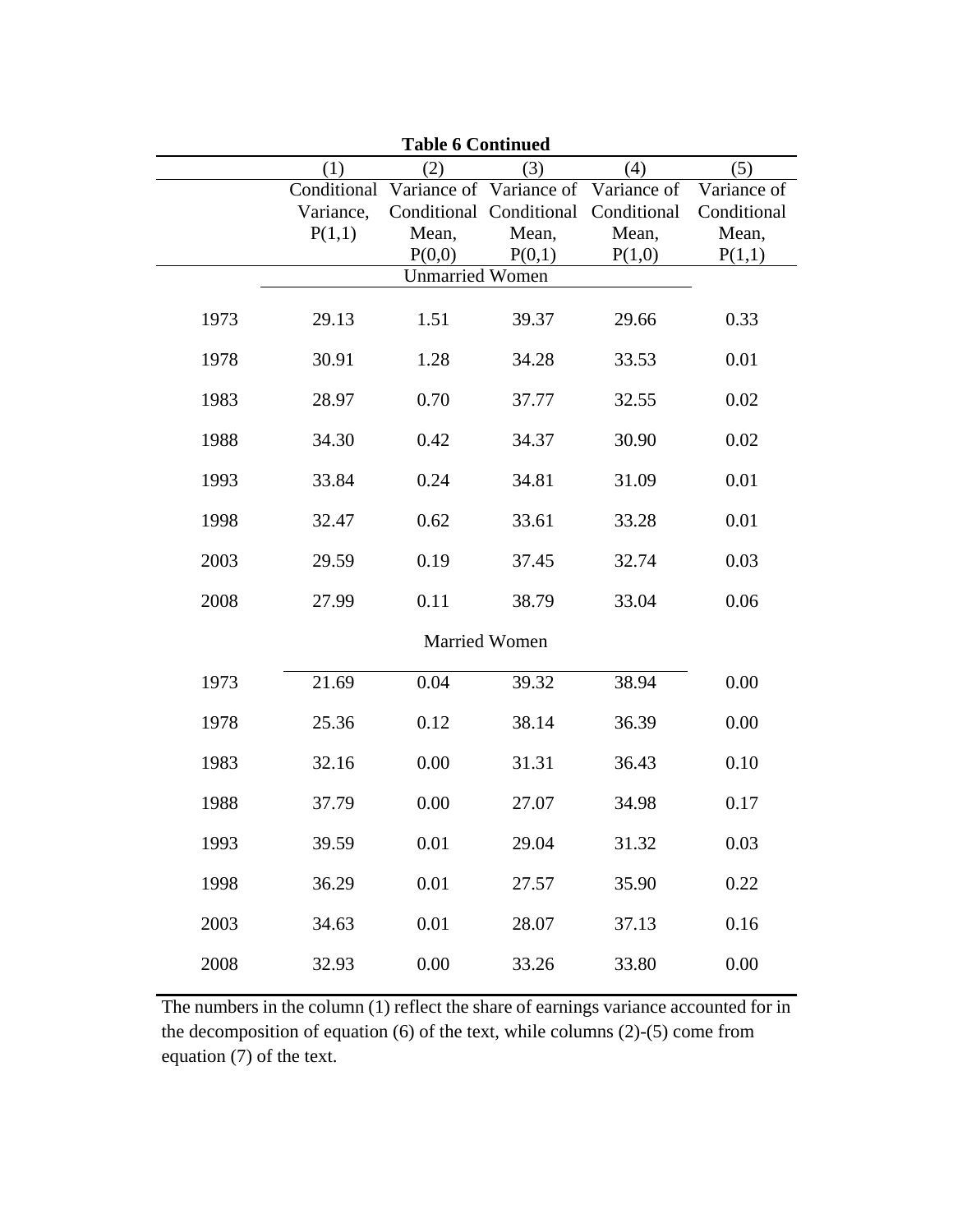**Table 6 Continued**

| | (1) | (2) | (3) | (4) | (5) |
|---|---|---|---|---|---|
| | Conditional Variance, P(1,1) | Variance of Conditional Mean, P(0,0) | Variance of Conditional Mean, P(0,1) | Variance of Conditional Mean, P(1,0) | Variance of Conditional Mean, P(1,1) |
| | | | Unmarried Women | | |
| 1973 | 29.13 | 1.51 | 39.37 | 29.66 | 0.33 |
| 1978 | 30.91 | 1.28 | 34.28 | 33.53 | 0.01 |
| 1983 | 28.97 | 0.70 | 37.77 | 32.55 | 0.02 |
| 1988 | 34.30 | 0.42 | 34.37 | 30.90 | 0.02 |
| 1993 | 33.84 | 0.24 | 34.81 | 31.09 | 0.01 |
| 1998 | 32.47 | 0.62 | 33.61 | 33.28 | 0.01 |
| 2003 | 29.59 | 0.19 | 37.45 | 32.74 | 0.03 |
| 2008 | 27.99 | 0.11 | 38.79 | 33.04 | 0.06 |
| | | | Married Women | | |
| 1973 | 21.69 | 0.04 | 39.32 | 38.94 | 0.00 |
| 1978 | 25.36 | 0.12 | 38.14 | 36.39 | 0.00 |
| 1983 | 32.16 | 0.00 | 31.31 | 36.43 | 0.10 |
| 1988 | 37.79 | 0.00 | 27.07 | 34.98 | 0.17 |
| 1993 | 39.59 | 0.01 | 29.04 | 31.32 | 0.03 |
| 1998 | 36.29 | 0.01 | 27.57 | 35.90 | 0.22 |
| 2003 | 34.63 | 0.01 | 28.07 | 37.13 | 0.16 |
| 2008 | 32.93 | 0.00 | 33.26 | 33.80 | 0.00 |

The numbers in the column (1) reflect the share of earnings variance accounted for in the decomposition of equation (6) of the text, while columns (2)-(5) come from equation (7) of the text.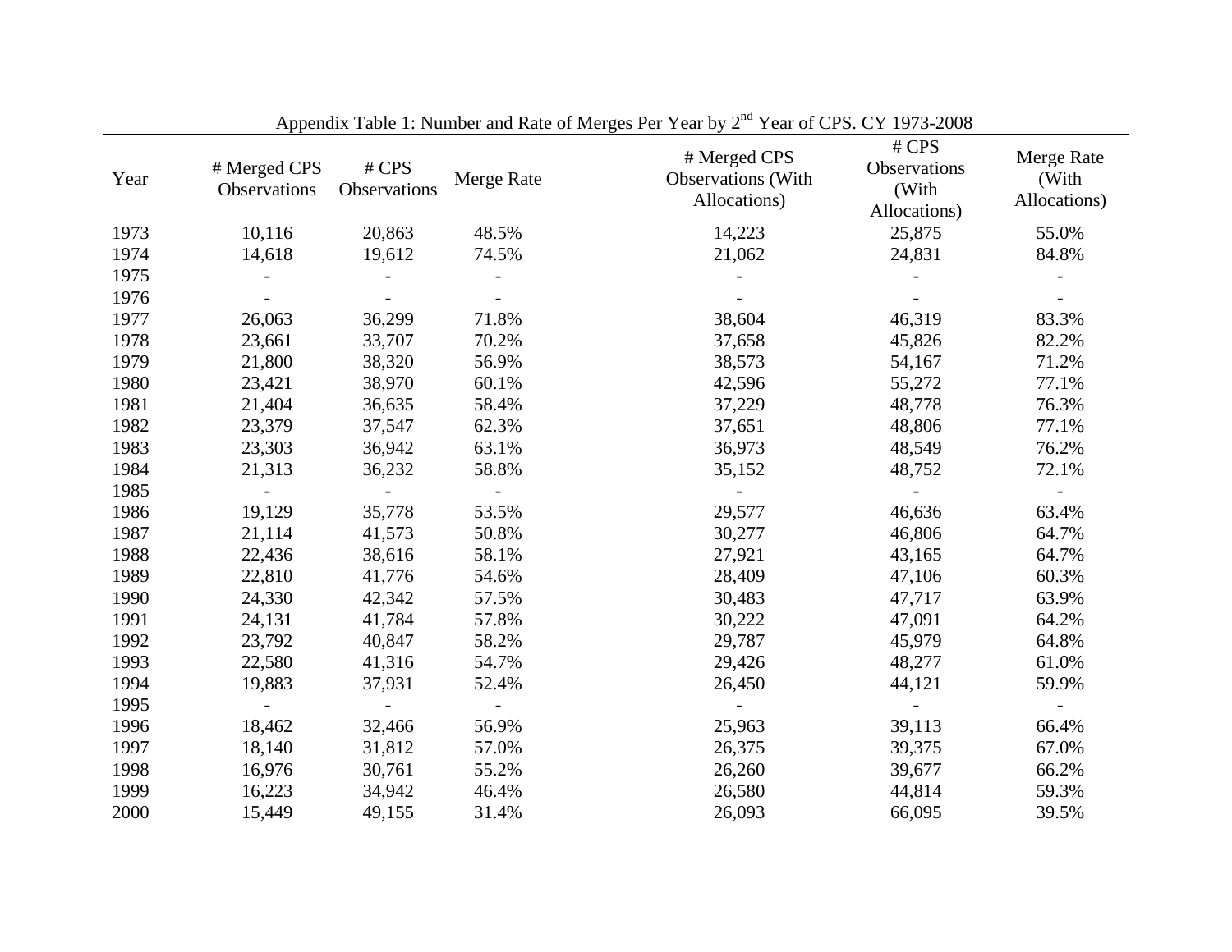Appendix Table 1: Number and Rate of Merges Per Year by 2nd Year of CPS. CY 1973-2008

| Year | # Merged CPS Observations | # CPS Observations | Merge Rate | # Merged CPS Observations (With Allocations) | # CPS Observations (With Allocations) | Merge Rate (With Allocations) |
|---|---|---|---|---|---|---|
| 1973 | 10,116 | 20,863 | 48.5% | 14,223 | 25,875 | 55.0% |
| 1974 | 14,618 | 19,612 | 74.5% | 21,062 | 24,831 | 84.8% |
| 1975 | - | - | - | - | - | - |
| 1976 | - | - | - | - | - | - |
| 1977 | 26,063 | 36,299 | 71.8% | 38,604 | 46,319 | 83.3% |
| 1978 | 23,661 | 33,707 | 70.2% | 37,658 | 45,826 | 82.2% |
| 1979 | 21,800 | 38,320 | 56.9% | 38,573 | 54,167 | 71.2% |
| 1980 | 23,421 | 38,970 | 60.1% | 42,596 | 55,272 | 77.1% |
| 1981 | 21,404 | 36,635 | 58.4% | 37,229 | 48,778 | 76.3% |
| 1982 | 23,379 | 37,547 | 62.3% | 37,651 | 48,806 | 77.1% |
| 1983 | 23,303 | 36,942 | 63.1% | 36,973 | 48,549 | 76.2% |
| 1984 | 21,313 | 36,232 | 58.8% | 35,152 | 48,752 | 72.1% |
| 1985 | - | - | - | - | - | - |
| 1986 | 19,129 | 35,778 | 53.5% | 29,577 | 46,636 | 63.4% |
| 1987 | 21,114 | 41,573 | 50.8% | 30,277 | 46,806 | 64.7% |
| 1988 | 22,436 | 38,616 | 58.1% | 27,921 | 43,165 | 64.7% |
| 1989 | 22,810 | 41,776 | 54.6% | 28,409 | 47,106 | 60.3% |
| 1990 | 24,330 | 42,342 | 57.5% | 30,483 | 47,717 | 63.9% |
| 1991 | 24,131 | 41,784 | 57.8% | 30,222 | 47,091 | 64.2% |
| 1992 | 23,792 | 40,847 | 58.2% | 29,787 | 45,979 | 64.8% |
| 1993 | 22,580 | 41,316 | 54.7% | 29,426 | 48,277 | 61.0% |
| 1994 | 19,883 | 37,931 | 52.4% | 26,450 | 44,121 | 59.9% |
| 1995 | - | - | - | - | - | - |
| 1996 | 18,462 | 32,466 | 56.9% | 25,963 | 39,113 | 66.4% |
| 1997 | 18,140 | 31,812 | 57.0% | 26,375 | 39,375 | 67.0% |
| 1998 | 16,976 | 30,761 | 55.2% | 26,260 | 39,677 | 66.2% |
| 1999 | 16,223 | 34,942 | 46.4% | 26,580 | 44,814 | 59.3% |
| 2000 | 15,449 | 49,155 | 31.4% | 26,093 | 66,095 | 39.5% |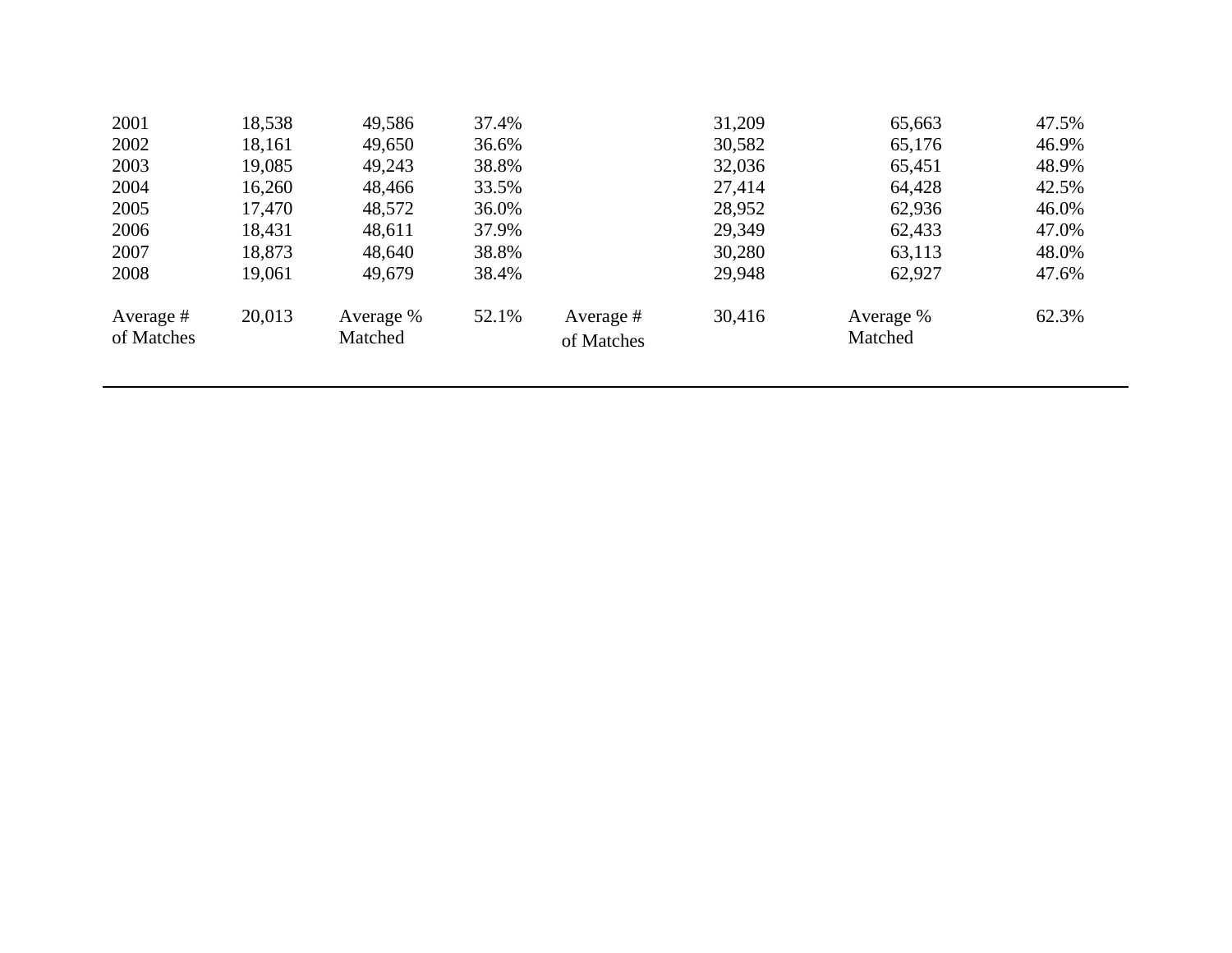| | | | | | | | |
|---|---|---|---|---|---|---|---|
| 2001 | 18,538 | 49,586 | 37.4% | | 31,209 | 65,663 | 47.5% |
| 2002 | 18,161 | 49,650 | 36.6% | | 30,582 | 65,176 | 46.9% |
| 2003 | 19,085 | 49,243 | 38.8% | | 32,036 | 65,451 | 48.9% |
| 2004 | 16,260 | 48,466 | 33.5% | | 27,414 | 64,428 | 42.5% |
| 2005 | 17,470 | 48,572 | 36.0% | | 28,952 | 62,936 | 46.0% |
| 2006 | 18,431 | 48,611 | 37.9% | | 29,349 | 62,433 | 47.0% |
| 2007 | 18,873 | 48,640 | 38.8% | | 30,280 | 63,113 | 48.0% |
| 2008 | 19,061 | 49,679 | 38.4% | | 29,948 | 62,927 | 47.6% |
| Average # of Matches | 20,013 | Average % Matched | 52.1% | Average # of Matches | 30,416 | Average % Matched | 62.3% |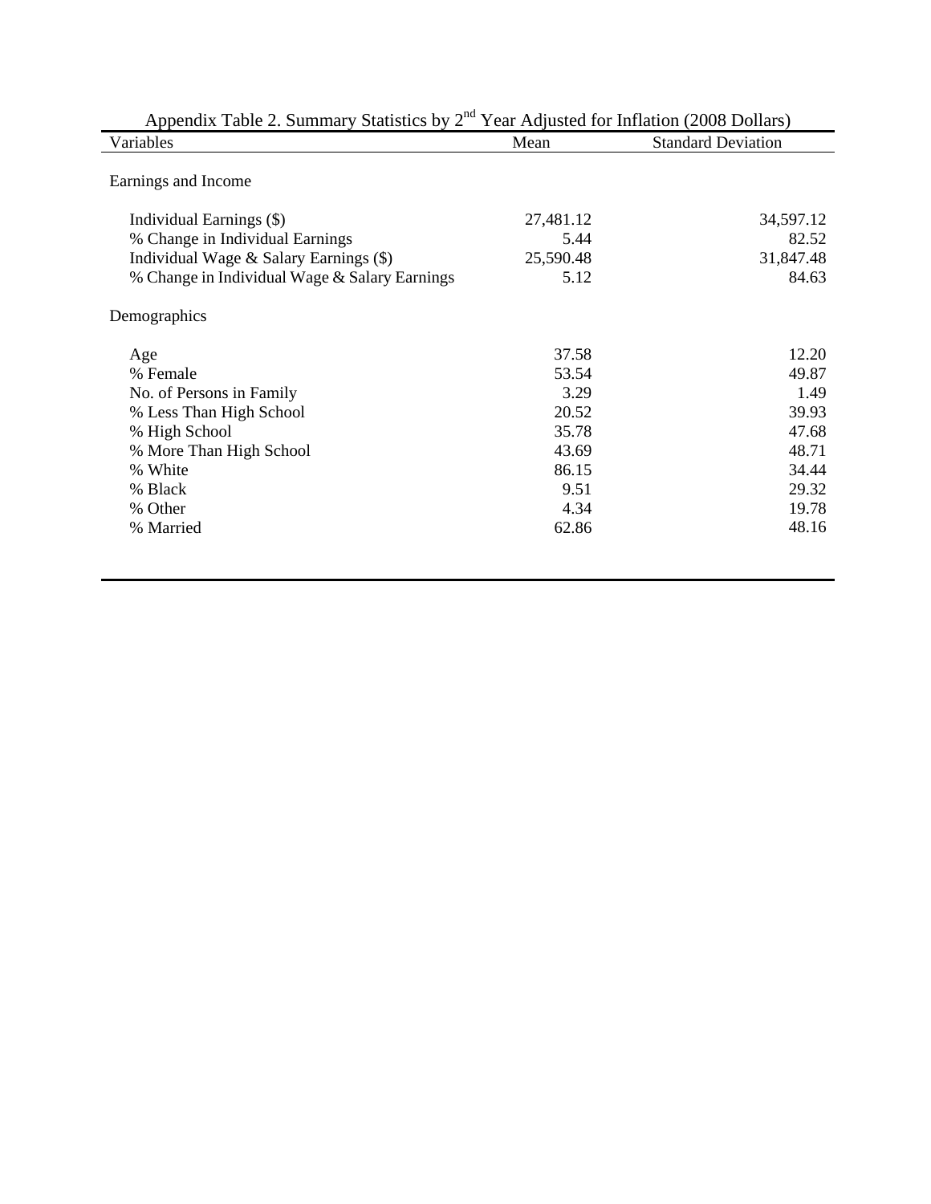Appendix Table 2. Summary Statistics by 2nd Year Adjusted for Inflation (2008 Dollars)

| Variables | Mean | Standard Deviation |
| --- | --- | --- |
| Earnings and Income | | |
| Individual Earnings ($) | 27,481.12 | 34,597.12 |
| % Change in Individual Earnings | 5.44 | 82.52 |
| Individual Wage & Salary Earnings ($) | 25,590.48 | 31,847.48 |
| % Change in Individual Wage & Salary Earnings | 5.12 | 84.63 |
| Demographics | | |
| Age | 37.58 | 12.20 |
| % Female | 53.54 | 49.87 |
| No. of Persons in Family | 3.29 | 1.49 |
| % Less Than High School | 20.52 | 39.93 |
| % High School | 35.78 | 47.68 |
| % More Than High School | 43.69 | 48.71 |
| % White | 86.15 | 34.44 |
| % Black | 9.51 | 29.32 |
| % Other | 4.34 | 19.78 |
| % Married | 62.86 | 48.16 |